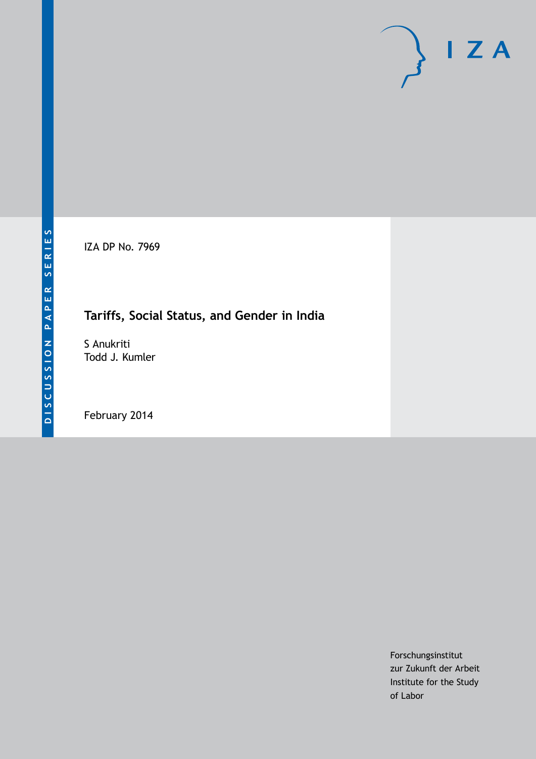DISCUSSION PAPER SERIES

IZA DP No. 7969

# Tariffs, Social Status, and Gender in India

S Anukriti
Todd J. Kumler

February 2014

Forschungsinstitut
zur Zukunft der Arbeit
Institute for the Study
of Labor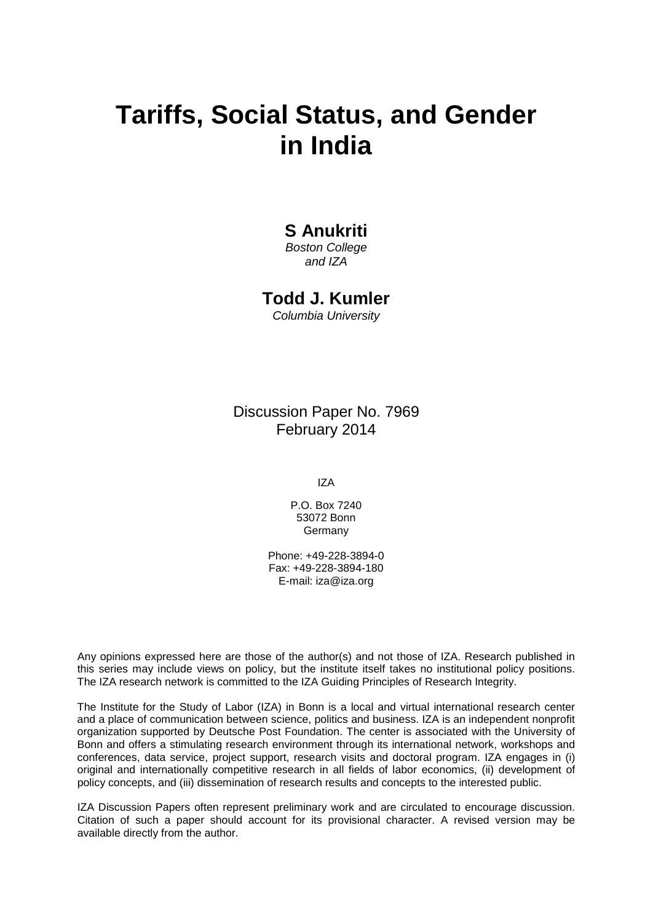# Tariffs, Social Status, and Gender in India

**S Anukriti**

*Boston College and IZA*

**Todd J. Kumler**

*Columbia University*

Discussion Paper No. 7969
February 2014

IZA

P.O. Box 7240
53072 Bonn
Germany

Phone: +49-228-3894-0
Fax: +49-228-3894-180
E-mail: iza@iza.org

Any opinions expressed here are those of the author(s) and not those of IZA. Research published in this series may include views on policy, but the institute itself takes no institutional policy positions. The IZA research network is committed to the IZA Guiding Principles of Research Integrity.

The Institute for the Study of Labor (IZA) in Bonn is a local and virtual international research center and a place of communication between science, politics and business. IZA is an independent nonprofit organization supported by Deutsche Post Foundation. The center is associated with the University of Bonn and offers a stimulating research environment through its international network, workshops and conferences, data service, project support, research visits and doctoral program. IZA engages in (i) original and internationally competitive research in all fields of labor economics, (ii) development of policy concepts, and (iii) dissemination of research results and concepts to the interested public.

IZA Discussion Papers often represent preliminary work and are circulated to encourage discussion. Citation of such a paper should account for its provisional character. A revised version may be available directly from the author.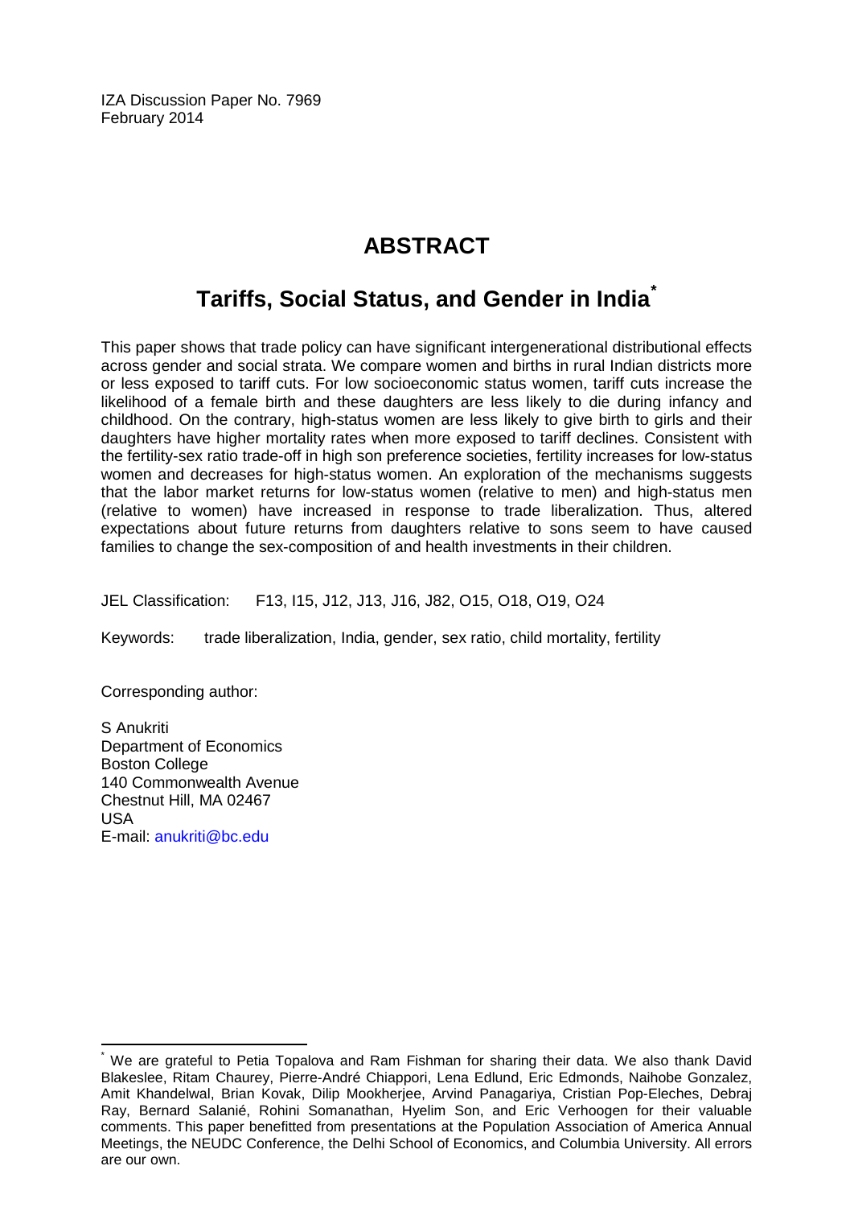IZA Discussion Paper No. 7969
February 2014

# ABSTRACT

## Tariffs, Social Status, and Gender in India[*]

This paper shows that trade policy can have significant intergenerational distributional effects across gender and social strata. We compare women and births in rural Indian districts more or less exposed to tariff cuts. For low socioeconomic status women, tariff cuts increase the likelihood of a female birth and these daughters are less likely to die during infancy and childhood. On the contrary, high-status women are less likely to give birth to girls and their daughters have higher mortality rates when more exposed to tariff declines. Consistent with the fertility-sex ratio trade-off in high son preference societies, fertility increases for low-status women and decreases for high-status women. An exploration of the mechanisms suggests that the labor market returns for low-status women (relative to men) and high-status men (relative to women) have increased in response to trade liberalization. Thus, altered expectations about future returns from daughters relative to sons seem to have caused families to change the sex-composition of and health investments in their children.

JEL Classification: F13, I15, J12, J13, J16, J82, O15, O18, O19, O24

Keywords: trade liberalization, India, gender, sex ratio, child mortality, fertility

Corresponding author:

S Anukriti
Department of Economics
Boston College
140 Commonwealth Avenue
Chestnut Hill, MA 02467
USA
E-mail: anukriti@bc.edu

[*] We are grateful to Petia Topalova and Ram Fishman for sharing their data. We also thank David Blakeslee, Ritam Chaurey, Pierre-André Chiappori, Lena Edlund, Eric Edmonds, Naihobe Gonzalez, Amit Khandelwal, Brian Kovak, Dilip Mookherjee, Arvind Panagariya, Cristian Pop-Eleches, Debraj Ray, Bernard Salanié, Rohini Somanathan, Hyelim Son, and Eric Verhoogen for their valuable comments. This paper benefitted from presentations at the Population Association of America Annual Meetings, the NEUDC Conference, the Delhi School of Economics, and Columbia University. All errors are our own.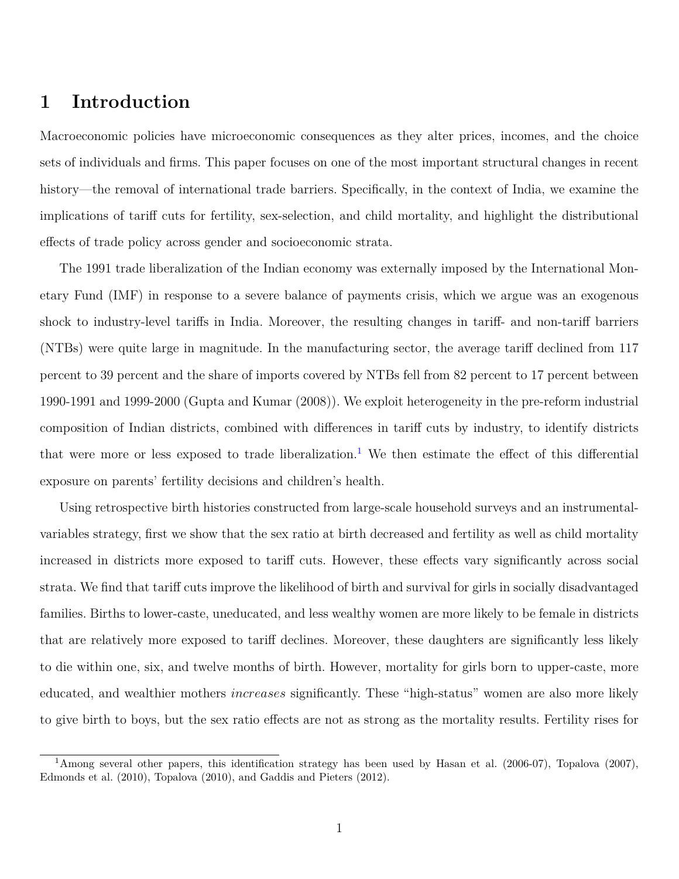# 1 Introduction

Macroeconomic policies have microeconomic consequences as they alter prices, incomes, and the choice sets of individuals and firms. This paper focuses on one of the most important structural changes in recent history—the removal of international trade barriers. Specifically, in the context of India, we examine the implications of tariff cuts for fertility, sex-selection, and child mortality, and highlight the distributional effects of trade policy across gender and socioeconomic strata.

The 1991 trade liberalization of the Indian economy was externally imposed by the International Monetary Fund (IMF) in response to a severe balance of payments crisis, which we argue was an exogenous shock to industry-level tariffs in India. Moreover, the resulting changes in tariff- and non-tariff barriers (NTBs) were quite large in magnitude. In the manufacturing sector, the average tariff declined from 117 percent to 39 percent and the share of imports covered by NTBs fell from 82 percent to 17 percent between 1990-1991 and 1999-2000 (Gupta and Kumar (2008)). We exploit heterogeneity in the pre-reform industrial composition of Indian districts, combined with differences in tariff cuts by industry, to identify districts that were more or less exposed to trade liberalization.[1] We then estimate the effect of this differential exposure on parents' fertility decisions and children's health.

Using retrospective birth histories constructed from large-scale household surveys and an instrumental-variables strategy, first we show that the sex ratio at birth decreased and fertility as well as child mortality increased in districts more exposed to tariff cuts. However, these effects vary significantly across social strata. We find that tariff cuts improve the likelihood of birth and survival for girls in socially disadvantaged families. Births to lower-caste, uneducated, and less wealthy women are more likely to be female in districts that are relatively more exposed to tariff declines. Moreover, these daughters are significantly less likely to die within one, six, and twelve months of birth. However, mortality for girls born to upper-caste, more educated, and wealthier mothers *increases* significantly. These "high-status" women are also more likely to give birth to boys, but the sex ratio effects are not as strong as the mortality results. Fertility rises for

[1] Among several other papers, this identification strategy has been used by Hasan et al. (2006-07), Topalova (2007), Edmonds et al. (2010), Topalova (2010), and Gaddis and Pieters (2012).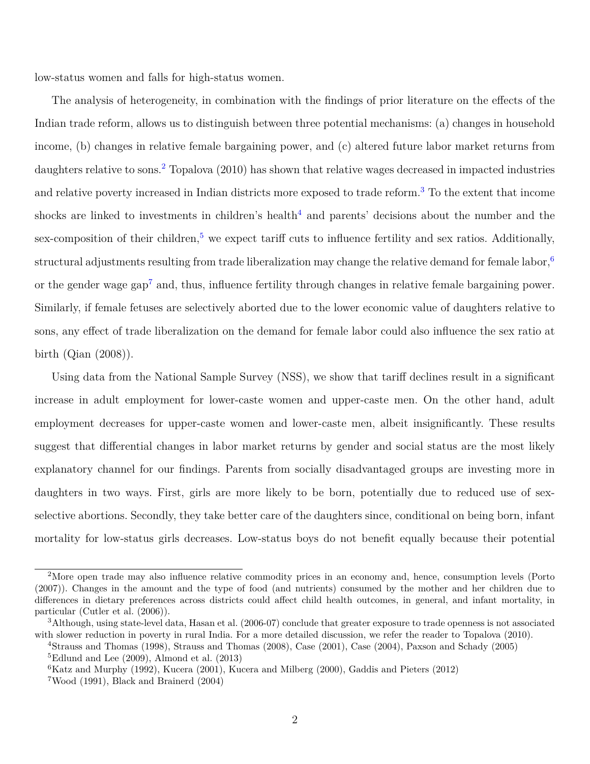low-status women and falls for high-status women.

The analysis of heterogeneity, in combination with the findings of prior literature on the effects of the Indian trade reform, allows us to distinguish between three potential mechanisms: (a) changes in household income, (b) changes in relative female bargaining power, and (c) altered future labor market returns from daughters relative to sons.[2] Topalova (2010) has shown that relative wages decreased in impacted industries and relative poverty increased in Indian districts more exposed to trade reform.[3] To the extent that income shocks are linked to investments in children's health[4] and parents' decisions about the number and the sex-composition of their children,[5] we expect tariff cuts to influence fertility and sex ratios. Additionally, structural adjustments resulting from trade liberalization may change the relative demand for female labor,[6] or the gender wage gap[7] and, thus, influence fertility through changes in relative female bargaining power. Similarly, if female fetuses are selectively aborted due to the lower economic value of daughters relative to sons, any effect of trade liberalization on the demand for female labor could also influence the sex ratio at birth (Qian (2008)).

Using data from the National Sample Survey (NSS), we show that tariff declines result in a significant increase in adult employment for lower-caste women and upper-caste men. On the other hand, adult employment decreases for upper-caste women and lower-caste men, albeit insignificantly. These results suggest that differential changes in labor market returns by gender and social status are the most likely explanatory channel for our findings. Parents from socially disadvantaged groups are investing more in daughters in two ways. First, girls are more likely to be born, potentially due to reduced use of sex-selective abortions. Secondly, they take better care of the daughters since, conditional on being born, infant mortality for low-status girls decreases. Low-status boys do not benefit equally because their potential

[2] More open trade may also influence relative commodity prices in an economy and, hence, consumption levels (Porto (2007)). Changes in the amount and the type of food (and nutrients) consumed by the mother and her children due to differences in dietary preferences across districts could affect child health outcomes, in general, and infant mortality, in particular (Cutler et al. (2006)).

[3] Although, using state-level data, Hasan et al. (2006-07) conclude that greater exposure to trade openness is not associated with slower reduction in poverty in rural India. For a more detailed discussion, we refer the reader to Topalova (2010).

[4] Strauss and Thomas (1998), Strauss and Thomas (2008), Case (2001), Case (2004), Paxson and Schady (2005)

[5] Edlund and Lee (2009), Almond et al. (2013)

[6] Katz and Murphy (1992), Kucera (2001), Kucera and Milberg (2000), Gaddis and Pieters (2012)

[7] Wood (1991), Black and Brainerd (2004)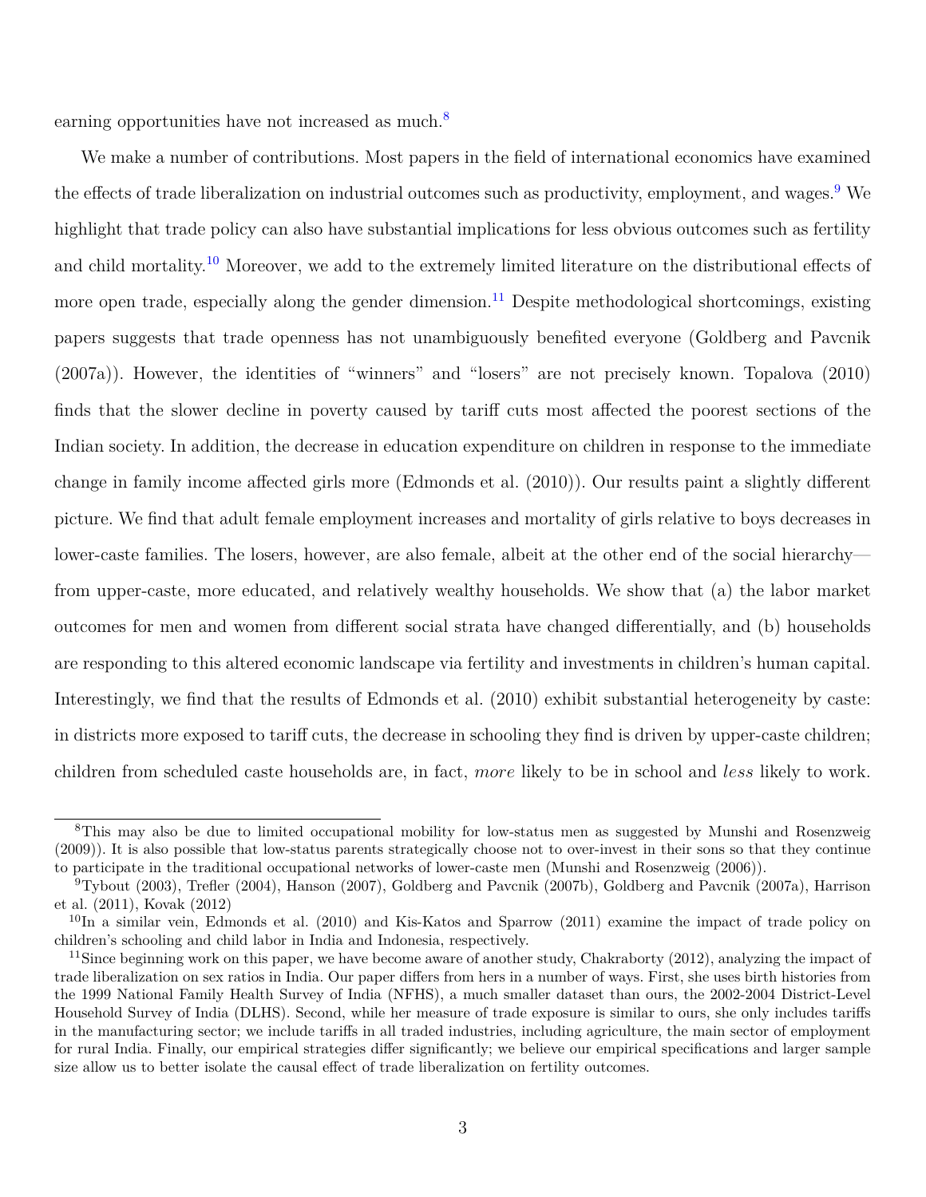earning opportunities have not increased as much.[8]

We make a number of contributions. Most papers in the field of international economics have examined the effects of trade liberalization on industrial outcomes such as productivity, employment, and wages.[9] We highlight that trade policy can also have substantial implications for less obvious outcomes such as fertility and child mortality.[10] Moreover, we add to the extremely limited literature on the distributional effects of more open trade, especially along the gender dimension.[11] Despite methodological shortcomings, existing papers suggests that trade openness has not unambiguously benefited everyone (Goldberg and Pavcnik (2007a)). However, the identities of "winners" and "losers" are not precisely known. Topalova (2010) finds that the slower decline in poverty caused by tariff cuts most affected the poorest sections of the Indian society. In addition, the decrease in education expenditure on children in response to the immediate change in family income affected girls more (Edmonds et al. (2010)). Our results paint a slightly different picture. We find that adult female employment increases and mortality of girls relative to boys decreases in lower-caste families. The losers, however, are also female, albeit at the other end of the social hierarchy—from upper-caste, more educated, and relatively wealthy households. We show that (a) the labor market outcomes for men and women from different social strata have changed differentially, and (b) households are responding to this altered economic landscape via fertility and investments in children's human capital. Interestingly, we find that the results of Edmonds et al. (2010) exhibit substantial heterogeneity by caste: in districts more exposed to tariff cuts, the decrease in schooling they find is driven by upper-caste children; children from scheduled caste households are, in fact, *more* likely to be in school and *less* likely to work.

---

[8] This may also be due to limited occupational mobility for low-status men as suggested by Munshi and Rosenzweig (2009)). It is also possible that low-status parents strategically choose not to over-invest in their sons so that they continue to participate in the traditional occupational networks of lower-caste men (Munshi and Rosenzweig (2006)).

[9] Tybout (2003), Trefler (2004), Hanson (2007), Goldberg and Pavcnik (2007b), Goldberg and Pavcnik (2007a), Harrison et al. (2011), Kovak (2012)

[10] In a similar vein, Edmonds et al. (2010) and Kis-Katos and Sparrow (2011) examine the impact of trade policy on children's schooling and child labor in India and Indonesia, respectively.

[11] Since beginning work on this paper, we have become aware of another study, Chakraborty (2012), analyzing the impact of trade liberalization on sex ratios in India. Our paper differs from hers in a number of ways. First, she uses birth histories from the 1999 National Family Health Survey of India (NFHS), a much smaller dataset than ours, the 2002-2004 District-Level Household Survey of India (DLHS). Second, while her measure of trade exposure is similar to ours, she only includes tariffs in the manufacturing sector; we include tariffs in all traded industries, including agriculture, the main sector of employment for rural India. Finally, our empirical strategies differ significantly; we believe our empirical specifications and larger sample size allow us to better isolate the causal effect of trade liberalization on fertility outcomes.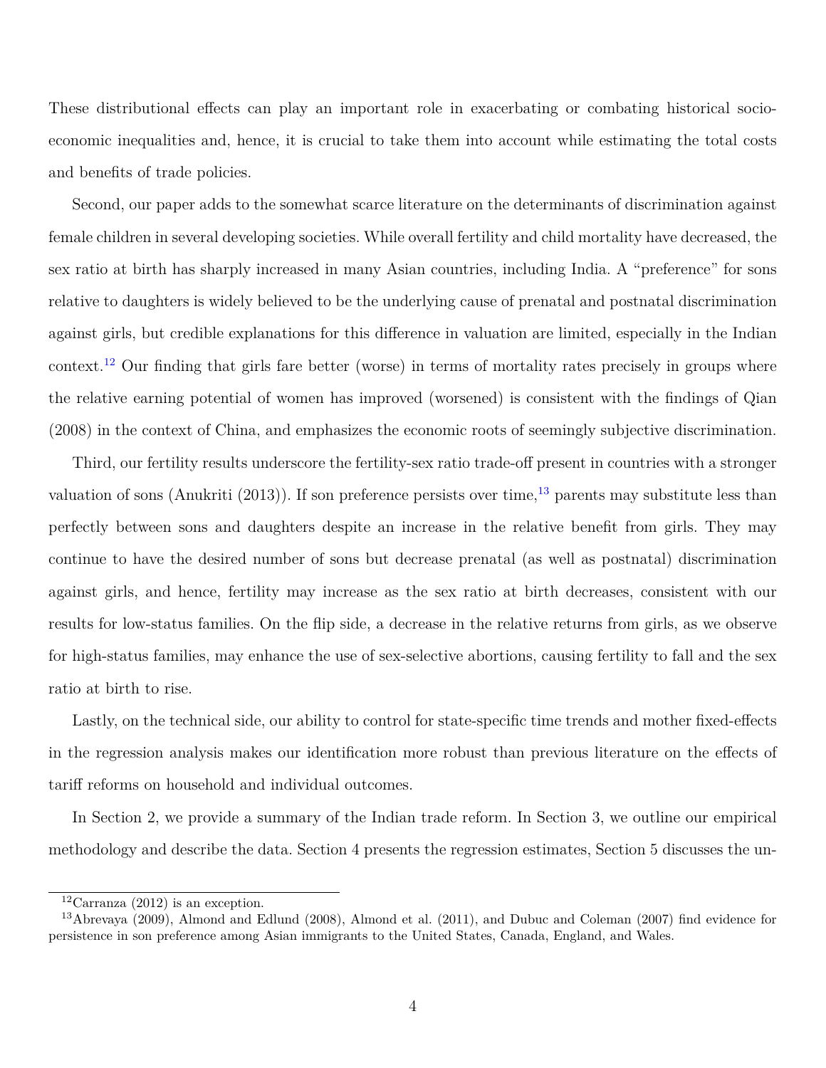These distributional effects can play an important role in exacerbating or combating historical socio-economic inequalities and, hence, it is crucial to take them into account while estimating the total costs and benefits of trade policies.

Second, our paper adds to the somewhat scarce literature on the determinants of discrimination against female children in several developing societies. While overall fertility and child mortality have decreased, the sex ratio at birth has sharply increased in many Asian countries, including India. A "preference" for sons relative to daughters is widely believed to be the underlying cause of prenatal and postnatal discrimination against girls, but credible explanations for this difference in valuation are limited, especially in the Indian context.[12] Our finding that girls fare better (worse) in terms of mortality rates precisely in groups where the relative earning potential of women has improved (worsened) is consistent with the findings of Qian (2008) in the context of China, and emphasizes the economic roots of seemingly subjective discrimination.

Third, our fertility results underscore the fertility-sex ratio trade-off present in countries with a stronger valuation of sons (Anukriti (2013)). If son preference persists over time,[13] parents may substitute less than perfectly between sons and daughters despite an increase in the relative benefit from girls. They may continue to have the desired number of sons but decrease prenatal (as well as postnatal) discrimination against girls, and hence, fertility may increase as the sex ratio at birth decreases, consistent with our results for low-status families. On the flip side, a decrease in the relative returns from girls, as we observe for high-status families, may enhance the use of sex-selective abortions, causing fertility to fall and the sex ratio at birth to rise.

Lastly, on the technical side, our ability to control for state-specific time trends and mother fixed-effects in the regression analysis makes our identification more robust than previous literature on the effects of tariff reforms on household and individual outcomes.

In Section 2, we provide a summary of the Indian trade reform. In Section 3, we outline our empirical methodology and describe the data. Section 4 presents the regression estimates, Section 5 discusses the un-

[12] Carranza (2012) is an exception.

[13] Abrevaya (2009), Almond and Edlund (2008), Almond et al. (2011), and Dubuc and Coleman (2007) find evidence for persistence in son preference among Asian immigrants to the United States, Canada, England, and Wales.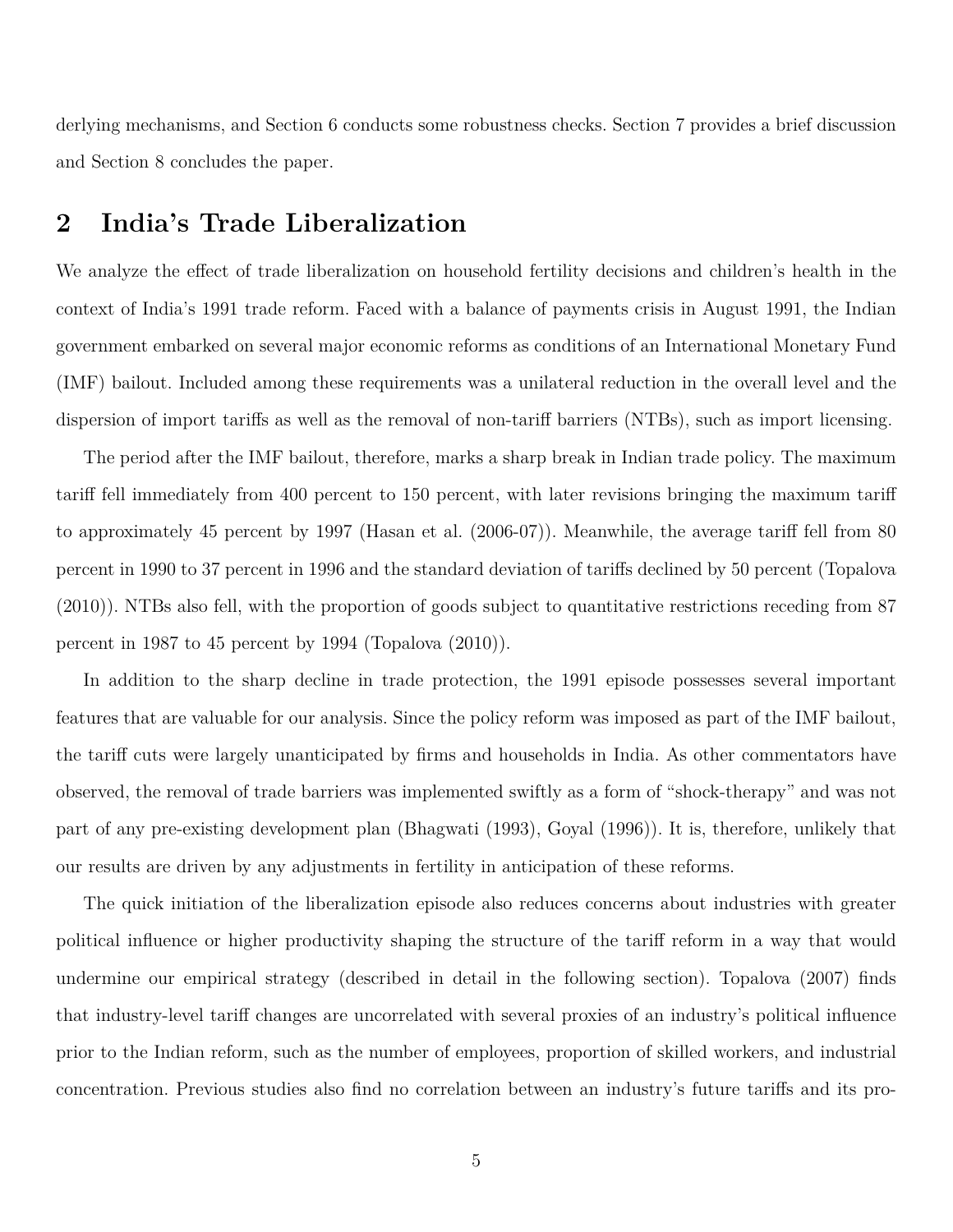derlying mechanisms, and Section 6 conducts some robustness checks. Section 7 provides a brief discussion and Section 8 concludes the paper.

## 2 India's Trade Liberalization

We analyze the effect of trade liberalization on household fertility decisions and children's health in the context of India's 1991 trade reform. Faced with a balance of payments crisis in August 1991, the Indian government embarked on several major economic reforms as conditions of an International Monetary Fund (IMF) bailout. Included among these requirements was a unilateral reduction in the overall level and the dispersion of import tariffs as well as the removal of non-tariff barriers (NTBs), such as import licensing.

The period after the IMF bailout, therefore, marks a sharp break in Indian trade policy. The maximum tariff fell immediately from 400 percent to 150 percent, with later revisions bringing the maximum tariff to approximately 45 percent by 1997 (Hasan et al. (2006-07)). Meanwhile, the average tariff fell from 80 percent in 1990 to 37 percent in 1996 and the standard deviation of tariffs declined by 50 percent (Topalova (2010)). NTBs also fell, with the proportion of goods subject to quantitative restrictions receding from 87 percent in 1987 to 45 percent by 1994 (Topalova (2010)).

In addition to the sharp decline in trade protection, the 1991 episode possesses several important features that are valuable for our analysis. Since the policy reform was imposed as part of the IMF bailout, the tariff cuts were largely unanticipated by firms and households in India. As other commentators have observed, the removal of trade barriers was implemented swiftly as a form of "shock-therapy" and was not part of any pre-existing development plan (Bhagwati (1993), Goyal (1996)). It is, therefore, unlikely that our results are driven by any adjustments in fertility in anticipation of these reforms.

The quick initiation of the liberalization episode also reduces concerns about industries with greater political influence or higher productivity shaping the structure of the tariff reform in a way that would undermine our empirical strategy (described in detail in the following section). Topalova (2007) finds that industry-level tariff changes are uncorrelated with several proxies of an industry's political influence prior to the Indian reform, such as the number of employees, proportion of skilled workers, and industrial concentration. Previous studies also find no correlation between an industry's future tariffs and its pro-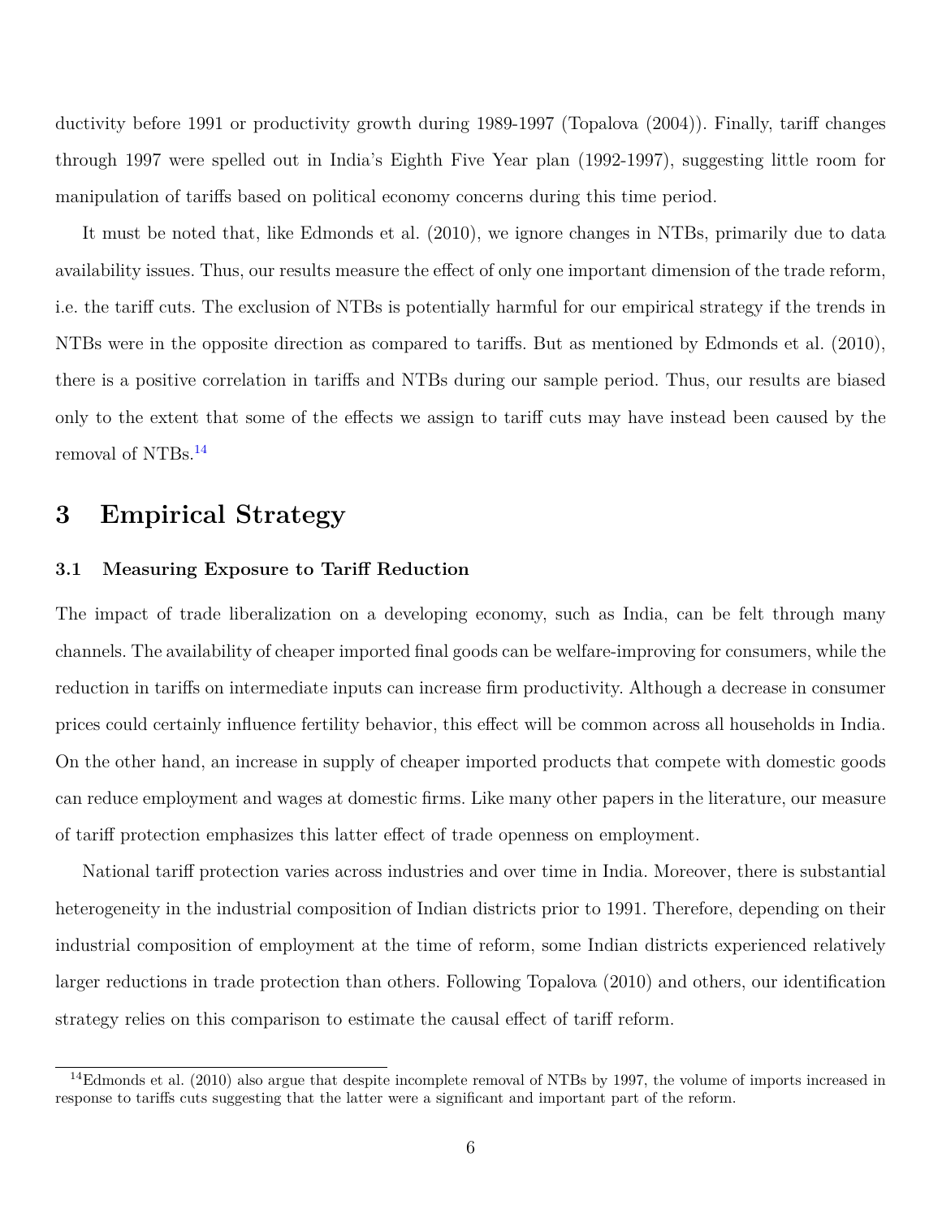ductivity before 1991 or productivity growth during 1989-1997 (Topalova (2004)). Finally, tariff changes through 1997 were spelled out in India's Eighth Five Year plan (1992-1997), suggesting little room for manipulation of tariffs based on political economy concerns during this time period.

It must be noted that, like Edmonds et al. (2010), we ignore changes in NTBs, primarily due to data availability issues. Thus, our results measure the effect of only one important dimension of the trade reform, i.e. the tariff cuts. The exclusion of NTBs is potentially harmful for our empirical strategy if the trends in NTBs were in the opposite direction as compared to tariffs. But as mentioned by Edmonds et al. (2010), there is a positive correlation in tariffs and NTBs during our sample period. Thus, our results are biased only to the extent that some of the effects we assign to tariff cuts may have instead been caused by the removal of NTBs.[14]

# 3 Empirical Strategy

## 3.1 Measuring Exposure to Tariff Reduction

The impact of trade liberalization on a developing economy, such as India, can be felt through many channels. The availability of cheaper imported final goods can be welfare-improving for consumers, while the reduction in tariffs on intermediate inputs can increase firm productivity. Although a decrease in consumer prices could certainly influence fertility behavior, this effect will be common across all households in India. On the other hand, an increase in supply of cheaper imported products that compete with domestic goods can reduce employment and wages at domestic firms. Like many other papers in the literature, our measure of tariff protection emphasizes this latter effect of trade openness on employment.

National tariff protection varies across industries and over time in India. Moreover, there is substantial heterogeneity in the industrial composition of Indian districts prior to 1991. Therefore, depending on their industrial composition of employment at the time of reform, some Indian districts experienced relatively larger reductions in trade protection than others. Following Topalova (2010) and others, our identification strategy relies on this comparison to estimate the causal effect of tariff reform.

[14] Edmonds et al. (2010) also argue that despite incomplete removal of NTBs by 1997, the volume of imports increased in response to tariffs cuts suggesting that the latter were a significant and important part of the reform.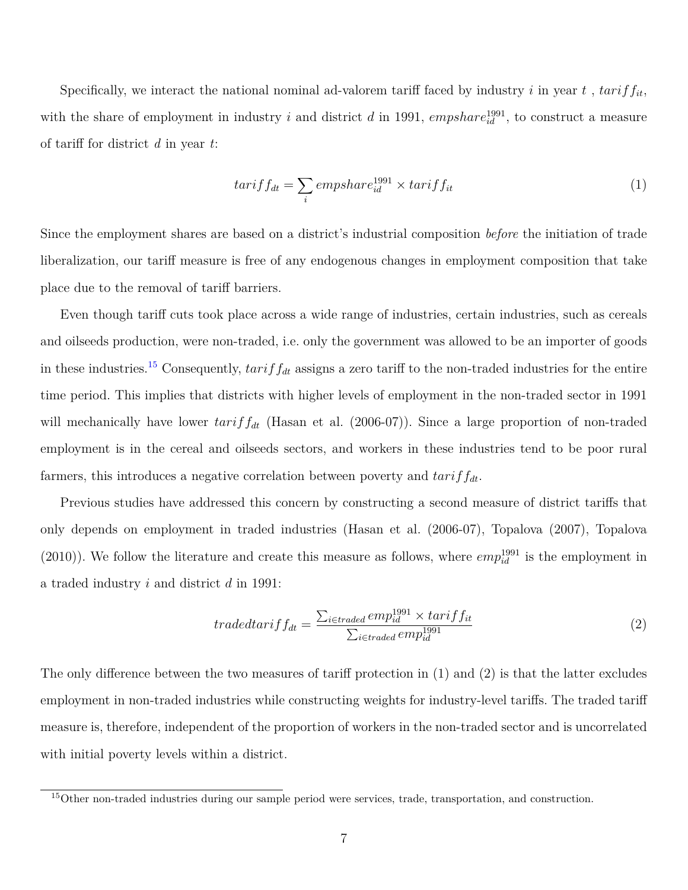Specifically, we interact the national nominal ad-valorem tariff faced by industry $i$ in year $t$ , $tariff_{it}$, with the share of employment in industry $i$ and district $d$ in 1991, $empshare_{id}^{1991}$, to construct a measure of tariff for district $d$ in year $t$:

$$tariff_{dt} = \sum_{i} empshare_{id}^{1991} \times tariff_{it} \tag{1}$$

Since the employment shares are based on a district's industrial composition *before* the initiation of trade liberalization, our tariff measure is free of any endogenous changes in employment composition that take place due to the removal of tariff barriers.

Even though tariff cuts took place across a wide range of industries, certain industries, such as cereals and oilseeds production, were non-traded, i.e. only the government was allowed to be an importer of goods in these industries.[15] Consequently, $tariff_{dt}$ assigns a zero tariff to the non-traded industries for the entire time period. This implies that districts with higher levels of employment in the non-traded sector in 1991 will mechanically have lower $tariff_{dt}$ (Hasan et al. (2006-07)). Since a large proportion of non-traded employment is in the cereal and oilseeds sectors, and workers in these industries tend to be poor rural farmers, this introduces a negative correlation between poverty and $tariff_{dt}$.

Previous studies have addressed this concern by constructing a second measure of district tariffs that only depends on employment in traded industries (Hasan et al. (2006-07), Topalova (2007), Topalova (2010)). We follow the literature and create this measure as follows, where $emp_{id}^{1991}$ is the employment in a traded industry $i$ and district $d$ in 1991:

$$tradedtariff_{dt} = \frac{\sum_{i \in traded} emp_{id}^{1991} \times tariff_{it}}{\sum_{i \in traded} emp_{id}^{1991}} \tag{2}$$

The only difference between the two measures of tariff protection in (1) and (2) is that the latter excludes employment in non-traded industries while constructing weights for industry-level tariffs. The traded tariff measure is, therefore, independent of the proportion of workers in the non-traded sector and is uncorrelated with initial poverty levels within a district.

[15] Other non-traded industries during our sample period were services, trade, transportation, and construction.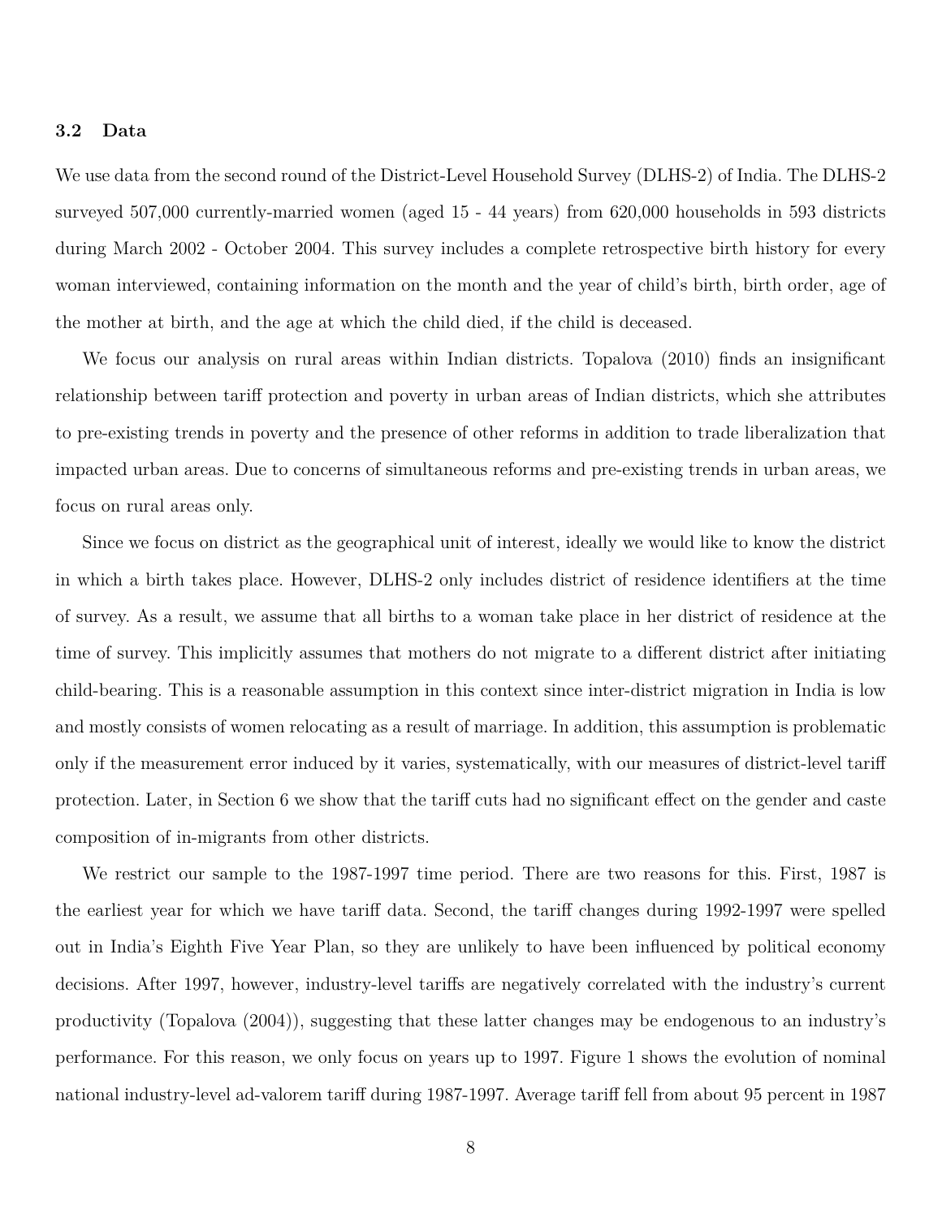### 3.2 Data

We use data from the second round of the District-Level Household Survey (DLHS-2) of India. The DLHS-2 surveyed 507,000 currently-married women (aged 15 - 44 years) from 620,000 households in 593 districts during March 2002 - October 2004. This survey includes a complete retrospective birth history for every woman interviewed, containing information on the month and the year of child's birth, birth order, age of the mother at birth, and the age at which the child died, if the child is deceased.

We focus our analysis on rural areas within Indian districts. Topalova (2010) finds an insignificant relationship between tariff protection and poverty in urban areas of Indian districts, which she attributes to pre-existing trends in poverty and the presence of other reforms in addition to trade liberalization that impacted urban areas. Due to concerns of simultaneous reforms and pre-existing trends in urban areas, we focus on rural areas only.

Since we focus on district as the geographical unit of interest, ideally we would like to know the district in which a birth takes place. However, DLHS-2 only includes district of residence identifiers at the time of survey. As a result, we assume that all births to a woman take place in her district of residence at the time of survey. This implicitly assumes that mothers do not migrate to a different district after initiating child-bearing. This is a reasonable assumption in this context since inter-district migration in India is low and mostly consists of women relocating as a result of marriage. In addition, this assumption is problematic only if the measurement error induced by it varies, systematically, with our measures of district-level tariff protection. Later, in Section 6 we show that the tariff cuts had no significant effect on the gender and caste composition of in-migrants from other districts.

We restrict our sample to the 1987-1997 time period. There are two reasons for this. First, 1987 is the earliest year for which we have tariff data. Second, the tariff changes during 1992-1997 were spelled out in India's Eighth Five Year Plan, so they are unlikely to have been influenced by political economy decisions. After 1997, however, industry-level tariffs are negatively correlated with the industry's current productivity (Topalova (2004)), suggesting that these latter changes may be endogenous to an industry's performance. For this reason, we only focus on years up to 1997. Figure 1 shows the evolution of nominal national industry-level ad-valorem tariff during 1987-1997. Average tariff fell from about 95 percent in 1987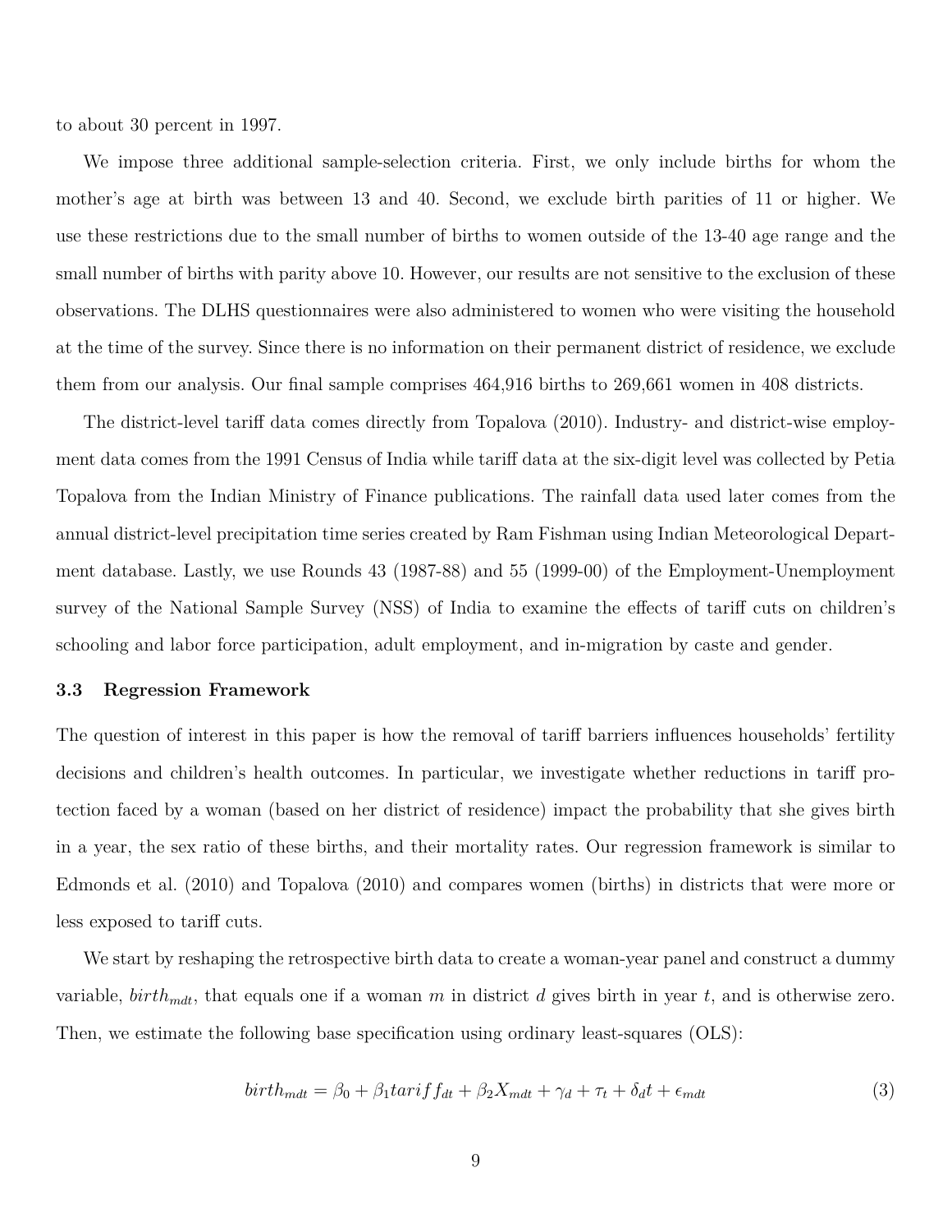to about 30 percent in 1997.

We impose three additional sample-selection criteria. First, we only include births for whom the mother's age at birth was between 13 and 40. Second, we exclude birth parities of 11 or higher. We use these restrictions due to the small number of births to women outside of the 13-40 age range and the small number of births with parity above 10. However, our results are not sensitive to the exclusion of these observations. The DLHS questionnaires were also administered to women who were visiting the household at the time of the survey. Since there is no information on their permanent district of residence, we exclude them from our analysis. Our final sample comprises 464,916 births to 269,661 women in 408 districts.

The district-level tariff data comes directly from Topalova (2010). Industry- and district-wise employment data comes from the 1991 Census of India while tariff data at the six-digit level was collected by Petia Topalova from the Indian Ministry of Finance publications. The rainfall data used later comes from the annual district-level precipitation time series created by Ram Fishman using Indian Meteorological Department database. Lastly, we use Rounds 43 (1987-88) and 55 (1999-00) of the Employment-Unemployment survey of the National Sample Survey (NSS) of India to examine the effects of tariff cuts on children's schooling and labor force participation, adult employment, and in-migration by caste and gender.

### 3.3 Regression Framework

The question of interest in this paper is how the removal of tariff barriers influences households' fertility decisions and children's health outcomes. In particular, we investigate whether reductions in tariff protection faced by a woman (based on her district of residence) impact the probability that she gives birth in a year, the sex ratio of these births, and their mortality rates. Our regression framework is similar to Edmonds et al. (2010) and Topalova (2010) and compares women (births) in districts that were more or less exposed to tariff cuts.

We start by reshaping the retrospective birth data to create a woman-year panel and construct a dummy variable, $birth_{mdt}$, that equals one if a woman $m$ in district $d$ gives birth in year $t$, and is otherwise zero. Then, we estimate the following base specification using ordinary least-squares (OLS):

$$birth_{mdt} = \beta_0 + \beta_1 tariff_{dt} + \beta_2 X_{mdt} + \gamma_d + \tau_t + \delta_d t + \epsilon_{mdt} \tag{3}$$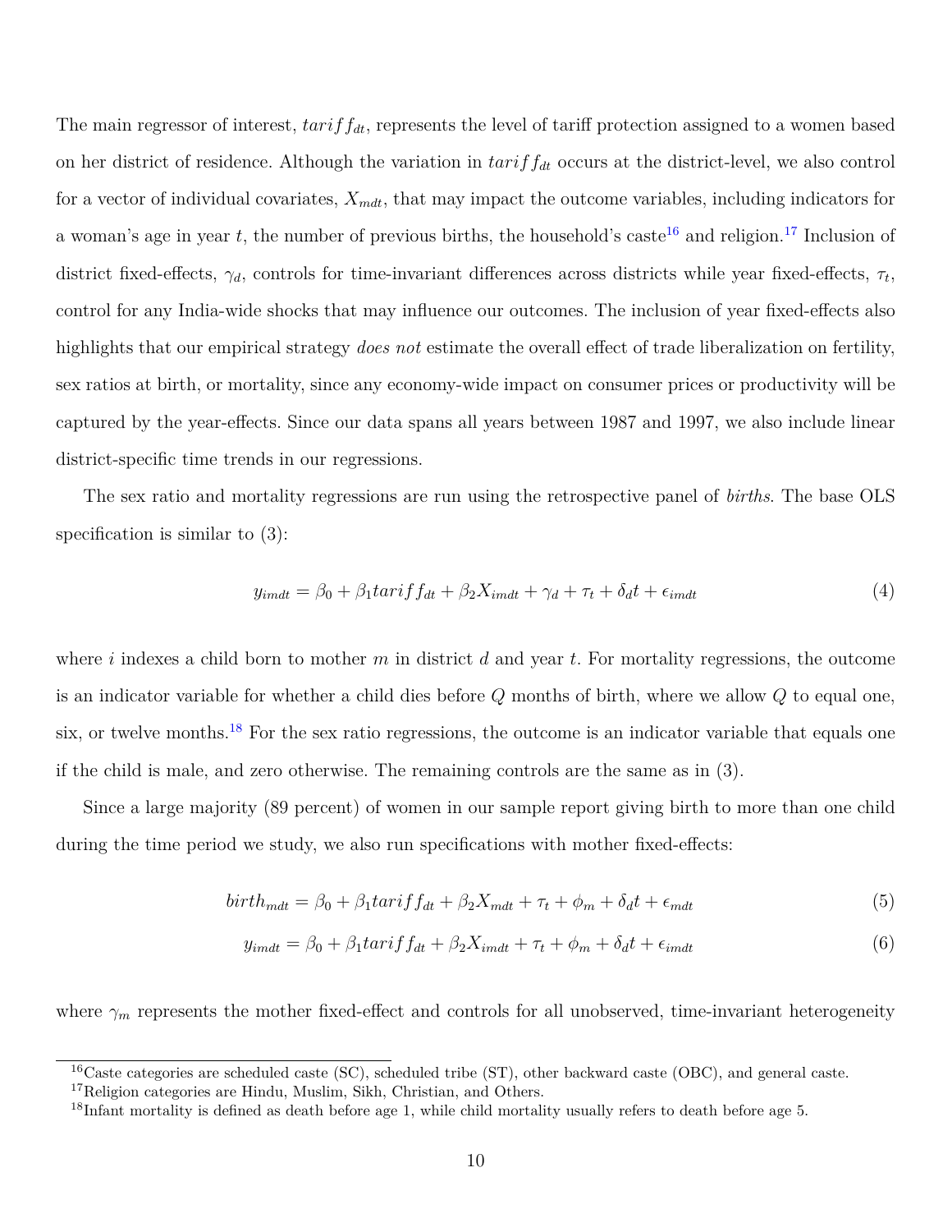The main regressor of interest, $tariff_{dt}$, represents the level of tariff protection assigned to a women based on her district of residence. Although the variation in $tariff_{dt}$ occurs at the district-level, we also control for a vector of individual covariates, $X_{mdt}$, that may impact the outcome variables, including indicators for a woman's age in year $t$, the number of previous births, the household's caste[16] and religion.[17] Inclusion of district fixed-effects, $\gamma_d$, controls for time-invariant differences across districts while year fixed-effects, $\tau_t$, control for any India-wide shocks that may influence our outcomes. The inclusion of year fixed-effects also highlights that our empirical strategy *does not* estimate the overall effect of trade liberalization on fertility, sex ratios at birth, or mortality, since any economy-wide impact on consumer prices or productivity will be captured by the year-effects. Since our data spans all years between 1987 and 1997, we also include linear district-specific time trends in our regressions.

The sex ratio and mortality regressions are run using the retrospective panel of *births*. The base OLS specification is similar to (3):

$$y_{imdt} = \beta_0 + \beta_1 tariff_{dt} + \beta_2 X_{imdt} + \gamma_d + \tau_t + \delta_d t + \epsilon_{imdt} \tag{4}$$

where $i$ indexes a child born to mother $m$ in district $d$ and year $t$. For mortality regressions, the outcome is an indicator variable for whether a child dies before $Q$ months of birth, where we allow $Q$ to equal one, six, or twelve months.[18] For the sex ratio regressions, the outcome is an indicator variable that equals one if the child is male, and zero otherwise. The remaining controls are the same as in (3).

Since a large majority (89 percent) of women in our sample report giving birth to more than one child during the time period we study, we also run specifications with mother fixed-effects:

$$birth_{mdt} = \beta_0 + \beta_1 tariff_{dt} + \beta_2 X_{mdt} + \tau_t + \phi_m + \delta_d t + \epsilon_{mdt} \tag{5}$$

$$y_{imdt} = \beta_0 + \beta_1 tariff_{dt} + \beta_2 X_{imdt} + \tau_t + \phi_m + \delta_d t + \epsilon_{imdt} \tag{6}$$

where $\gamma_m$ represents the mother fixed-effect and controls for all unobserved, time-invariant heterogeneity

[16] Caste categories are scheduled caste (SC), scheduled tribe (ST), other backward caste (OBC), and general caste.

[17] Religion categories are Hindu, Muslim, Sikh, Christian, and Others.

[18] Infant mortality is defined as death before age 1, while child mortality usually refers to death before age 5.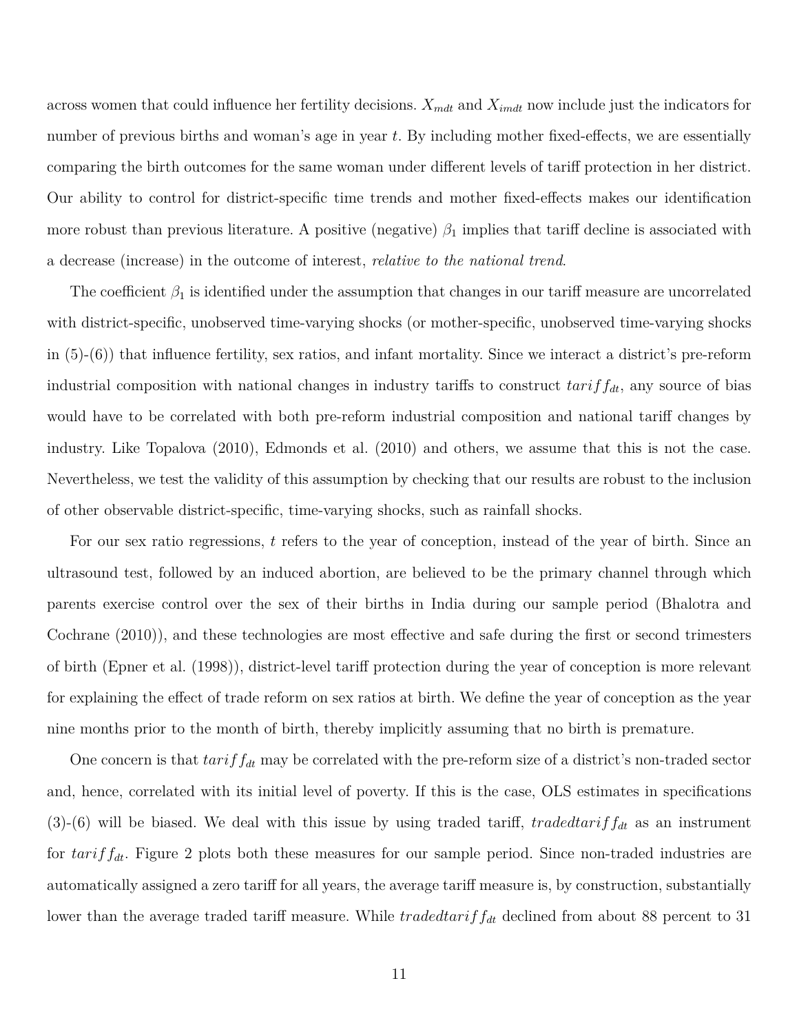across women that could influence her fertility decisions. $X_{mdt}$ and $X_{imdt}$ now include just the indicators for number of previous births and woman's age in year $t$. By including mother fixed-effects, we are essentially comparing the birth outcomes for the same woman under different levels of tariff protection in her district. Our ability to control for district-specific time trends and mother fixed-effects makes our identification more robust than previous literature. A positive (negative) $\beta_1$ implies that tariff decline is associated with a decrease (increase) in the outcome of interest, *relative to the national trend*.

The coefficient $\beta_1$ is identified under the assumption that changes in our tariff measure are uncorrelated with district-specific, unobserved time-varying shocks (or mother-specific, unobserved time-varying shocks in (5)-(6)) that influence fertility, sex ratios, and infant mortality. Since we interact a district's pre-reform industrial composition with national changes in industry tariffs to construct $tariff_{dt}$, any source of bias would have to be correlated with both pre-reform industrial composition and national tariff changes by industry. Like Topalova (2010), Edmonds et al. (2010) and others, we assume that this is not the case. Nevertheless, we test the validity of this assumption by checking that our results are robust to the inclusion of other observable district-specific, time-varying shocks, such as rainfall shocks.

For our sex ratio regressions, $t$ refers to the year of conception, instead of the year of birth. Since an ultrasound test, followed by an induced abortion, are believed to be the primary channel through which parents exercise control over the sex of their births in India during our sample period (Bhalotra and Cochrane (2010)), and these technologies are most effective and safe during the first or second trimesters of birth (Epner et al. (1998)), district-level tariff protection during the year of conception is more relevant for explaining the effect of trade reform on sex ratios at birth. We define the year of conception as the year nine months prior to the month of birth, thereby implicitly assuming that no birth is premature.

One concern is that $tariff_{dt}$ may be correlated with the pre-reform size of a district's non-traded sector and, hence, correlated with its initial level of poverty. If this is the case, OLS estimates in specifications (3)-(6) will be biased. We deal with this issue by using traded tariff, $tradedtariff_{dt}$ as an instrument for $tariff_{dt}$. Figure 2 plots both these measures for our sample period. Since non-traded industries are automatically assigned a zero tariff for all years, the average tariff measure is, by construction, substantially lower than the average traded tariff measure. While $tradedtariff_{dt}$ declined from about 88 percent to 31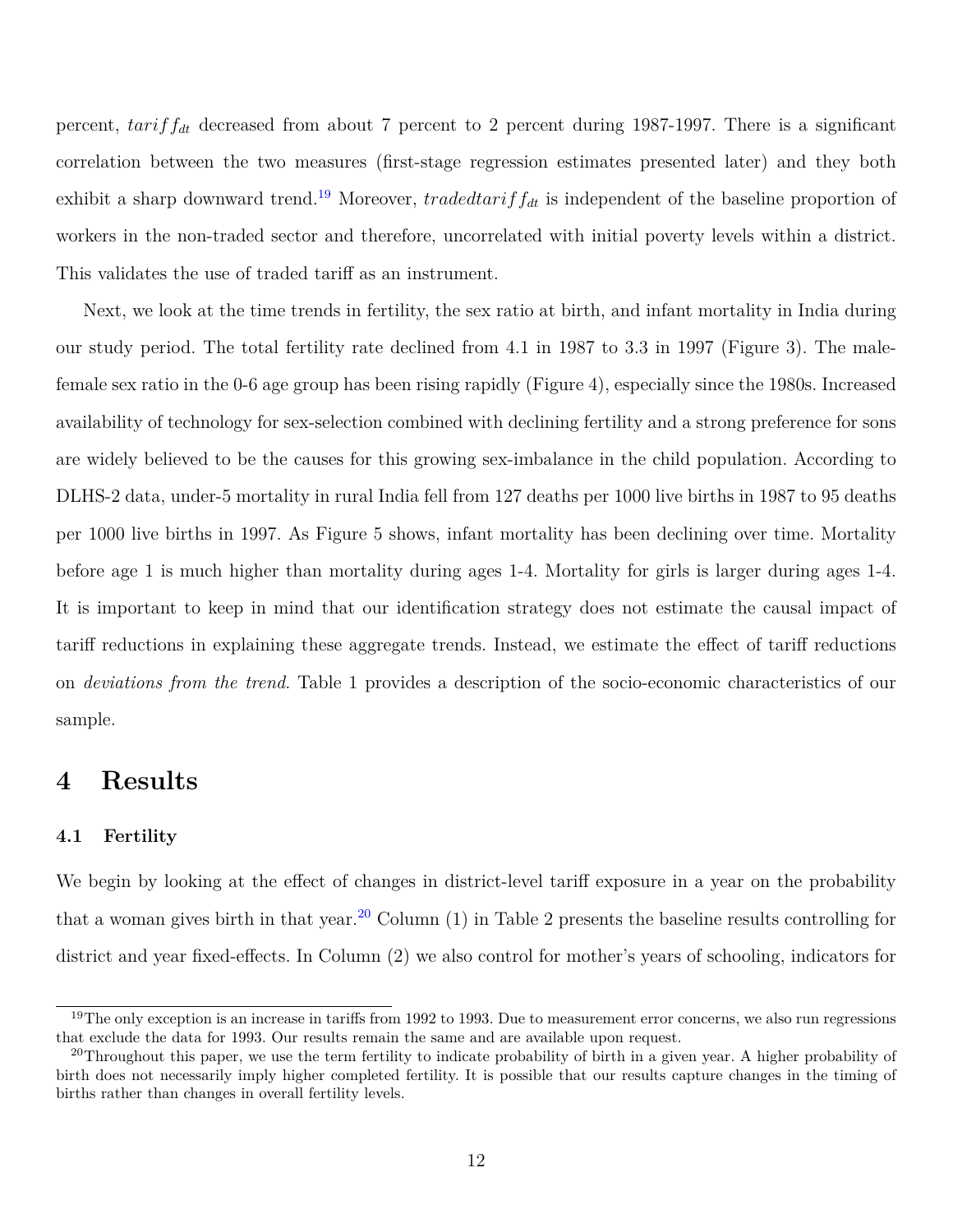percent, $tariff_{dt}$ decreased from about 7 percent to 2 percent during 1987-1997. There is a significant correlation between the two measures (first-stage regression estimates presented later) and they both exhibit a sharp downward trend.[19] Moreover, $tradedtariff_{dt}$ is independent of the baseline proportion of workers in the non-traded sector and therefore, uncorrelated with initial poverty levels within a district. This validates the use of traded tariff as an instrument.

Next, we look at the time trends in fertility, the sex ratio at birth, and infant mortality in India during our study period. The total fertility rate declined from 4.1 in 1987 to 3.3 in 1997 (Figure 3). The male-female sex ratio in the 0-6 age group has been rising rapidly (Figure 4), especially since the 1980s. Increased availability of technology for sex-selection combined with declining fertility and a strong preference for sons are widely believed to be the causes for this growing sex-imbalance in the child population. According to DLHS-2 data, under-5 mortality in rural India fell from 127 deaths per 1000 live births in 1987 to 95 deaths per 1000 live births in 1997. As Figure 5 shows, infant mortality has been declining over time. Mortality before age 1 is much higher than mortality during ages 1-4. Mortality for girls is larger during ages 1-4. It is important to keep in mind that our identification strategy does not estimate the causal impact of tariff reductions in explaining these aggregate trends. Instead, we estimate the effect of tariff reductions on *deviations from the trend*. Table 1 provides a description of the socio-economic characteristics of our sample.

# 4 Results

## 4.1 Fertility

We begin by looking at the effect of changes in district-level tariff exposure in a year on the probability that a woman gives birth in that year.[20] Column (1) in Table 2 presents the baseline results controlling for district and year fixed-effects. In Column (2) we also control for mother's years of schooling, indicators for

[19] The only exception is an increase in tariffs from 1992 to 1993. Due to measurement error concerns, we also run regressions that exclude the data for 1993. Our results remain the same and are available upon request.

[20] Throughout this paper, we use the term fertility to indicate probability of birth in a given year. A higher probability of birth does not necessarily imply higher completed fertility. It is possible that our results capture changes in the timing of births rather than changes in overall fertility levels.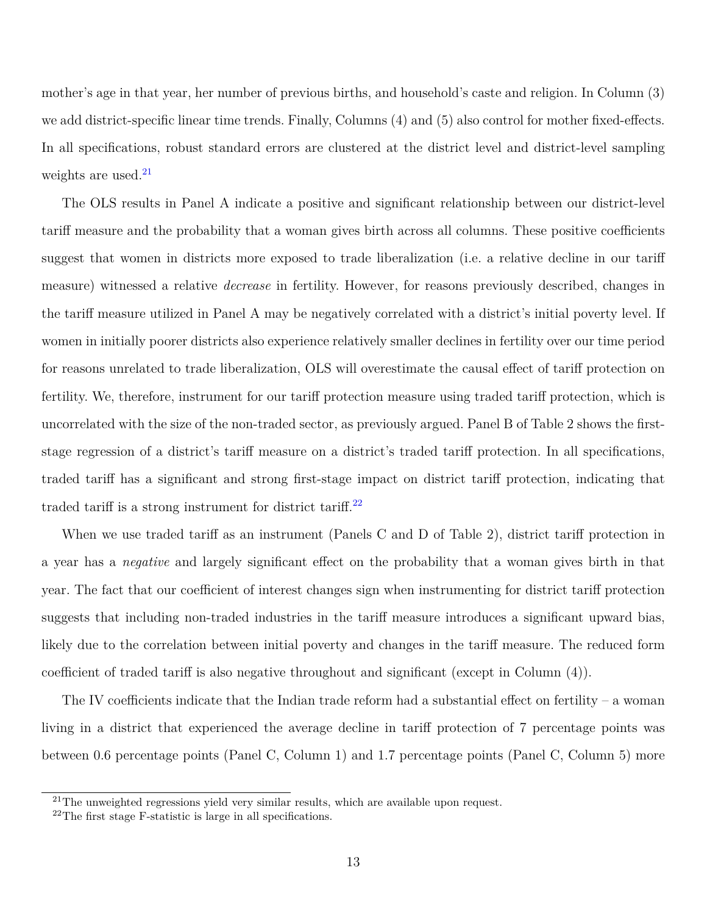mother's age in that year, her number of previous births, and household's caste and religion. In Column (3) we add district-specific linear time trends. Finally, Columns (4) and (5) also control for mother fixed-effects. In all specifications, robust standard errors are clustered at the district level and district-level sampling weights are used.[21]

The OLS results in Panel A indicate a positive and significant relationship between our district-level tariff measure and the probability that a woman gives birth across all columns. These positive coefficients suggest that women in districts more exposed to trade liberalization (i.e. a relative decline in our tariff measure) witnessed a relative *decrease* in fertility. However, for reasons previously described, changes in the tariff measure utilized in Panel A may be negatively correlated with a district's initial poverty level. If women in initially poorer districts also experience relatively smaller declines in fertility over our time period for reasons unrelated to trade liberalization, OLS will overestimate the causal effect of tariff protection on fertility. We, therefore, instrument for our tariff protection measure using traded tariff protection, which is uncorrelated with the size of the non-traded sector, as previously argued. Panel B of Table 2 shows the first-stage regression of a district's tariff measure on a district's traded tariff protection. In all specifications, traded tariff has a significant and strong first-stage impact on district tariff protection, indicating that traded tariff is a strong instrument for district tariff.[22]

When we use traded tariff as an instrument (Panels C and D of Table 2), district tariff protection in a year has a *negative* and largely significant effect on the probability that a woman gives birth in that year. The fact that our coefficient of interest changes sign when instrumenting for district tariff protection suggests that including non-traded industries in the tariff measure introduces a significant upward bias, likely due to the correlation between initial poverty and changes in the tariff measure. The reduced form coefficient of traded tariff is also negative throughout and significant (except in Column (4)).

The IV coefficients indicate that the Indian trade reform had a substantial effect on fertility – a woman living in a district that experienced the average decline in tariff protection of 7 percentage points was between 0.6 percentage points (Panel C, Column 1) and 1.7 percentage points (Panel C, Column 5) more

[21] The unweighted regressions yield very similar results, which are available upon request.

[22] The first stage F-statistic is large in all specifications.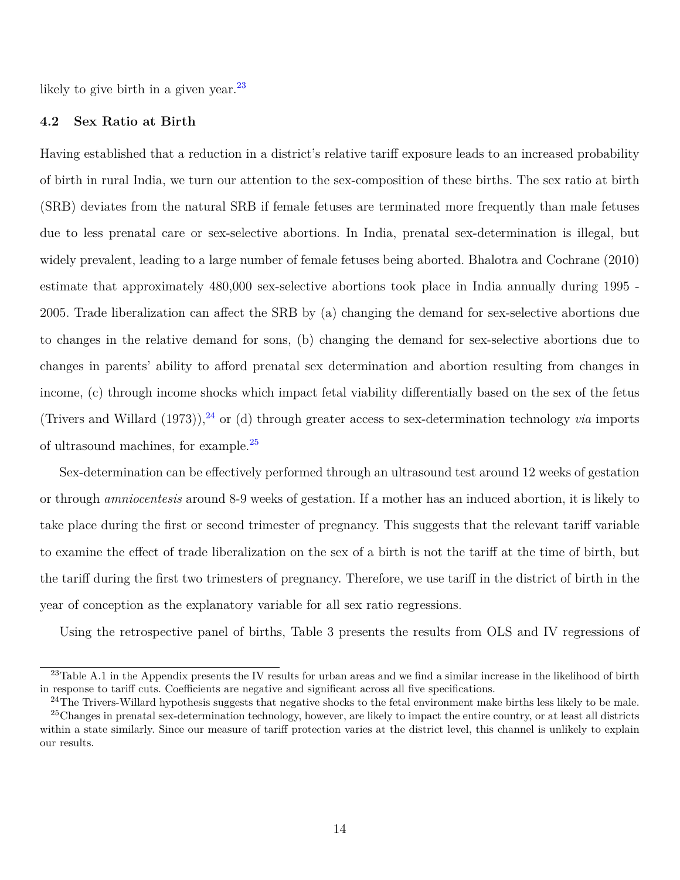likely to give birth in a given year.[23]

### 4.2 Sex Ratio at Birth

Having established that a reduction in a district's relative tariff exposure leads to an increased probability of birth in rural India, we turn our attention to the sex-composition of these births. The sex ratio at birth (SRB) deviates from the natural SRB if female fetuses are terminated more frequently than male fetuses due to less prenatal care or sex-selective abortions. In India, prenatal sex-determination is illegal, but widely prevalent, leading to a large number of female fetuses being aborted. Bhalotra and Cochrane (2010) estimate that approximately 480,000 sex-selective abortions took place in India annually during 1995 - 2005. Trade liberalization can affect the SRB by (a) changing the demand for sex-selective abortions due to changes in the relative demand for sons, (b) changing the demand for sex-selective abortions due to changes in parents' ability to afford prenatal sex determination and abortion resulting from changes in income, (c) through income shocks which impact fetal viability differentially based on the sex of the fetus (Trivers and Willard (1973)),[24] or (d) through greater access to sex-determination technology *via* imports of ultrasound machines, for example.[25]

Sex-determination can be effectively performed through an ultrasound test around 12 weeks of gestation or through *amniocentesis* around 8-9 weeks of gestation. If a mother has an induced abortion, it is likely to take place during the first or second trimester of pregnancy. This suggests that the relevant tariff variable to examine the effect of trade liberalization on the sex of a birth is not the tariff at the time of birth, but the tariff during the first two trimesters of pregnancy. Therefore, we use tariff in the district of birth in the year of conception as the explanatory variable for all sex ratio regressions.

Using the retrospective panel of births, Table 3 presents the results from OLS and IV regressions of

[23] Table A.1 in the Appendix presents the IV results for urban areas and we find a similar increase in the likelihood of birth in response to tariff cuts. Coefficients are negative and significant across all five specifications.

[24] The Trivers-Willard hypothesis suggests that negative shocks to the fetal environment make births less likely to be male.

[25] Changes in prenatal sex-determination technology, however, are likely to impact the entire country, or at least all districts within a state similarly. Since our measure of tariff protection varies at the district level, this channel is unlikely to explain our results.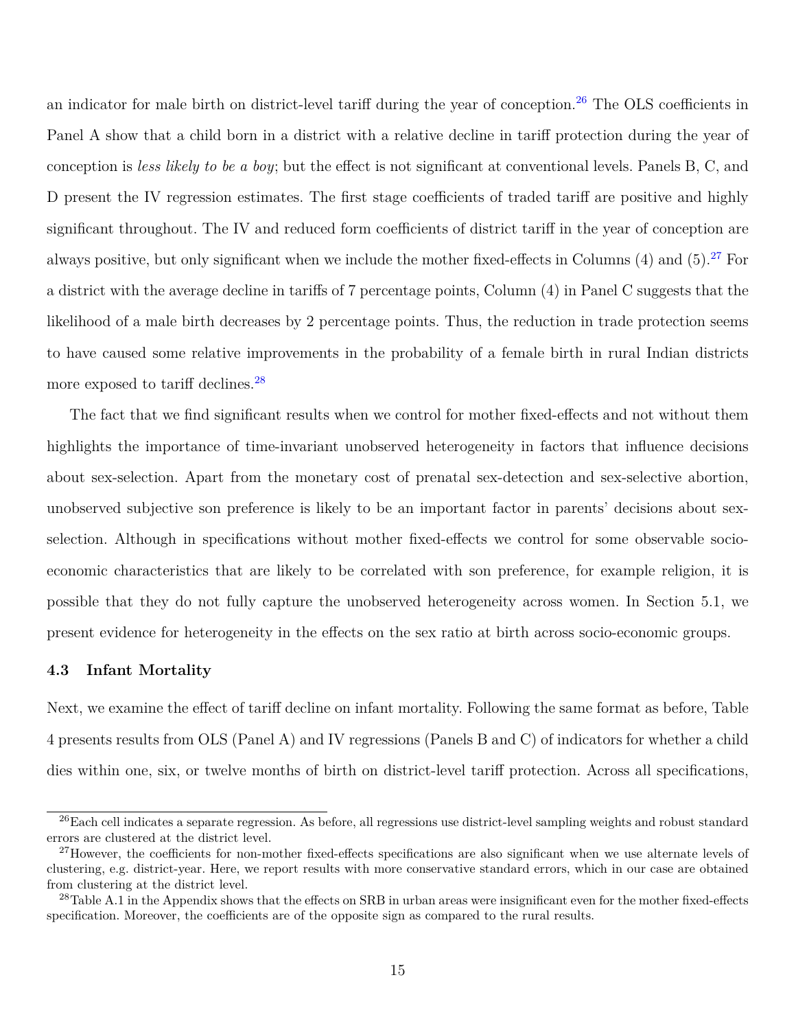an indicator for male birth on district-level tariff during the year of conception.[26] The OLS coefficients in Panel A show that a child born in a district with a relative decline in tariff protection during the year of conception is *less likely to be a boy*; but the effect is not significant at conventional levels. Panels B, C, and D present the IV regression estimates. The first stage coefficients of traded tariff are positive and highly significant throughout. The IV and reduced form coefficients of district tariff in the year of conception are always positive, but only significant when we include the mother fixed-effects in Columns (4) and (5).[27] For a district with the average decline in tariffs of 7 percentage points, Column (4) in Panel C suggests that the likelihood of a male birth decreases by 2 percentage points. Thus, the reduction in trade protection seems to have caused some relative improvements in the probability of a female birth in rural Indian districts more exposed to tariff declines.[28]

The fact that we find significant results when we control for mother fixed-effects and not without them highlights the importance of time-invariant unobserved heterogeneity in factors that influence decisions about sex-selection. Apart from the monetary cost of prenatal sex-detection and sex-selective abortion, unobserved subjective son preference is likely to be an important factor in parents' decisions about sex-selection. Although in specifications without mother fixed-effects we control for some observable socio-economic characteristics that are likely to be correlated with son preference, for example religion, it is possible that they do not fully capture the unobserved heterogeneity across women. In Section 5.1, we present evidence for heterogeneity in the effects on the sex ratio at birth across socio-economic groups.

### 4.3 Infant Mortality

Next, we examine the effect of tariff decline on infant mortality. Following the same format as before, Table 4 presents results from OLS (Panel A) and IV regressions (Panels B and C) of indicators for whether a child dies within one, six, or twelve months of birth on district-level tariff protection. Across all specifications,

---

[26] Each cell indicates a separate regression. As before, all regressions use district-level sampling weights and robust standard errors are clustered at the district level.

[27] However, the coefficients for non-mother fixed-effects specifications are also significant when we use alternate levels of clustering, e.g. district-year. Here, we report results with more conservative standard errors, which in our case are obtained from clustering at the district level.

[28] Table A.1 in the Appendix shows that the effects on SRB in urban areas were insignificant even for the mother fixed-effects specification. Moreover, the coefficients are of the opposite sign as compared to the rural results.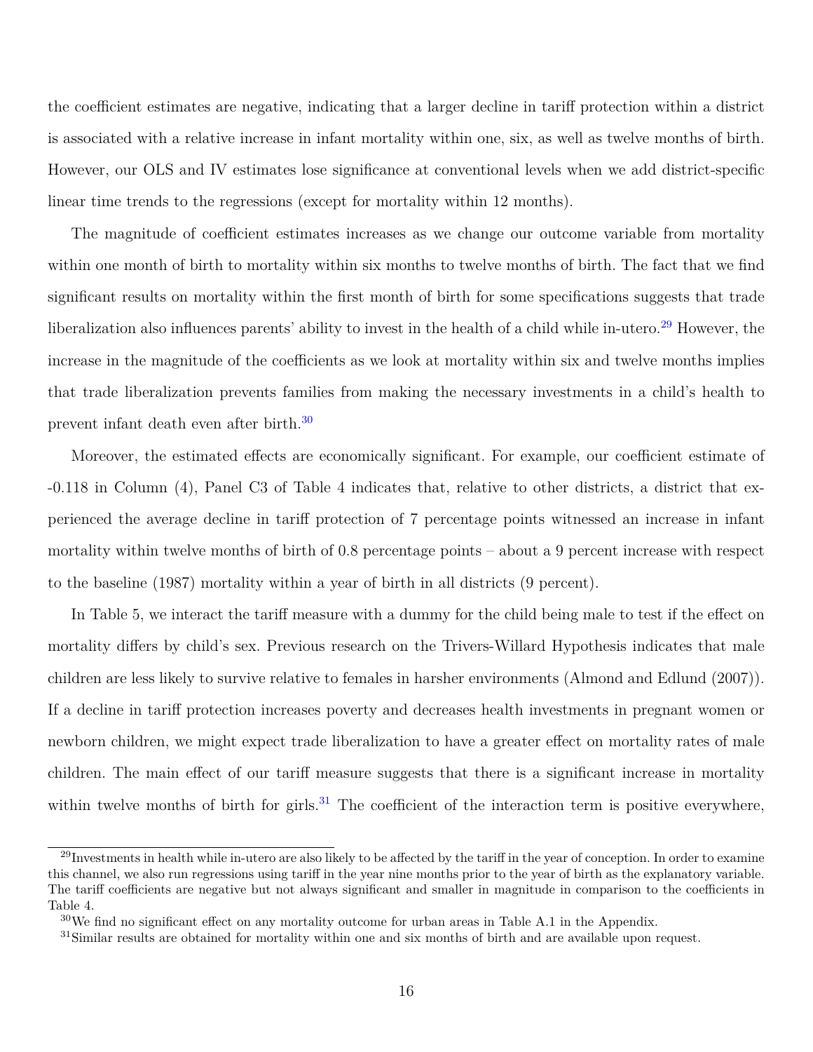the coefficient estimates are negative, indicating that a larger decline in tariff protection within a district is associated with a relative increase in infant mortality within one, six, as well as twelve months of birth. However, our OLS and IV estimates lose significance at conventional levels when we add district-specific linear time trends to the regressions (except for mortality within 12 months).

The magnitude of coefficient estimates increases as we change our outcome variable from mortality within one month of birth to mortality within six months to twelve months of birth. The fact that we find significant results on mortality within the first month of birth for some specifications suggests that trade liberalization also influences parents' ability to invest in the health of a child while in-utero.[29] However, the increase in the magnitude of the coefficients as we look at mortality within six and twelve months implies that trade liberalization prevents families from making the necessary investments in a child's health to prevent infant death even after birth.[30]

Moreover, the estimated effects are economically significant. For example, our coefficient estimate of -0.118 in Column (4), Panel C3 of Table 4 indicates that, relative to other districts, a district that experienced the average decline in tariff protection of 7 percentage points witnessed an increase in infant mortality within twelve months of birth of 0.8 percentage points – about a 9 percent increase with respect to the baseline (1987) mortality within a year of birth in all districts (9 percent).

In Table 5, we interact the tariff measure with a dummy for the child being male to test if the effect on mortality differs by child's sex. Previous research on the Trivers-Willard Hypothesis indicates that male children are less likely to survive relative to females in harsher environments (Almond and Edlund (2007)). If a decline in tariff protection increases poverty and decreases health investments in pregnant women or newborn children, we might expect trade liberalization to have a greater effect on mortality rates of male children. The main effect of our tariff measure suggests that there is a significant increase in mortality within twelve months of birth for girls.[31] The coefficient of the interaction term is positive everywhere,

[29] Investments in health while in-utero are also likely to be affected by the tariff in the year of conception. In order to examine this channel, we also run regressions using tariff in the year nine months prior to the year of birth as the explanatory variable. The tariff coefficients are negative but not always significant and smaller in magnitude in comparison to the coefficients in Table 4.

[30] We find no significant effect on any mortality outcome for urban areas in Table A.1 in the Appendix.

[31] Similar results are obtained for mortality within one and six months of birth and are available upon request.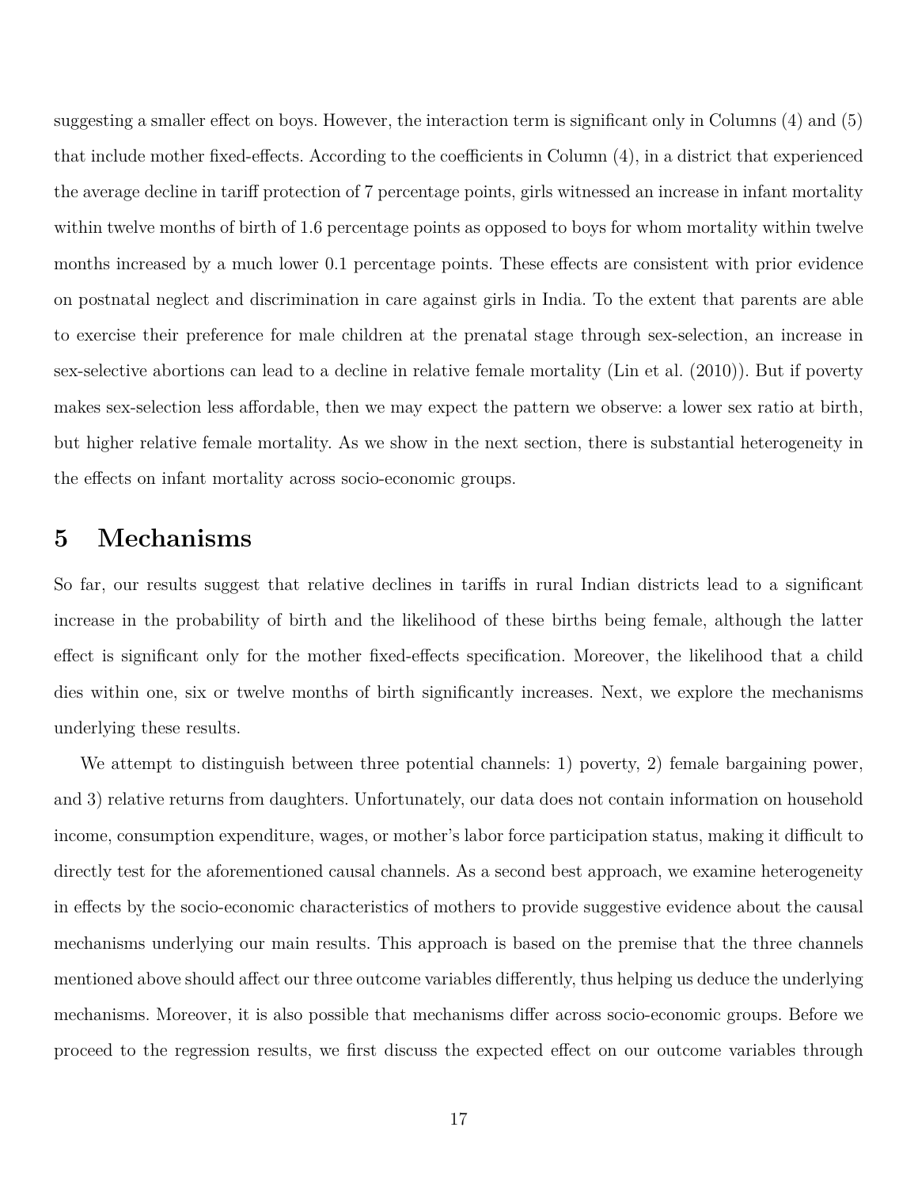suggesting a smaller effect on boys. However, the interaction term is significant only in Columns (4) and (5) that include mother fixed-effects. According to the coefficients in Column (4), in a district that experienced the average decline in tariff protection of 7 percentage points, girls witnessed an increase in infant mortality within twelve months of birth of 1.6 percentage points as opposed to boys for whom mortality within twelve months increased by a much lower 0.1 percentage points. These effects are consistent with prior evidence on postnatal neglect and discrimination in care against girls in India. To the extent that parents are able to exercise their preference for male children at the prenatal stage through sex-selection, an increase in sex-selective abortions can lead to a decline in relative female mortality (Lin et al. (2010)). But if poverty makes sex-selection less affordable, then we may expect the pattern we observe: a lower sex ratio at birth, but higher relative female mortality. As we show in the next section, there is substantial heterogeneity in the effects on infant mortality across socio-economic groups.

## 5 Mechanisms

So far, our results suggest that relative declines in tariffs in rural Indian districts lead to a significant increase in the probability of birth and the likelihood of these births being female, although the latter effect is significant only for the mother fixed-effects specification. Moreover, the likelihood that a child dies within one, six or twelve months of birth significantly increases. Next, we explore the mechanisms underlying these results.

We attempt to distinguish between three potential channels: 1) poverty, 2) female bargaining power, and 3) relative returns from daughters. Unfortunately, our data does not contain information on household income, consumption expenditure, wages, or mother's labor force participation status, making it difficult to directly test for the aforementioned causal channels. As a second best approach, we examine heterogeneity in effects by the socio-economic characteristics of mothers to provide suggestive evidence about the causal mechanisms underlying our main results. This approach is based on the premise that the three channels mentioned above should affect our three outcome variables differently, thus helping us deduce the underlying mechanisms. Moreover, it is also possible that mechanisms differ across socio-economic groups. Before we proceed to the regression results, we first discuss the expected effect on our outcome variables through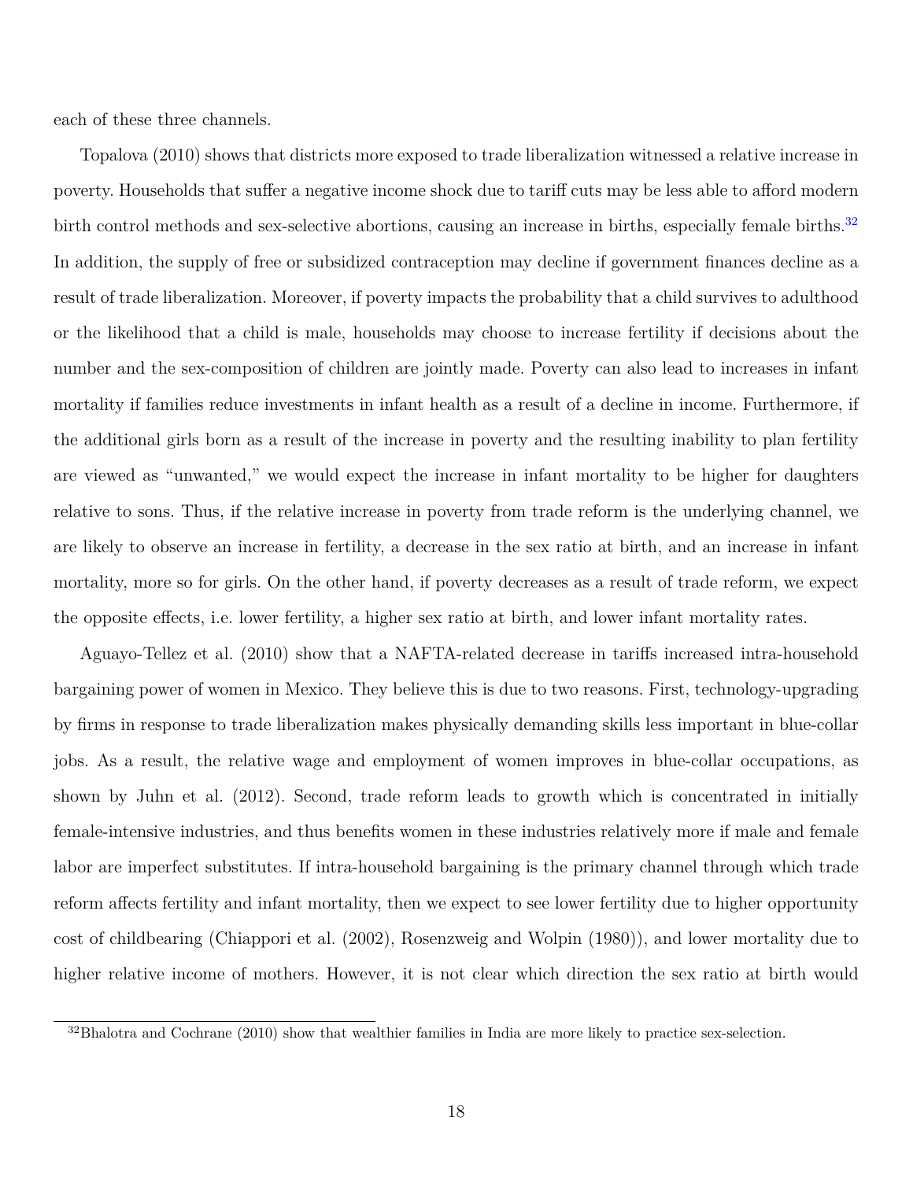each of these three channels.

Topalova (2010) shows that districts more exposed to trade liberalization witnessed a relative increase in poverty. Households that suffer a negative income shock due to tariff cuts may be less able to afford modern birth control methods and sex-selective abortions, causing an increase in births, especially female births.[32] In addition, the supply of free or subsidized contraception may decline if government finances decline as a result of trade liberalization. Moreover, if poverty impacts the probability that a child survives to adulthood or the likelihood that a child is male, households may choose to increase fertility if decisions about the number and the sex-composition of children are jointly made. Poverty can also lead to increases in infant mortality if families reduce investments in infant health as a result of a decline in income. Furthermore, if the additional girls born as a result of the increase in poverty and the resulting inability to plan fertility are viewed as "unwanted," we would expect the increase in infant mortality to be higher for daughters relative to sons. Thus, if the relative increase in poverty from trade reform is the underlying channel, we are likely to observe an increase in fertility, a decrease in the sex ratio at birth, and an increase in infant mortality, more so for girls. On the other hand, if poverty decreases as a result of trade reform, we expect the opposite effects, i.e. lower fertility, a higher sex ratio at birth, and lower infant mortality rates.

Aguayo-Tellez et al. (2010) show that a NAFTA-related decrease in tariffs increased intra-household bargaining power of women in Mexico. They believe this is due to two reasons. First, technology-upgrading by firms in response to trade liberalization makes physically demanding skills less important in blue-collar jobs. As a result, the relative wage and employment of women improves in blue-collar occupations, as shown by Juhn et al. (2012). Second, trade reform leads to growth which is concentrated in initially female-intensive industries, and thus benefits women in these industries relatively more if male and female labor are imperfect substitutes. If intra-household bargaining is the primary channel through which trade reform affects fertility and infant mortality, then we expect to see lower fertility due to higher opportunity cost of childbearing (Chiappori et al. (2002), Rosenzweig and Wolpin (1980)), and lower mortality due to higher relative income of mothers. However, it is not clear which direction the sex ratio at birth would

[32] Bhalotra and Cochrane (2010) show that wealthier families in India are more likely to practice sex-selection.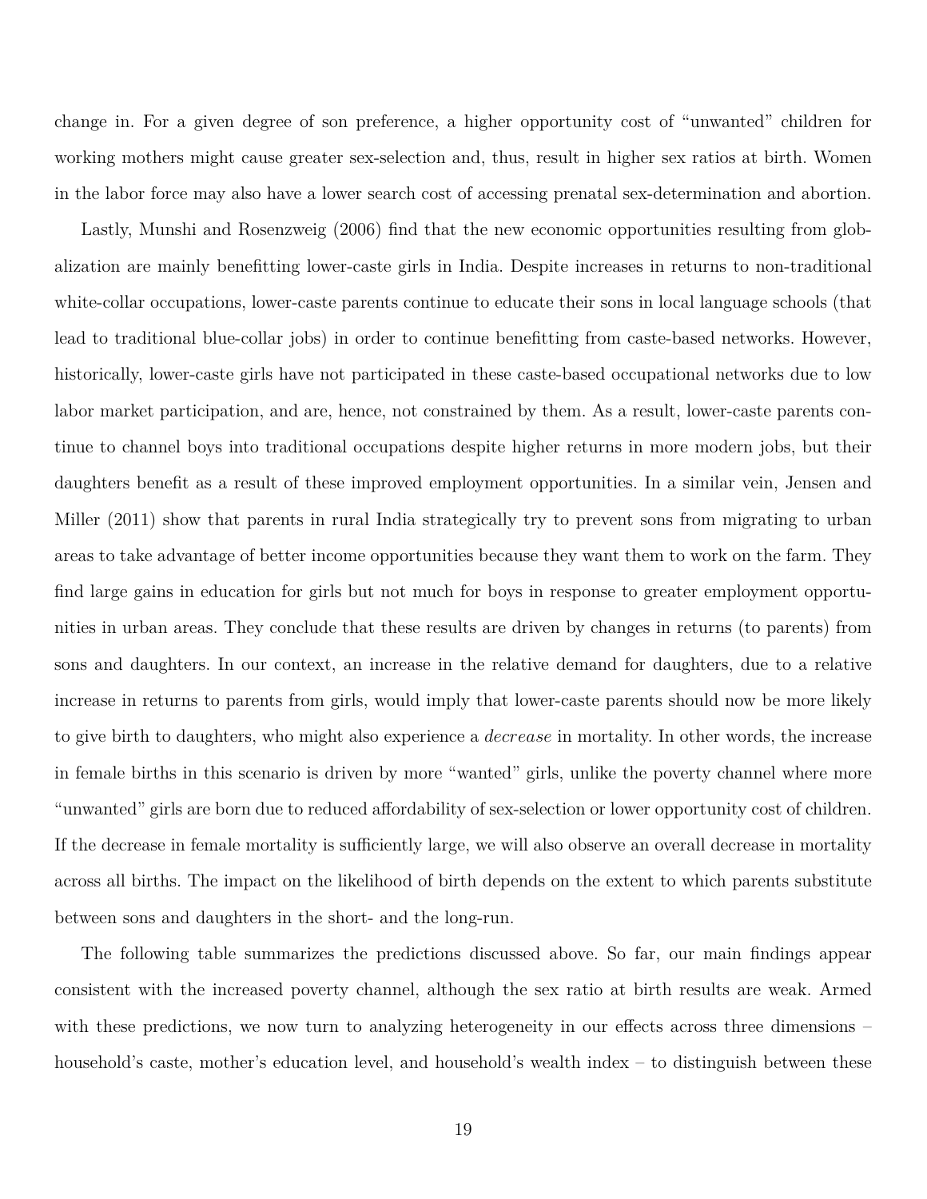change in. For a given degree of son preference, a higher opportunity cost of "unwanted" children for working mothers might cause greater sex-selection and, thus, result in higher sex ratios at birth. Women in the labor force may also have a lower search cost of accessing prenatal sex-determination and abortion.

Lastly, Munshi and Rosenzweig (2006) find that the new economic opportunities resulting from globalization are mainly benefitting lower-caste girls in India. Despite increases in returns to non-traditional white-collar occupations, lower-caste parents continue to educate their sons in local language schools (that lead to traditional blue-collar jobs) in order to continue benefitting from caste-based networks. However, historically, lower-caste girls have not participated in these caste-based occupational networks due to low labor market participation, and are, hence, not constrained by them. As a result, lower-caste parents continue to channel boys into traditional occupations despite higher returns in more modern jobs, but their daughters benefit as a result of these improved employment opportunities. In a similar vein, Jensen and Miller (2011) show that parents in rural India strategically try to prevent sons from migrating to urban areas to take advantage of better income opportunities because they want them to work on the farm. They find large gains in education for girls but not much for boys in response to greater employment opportunities in urban areas. They conclude that these results are driven by changes in returns (to parents) from sons and daughters. In our context, an increase in the relative demand for daughters, due to a relative increase in returns to parents from girls, would imply that lower-caste parents should now be more likely to give birth to daughters, who might also experience a *decrease* in mortality. In other words, the increase in female births in this scenario is driven by more "wanted" girls, unlike the poverty channel where more "unwanted" girls are born due to reduced affordability of sex-selection or lower opportunity cost of children. If the decrease in female mortality is sufficiently large, we will also observe an overall decrease in mortality across all births. The impact on the likelihood of birth depends on the extent to which parents substitute between sons and daughters in the short- and the long-run.

The following table summarizes the predictions discussed above. So far, our main findings appear consistent with the increased poverty channel, although the sex ratio at birth results are weak. Armed with these predictions, we now turn to analyzing heterogeneity in our effects across three dimensions – household's caste, mother's education level, and household's wealth index – to distinguish between these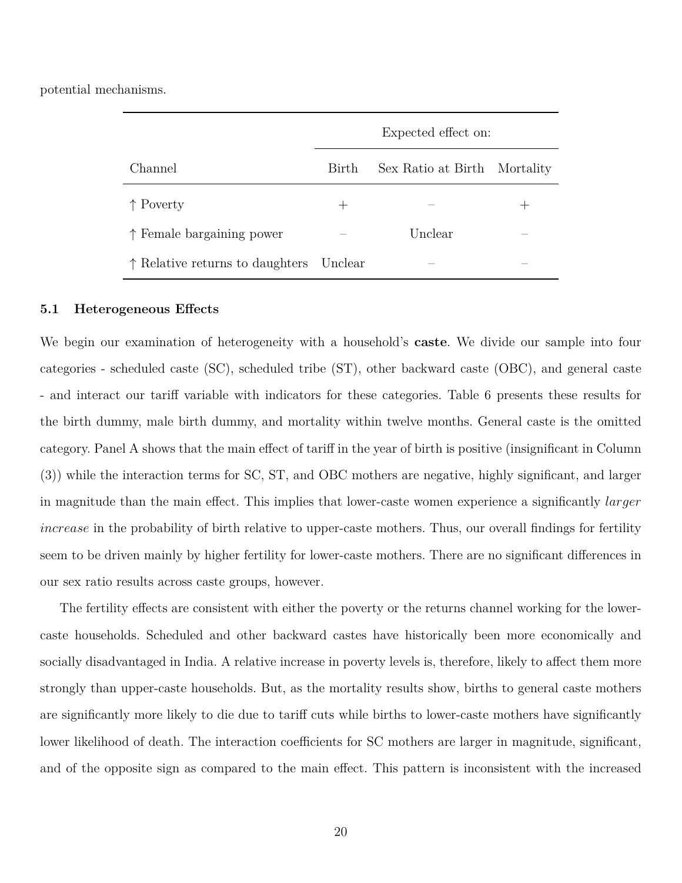potential mechanisms.

| | Expected effect on: | | |
|---|---|---|---|
| Channel | Birth | Sex Ratio at Birth | Mortality |
| ↑ Poverty | + | − | + |
| ↑ Female bargaining power | − | Unclear | − |
| ↑ Relative returns to daughters | Unclear | − | − |

### 5.1 Heterogeneous Effects

We begin our examination of heterogeneity with a household's **caste**. We divide our sample into four categories - scheduled caste (SC), scheduled tribe (ST), other backward caste (OBC), and general caste - and interact our tariff variable with indicators for these categories. Table 6 presents these results for the birth dummy, male birth dummy, and mortality within twelve months. General caste is the omitted category. Panel A shows that the main effect of tariff in the year of birth is positive (insignificant in Column (3)) while the interaction terms for SC, ST, and OBC mothers are negative, highly significant, and larger in magnitude than the main effect. This implies that lower-caste women experience a significantly *larger increase* in the probability of birth relative to upper-caste mothers. Thus, our overall findings for fertility seem to be driven mainly by higher fertility for lower-caste mothers. There are no significant differences in our sex ratio results across caste groups, however.

The fertility effects are consistent with either the poverty or the returns channel working for the lower-caste households. Scheduled and other backward castes have historically been more economically and socially disadvantaged in India. A relative increase in poverty levels is, therefore, likely to affect them more strongly than upper-caste households. But, as the mortality results show, births to general caste mothers are significantly more likely to die due to tariff cuts while births to lower-caste mothers have significantly lower likelihood of death. The interaction coefficients for SC mothers are larger in magnitude, significant, and of the opposite sign as compared to the main effect. This pattern is inconsistent with the increased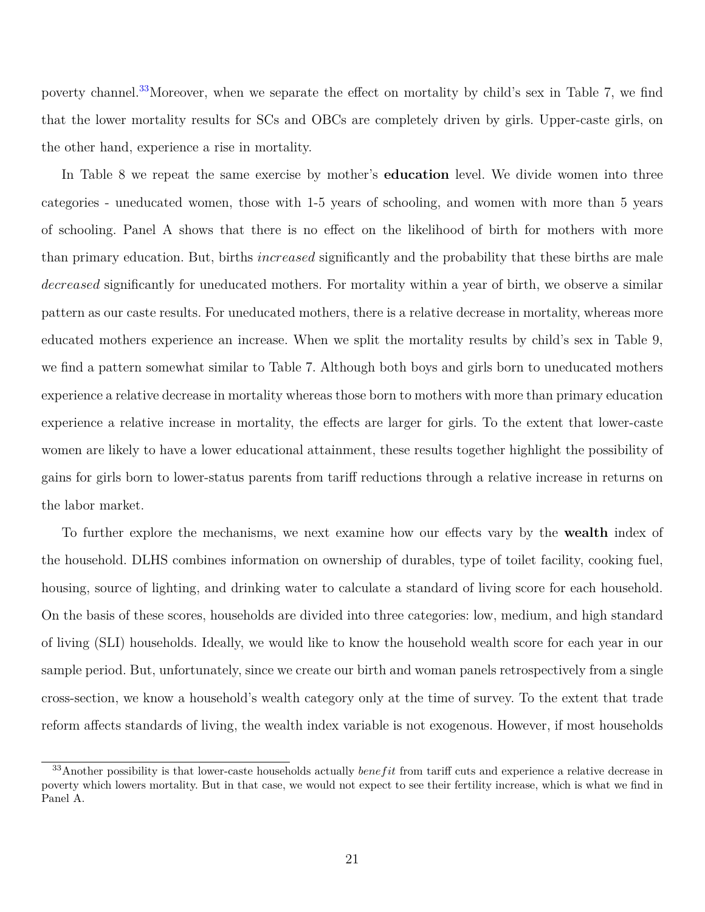poverty channel.[33] Moreover, when we separate the effect on mortality by child's sex in Table 7, we find that the lower mortality results for SCs and OBCs are completely driven by girls. Upper-caste girls, on the other hand, experience a rise in mortality.

In Table 8 we repeat the same exercise by mother's **education** level. We divide women into three categories - uneducated women, those with 1-5 years of schooling, and women with more than 5 years of schooling. Panel A shows that there is no effect on the likelihood of birth for mothers with more than primary education. But, births *increased* significantly and the probability that these births are male *decreased* significantly for uneducated mothers. For mortality within a year of birth, we observe a similar pattern as our caste results. For uneducated mothers, there is a relative decrease in mortality, whereas more educated mothers experience an increase. When we split the mortality results by child's sex in Table 9, we find a pattern somewhat similar to Table 7. Although both boys and girls born to uneducated mothers experience a relative decrease in mortality whereas those born to mothers with more than primary education experience a relative increase in mortality, the effects are larger for girls. To the extent that lower-caste women are likely to have a lower educational attainment, these results together highlight the possibility of gains for girls born to lower-status parents from tariff reductions through a relative increase in returns on the labor market.

To further explore the mechanisms, we next examine how our effects vary by the **wealth** index of the household. DLHS combines information on ownership of durables, type of toilet facility, cooking fuel, housing, source of lighting, and drinking water to calculate a standard of living score for each household. On the basis of these scores, households are divided into three categories: low, medium, and high standard of living (SLI) households. Ideally, we would like to know the household wealth score for each year in our sample period. But, unfortunately, since we create our birth and woman panels retrospectively from a single cross-section, we know a household's wealth category only at the time of survey. To the extent that trade reform affects standards of living, the wealth index variable is not exogenous. However, if most households

[33] Another possibility is that lower-caste households actually *benefit* from tariff cuts and experience a relative decrease in poverty which lowers mortality. But in that case, we would not expect to see their fertility increase, which is what we find in Panel A.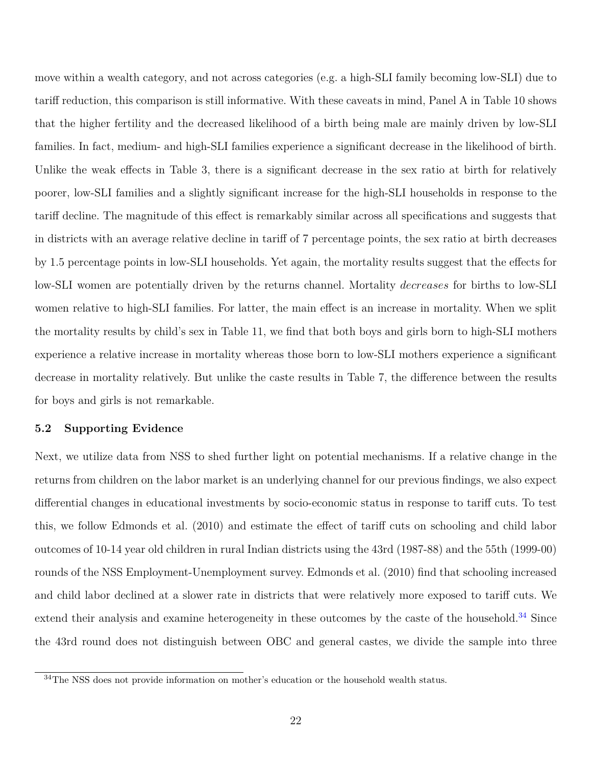move within a wealth category, and not across categories (e.g. a high-SLI family becoming low-SLI) due to tariff reduction, this comparison is still informative. With these caveats in mind, Panel A in Table 10 shows that the higher fertility and the decreased likelihood of a birth being male are mainly driven by low-SLI families. In fact, medium- and high-SLI families experience a significant decrease in the likelihood of birth. Unlike the weak effects in Table 3, there is a significant decrease in the sex ratio at birth for relatively poorer, low-SLI families and a slightly significant increase for the high-SLI households in response to the tariff decline. The magnitude of this effect is remarkably similar across all specifications and suggests that in districts with an average relative decline in tariff of 7 percentage points, the sex ratio at birth decreases by 1.5 percentage points in low-SLI households. Yet again, the mortality results suggest that the effects for low-SLI women are potentially driven by the returns channel. Mortality *decreases* for births to low-SLI women relative to high-SLI families. For latter, the main effect is an increase in mortality. When we split the mortality results by child's sex in Table 11, we find that both boys and girls born to high-SLI mothers experience a relative increase in mortality whereas those born to low-SLI mothers experience a significant decrease in mortality relatively. But unlike the caste results in Table 7, the difference between the results for boys and girls is not remarkable.

### 5.2 Supporting Evidence

Next, we utilize data from NSS to shed further light on potential mechanisms. If a relative change in the returns from children on the labor market is an underlying channel for our previous findings, we also expect differential changes in educational investments by socio-economic status in response to tariff cuts. To test this, we follow Edmonds et al. (2010) and estimate the effect of tariff cuts on schooling and child labor outcomes of 10-14 year old children in rural Indian districts using the 43rd (1987-88) and the 55th (1999-00) rounds of the NSS Employment-Unemployment survey. Edmonds et al. (2010) find that schooling increased and child labor declined at a slower rate in districts that were relatively more exposed to tariff cuts. We extend their analysis and examine heterogeneity in these outcomes by the caste of the household.[34] Since the 43rd round does not distinguish between OBC and general castes, we divide the sample into three

[34] The NSS does not provide information on mother's education or the household wealth status.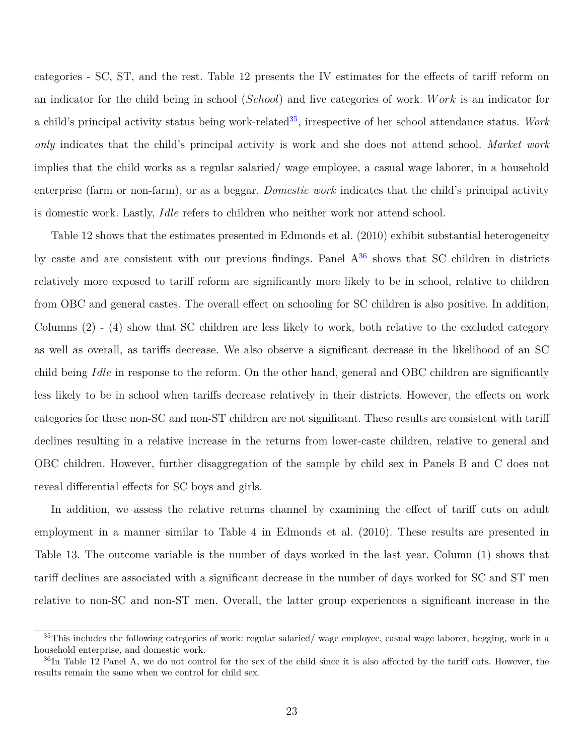categories - SC, ST, and the rest. Table 12 presents the IV estimates for the effects of tariff reform on an indicator for the child being in school (*School*) and five categories of work. *Work* is an indicator for a child's principal activity status being work-related[35], irrespective of her school attendance status. *Work only* indicates that the child's principal activity is work and she does not attend school. *Market work* implies that the child works as a regular salaried/ wage employee, a casual wage laborer, in a household enterprise (farm or non-farm), or as a beggar. *Domestic work* indicates that the child's principal activity is domestic work. Lastly, *Idle* refers to children who neither work nor attend school.

Table 12 shows that the estimates presented in Edmonds et al. (2010) exhibit substantial heterogeneity by caste and are consistent with our previous findings. Panel A[36] shows that SC children in districts relatively more exposed to tariff reform are significantly more likely to be in school, relative to children from OBC and general castes. The overall effect on schooling for SC children is also positive. In addition, Columns (2) - (4) show that SC children are less likely to work, both relative to the excluded category as well as overall, as tariffs decrease. We also observe a significant decrease in the likelihood of an SC child being *Idle* in response to the reform. On the other hand, general and OBC children are significantly less likely to be in school when tariffs decrease relatively in their districts. However, the effects on work categories for these non-SC and non-ST children are not significant. These results are consistent with tariff declines resulting in a relative increase in the returns from lower-caste children, relative to general and OBC children. However, further disaggregation of the sample by child sex in Panels B and C does not reveal differential effects for SC boys and girls.

In addition, we assess the relative returns channel by examining the effect of tariff cuts on adult employment in a manner similar to Table 4 in Edmonds et al. (2010). These results are presented in Table 13. The outcome variable is the number of days worked in the last year. Column (1) shows that tariff declines are associated with a significant decrease in the number of days worked for SC and ST men relative to non-SC and non-ST men. Overall, the latter group experiences a significant increase in the

[35] This includes the following categories of work: regular salaried/ wage employee, casual wage laborer, begging, work in a household enterprise, and domestic work.

[36] In Table 12 Panel A, we do not control for the sex of the child since it is also affected by the tariff cuts. However, the results remain the same when we control for child sex.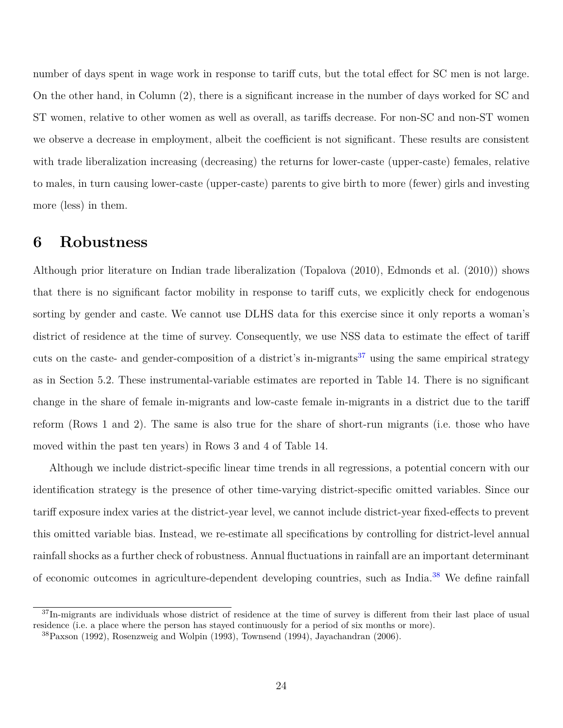number of days spent in wage work in response to tariff cuts, but the total effect for SC men is not large. On the other hand, in Column (2), there is a significant increase in the number of days worked for SC and ST women, relative to other women as well as overall, as tariffs decrease. For non-SC and non-ST women we observe a decrease in employment, albeit the coefficient is not significant. These results are consistent with trade liberalization increasing (decreasing) the returns for lower-caste (upper-caste) females, relative to males, in turn causing lower-caste (upper-caste) parents to give birth to more (fewer) girls and investing more (less) in them.

# 6 Robustness

Although prior literature on Indian trade liberalization (Topalova (2010), Edmonds et al. (2010)) shows that there is no significant factor mobility in response to tariff cuts, we explicitly check for endogenous sorting by gender and caste. We cannot use DLHS data for this exercise since it only reports a woman's district of residence at the time of survey. Consequently, we use NSS data to estimate the effect of tariff cuts on the caste- and gender-composition of a district's in-migrants[37] using the same empirical strategy as in Section 5.2. These instrumental-variable estimates are reported in Table 14. There is no significant change in the share of female in-migrants and low-caste female in-migrants in a district due to the tariff reform (Rows 1 and 2). The same is also true for the share of short-run migrants (i.e. those who have moved within the past ten years) in Rows 3 and 4 of Table 14.

Although we include district-specific linear time trends in all regressions, a potential concern with our identification strategy is the presence of other time-varying district-specific omitted variables. Since our tariff exposure index varies at the district-year level, we cannot include district-year fixed-effects to prevent this omitted variable bias. Instead, we re-estimate all specifications by controlling for district-level annual rainfall shocks as a further check of robustness. Annual fluctuations in rainfall are an important determinant of economic outcomes in agriculture-dependent developing countries, such as India.[38] We define rainfall

[37] In-migrants are individuals whose district of residence at the time of survey is different from their last place of usual residence (i.e. a place where the person has stayed continuously for a period of six months or more).

[38] Paxson (1992), Rosenzweig and Wolpin (1993), Townsend (1994), Jayachandran (2006).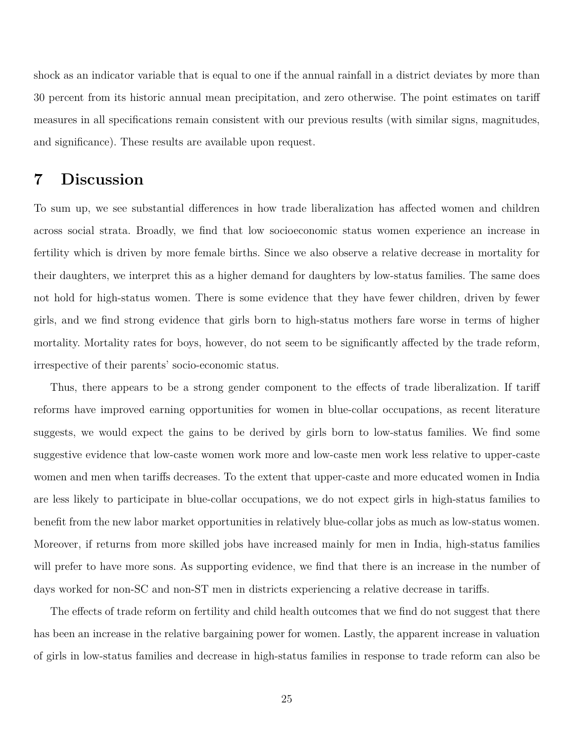shock as an indicator variable that is equal to one if the annual rainfall in a district deviates by more than 30 percent from its historic annual mean precipitation, and zero otherwise. The point estimates on tariff measures in all specifications remain consistent with our previous results (with similar signs, magnitudes, and significance). These results are available upon request.

# 7 Discussion

To sum up, we see substantial differences in how trade liberalization has affected women and children across social strata. Broadly, we find that low socioeconomic status women experience an increase in fertility which is driven by more female births. Since we also observe a relative decrease in mortality for their daughters, we interpret this as a higher demand for daughters by low-status families. The same does not hold for high-status women. There is some evidence that they have fewer children, driven by fewer girls, and we find strong evidence that girls born to high-status mothers fare worse in terms of higher mortality. Mortality rates for boys, however, do not seem to be significantly affected by the trade reform, irrespective of their parents' socio-economic status.

Thus, there appears to be a strong gender component to the effects of trade liberalization. If tariff reforms have improved earning opportunities for women in blue-collar occupations, as recent literature suggests, we would expect the gains to be derived by girls born to low-status families. We find some suggestive evidence that low-caste women work more and low-caste men work less relative to upper-caste women and men when tariffs decreases. To the extent that upper-caste and more educated women in India are less likely to participate in blue-collar occupations, we do not expect girls in high-status families to benefit from the new labor market opportunities in relatively blue-collar jobs as much as low-status women. Moreover, if returns from more skilled jobs have increased mainly for men in India, high-status families will prefer to have more sons. As supporting evidence, we find that there is an increase in the number of days worked for non-SC and non-ST men in districts experiencing a relative decrease in tariffs.

The effects of trade reform on fertility and child health outcomes that we find do not suggest that there has been an increase in the relative bargaining power for women. Lastly, the apparent increase in valuation of girls in low-status families and decrease in high-status families in response to trade reform can also be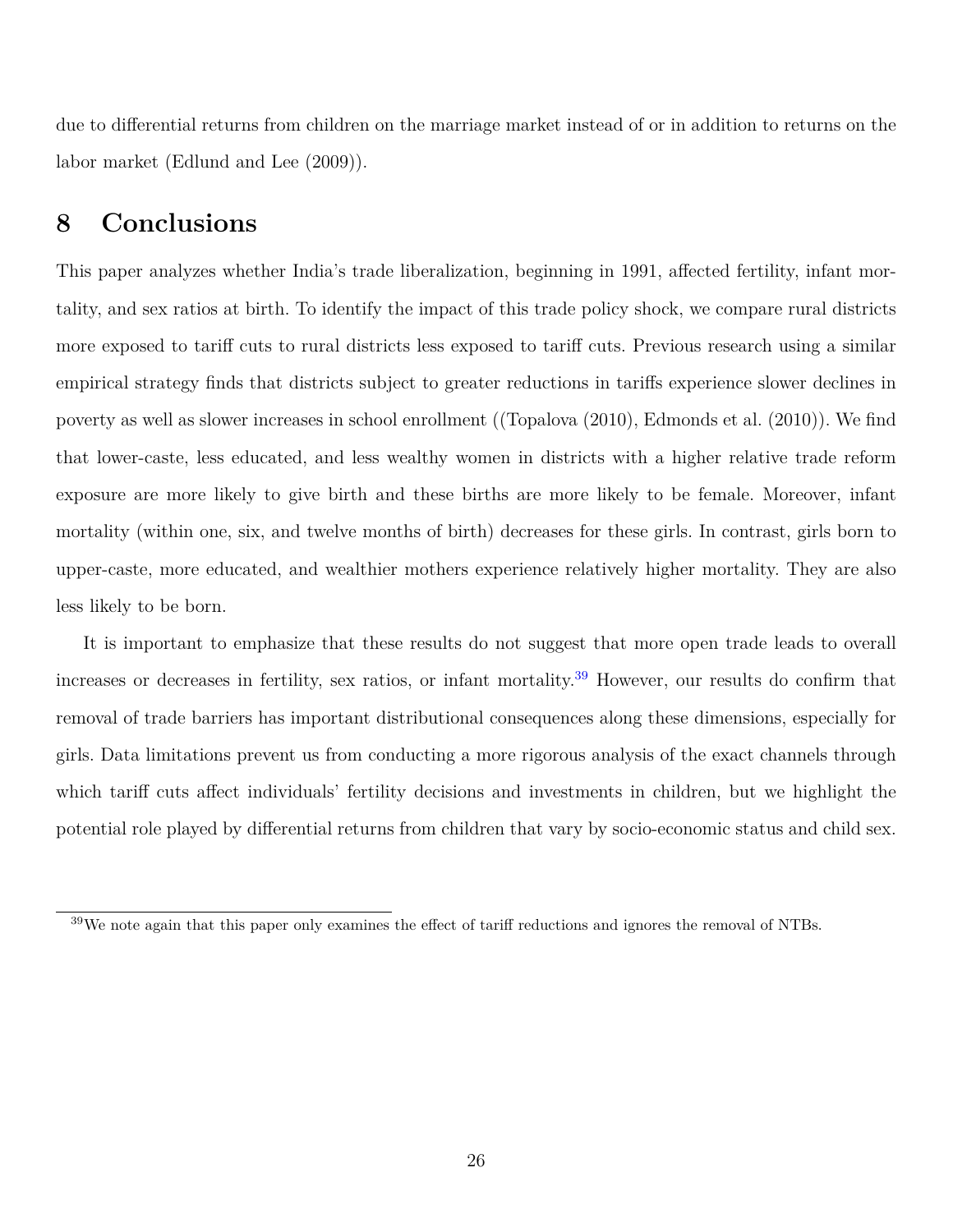due to differential returns from children on the marriage market instead of or in addition to returns on the labor market (Edlund and Lee (2009)).

# 8 Conclusions

This paper analyzes whether India's trade liberalization, beginning in 1991, affected fertility, infant mortality, and sex ratios at birth. To identify the impact of this trade policy shock, we compare rural districts more exposed to tariff cuts to rural districts less exposed to tariff cuts. Previous research using a similar empirical strategy finds that districts subject to greater reductions in tariffs experience slower declines in poverty as well as slower increases in school enrollment ((Topalova (2010), Edmonds et al. (2010)). We find that lower-caste, less educated, and less wealthy women in districts with a higher relative trade reform exposure are more likely to give birth and these births are more likely to be female. Moreover, infant mortality (within one, six, and twelve months of birth) decreases for these girls. In contrast, girls born to upper-caste, more educated, and wealthier mothers experience relatively higher mortality. They are also less likely to be born.

It is important to emphasize that these results do not suggest that more open trade leads to overall increases or decreases in fertility, sex ratios, or infant mortality.[39] However, our results do confirm that removal of trade barriers has important distributional consequences along these dimensions, especially for girls. Data limitations prevent us from conducting a more rigorous analysis of the exact channels through which tariff cuts affect individuals' fertility decisions and investments in children, but we highlight the potential role played by differential returns from children that vary by socio-economic status and child sex.

[39] We note again that this paper only examines the effect of tariff reductions and ignores the removal of NTBs.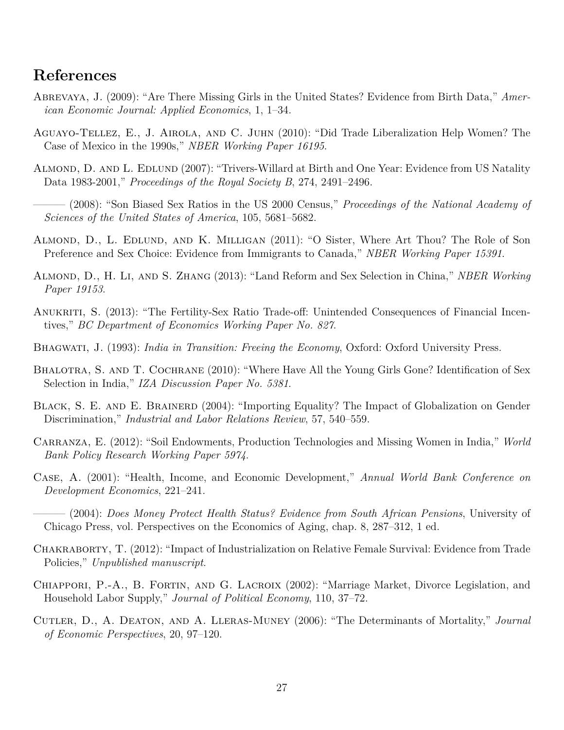## References

Abrevaya, J. (2009): "Are There Missing Girls in the United States? Evidence from Birth Data," *American Economic Journal: Applied Economics*, 1, 1–34.

Aguayo-Tellez, E., J. Airola, and C. Juhn (2010): "Did Trade Liberalization Help Women? The Case of Mexico in the 1990s," *NBER Working Paper 16195*.

Almond, D. and L. Edlund (2007): "Trivers-Willard at Birth and One Year: Evidence from US Natality Data 1983-2001," *Proceedings of the Royal Society B*, 274, 2491–2496.

——— (2008): "Son Biased Sex Ratios in the US 2000 Census," *Proceedings of the National Academy of Sciences of the United States of America*, 105, 5681–5682.

Almond, D., L. Edlund, and K. Milligan (2011): "O Sister, Where Art Thou? The Role of Son Preference and Sex Choice: Evidence from Immigrants to Canada," *NBER Working Paper 15391.*

Almond, D., H. Li, and S. Zhang (2013): "Land Reform and Sex Selection in China," *NBER Working Paper 19153*.

Anukriti, S. (2013): "The Fertility-Sex Ratio Trade-off: Unintended Consequences of Financial Incentives," *BC Department of Economics Working Paper No. 827*.

Bhagwati, J. (1993): *India in Transition: Freeing the Economy*, Oxford: Oxford University Press.

Bhalotra, S. and T. Cochrane (2010): "Where Have All the Young Girls Gone? Identification of Sex Selection in India," *IZA Discussion Paper No. 5381.*

Black, S. E. and E. Brainerd (2004): "Importing Equality? The Impact of Globalization on Gender Discrimination," *Industrial and Labor Relations Review*, 57, 540–559.

Carranza, E. (2012): "Soil Endowments, Production Technologies and Missing Women in India," *World Bank Policy Research Working Paper 5974*.

Case, A. (2001): "Health, Income, and Economic Development," *Annual World Bank Conference on Development Economics*, 221–241.

——— (2004): *Does Money Protect Health Status? Evidence from South African Pensions*, University of Chicago Press, vol. Perspectives on the Economics of Aging, chap. 8, 287–312, 1 ed.

Chakraborty, T. (2012): "Impact of Industrialization on Relative Female Survival: Evidence from Trade Policies," *Unpublished manuscript*.

Chiappori, P.-A., B. Fortin, and G. Lacroix (2002): "Marriage Market, Divorce Legislation, and Household Labor Supply," *Journal of Political Economy*, 110, 37–72.

Cutler, D., A. Deaton, and A. Lleras-Muney (2006): "The Determinants of Mortality," *Journal of Economic Perspectives*, 20, 97–120.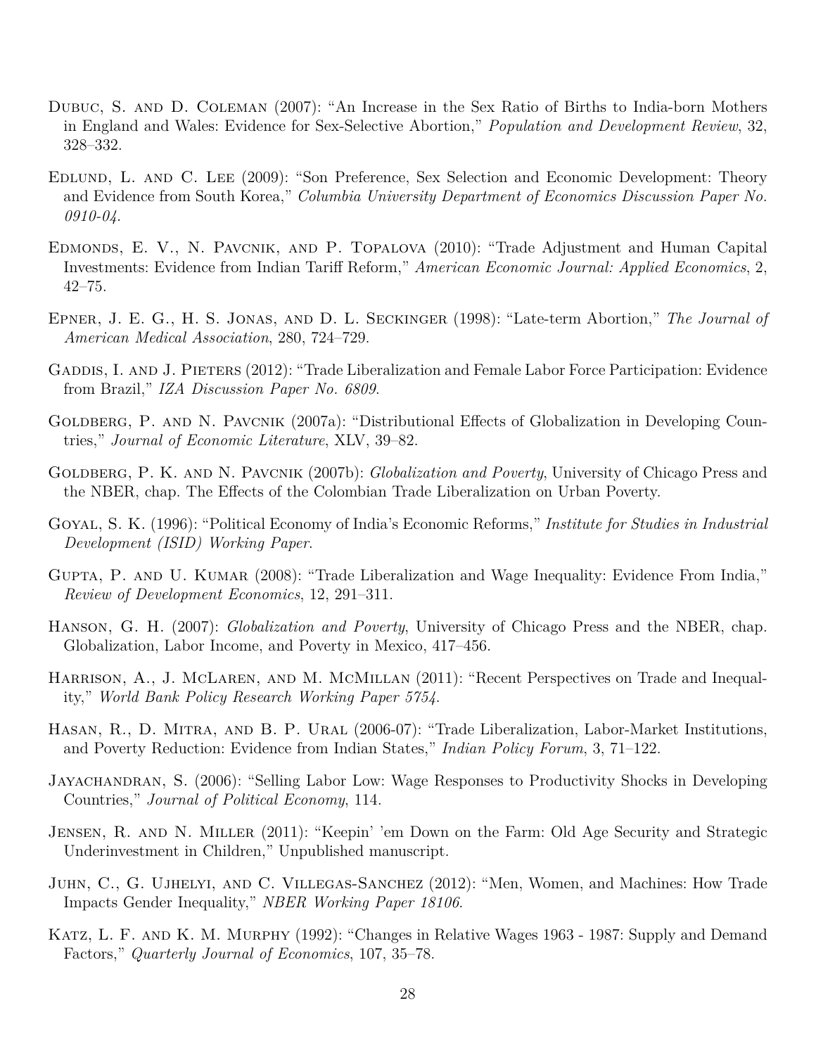Dubuc, S. and D. Coleman (2007): "An Increase in the Sex Ratio of Births to India-born Mothers in England and Wales: Evidence for Sex-Selective Abortion," *Population and Development Review*, 32, 328–332.

Edlund, L. and C. Lee (2009): "Son Preference, Sex Selection and Economic Development: Theory and Evidence from South Korea," *Columbia University Department of Economics Discussion Paper No. 0910-04*.

Edmonds, E. V., N. Pavcnik, and P. Topalova (2010): "Trade Adjustment and Human Capital Investments: Evidence from Indian Tariff Reform," *American Economic Journal: Applied Economics*, 2, 42–75.

Epner, J. E. G., H. S. Jonas, and D. L. Seckinger (1998): "Late-term Abortion," *The Journal of American Medical Association*, 280, 724–729.

Gaddis, I. and J. Pieters (2012): "Trade Liberalization and Female Labor Force Participation: Evidence from Brazil," *IZA Discussion Paper No. 6809*.

Goldberg, P. and N. Pavcnik (2007a): "Distributional Effects of Globalization in Developing Countries," *Journal of Economic Literature*, XLV, 39–82.

Goldberg, P. K. and N. Pavcnik (2007b): *Globalization and Poverty*, University of Chicago Press and the NBER, chap. The Effects of the Colombian Trade Liberalization on Urban Poverty.

Goyal, S. K. (1996): "Political Economy of India's Economic Reforms," *Institute for Studies in Industrial Development (ISID) Working Paper*.

Gupta, P. and U. Kumar (2008): "Trade Liberalization and Wage Inequality: Evidence From India," *Review of Development Economics*, 12, 291–311.

Hanson, G. H. (2007): *Globalization and Poverty*, University of Chicago Press and the NBER, chap. Globalization, Labor Income, and Poverty in Mexico, 417–456.

Harrison, A., J. McLaren, and M. McMillan (2011): "Recent Perspectives on Trade and Inequality," *World Bank Policy Research Working Paper 5754*.

Hasan, R., D. Mitra, and B. P. Ural (2006-07): "Trade Liberalization, Labor-Market Institutions, and Poverty Reduction: Evidence from Indian States," *Indian Policy Forum*, 3, 71–122.

Jayachandran, S. (2006): "Selling Labor Low: Wage Responses to Productivity Shocks in Developing Countries," *Journal of Political Economy*, 114.

Jensen, R. and N. Miller (2011): "Keepin' 'em Down on the Farm: Old Age Security and Strategic Underinvestment in Children," Unpublished manuscript.

Juhn, C., G. Ujhelyi, and C. Villegas-Sanchez (2012): "Men, Women, and Machines: How Trade Impacts Gender Inequality," *NBER Working Paper 18106*.

Katz, L. F. and K. M. Murphy (1992): "Changes in Relative Wages 1963 - 1987: Supply and Demand Factors," *Quarterly Journal of Economics*, 107, 35–78.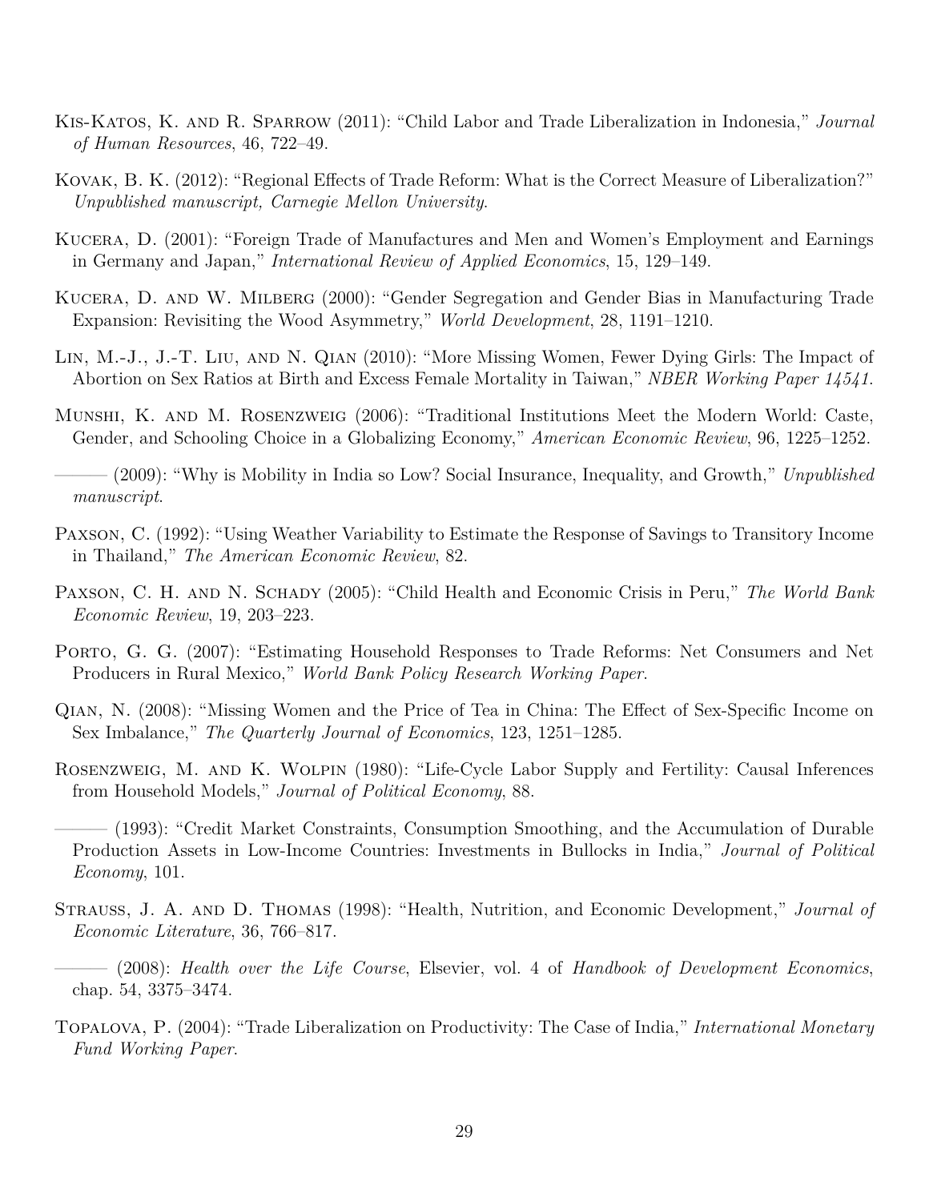Kis-Katos, K. and R. Sparrow (2011): "Child Labor and Trade Liberalization in Indonesia," *Journal of Human Resources*, 46, 722–49.

Kovak, B. K. (2012): "Regional Effects of Trade Reform: What is the Correct Measure of Liberalization?" *Unpublished manuscript, Carnegie Mellon University*.

Kucera, D. (2001): "Foreign Trade of Manufactures and Men and Women's Employment and Earnings in Germany and Japan," *International Review of Applied Economics*, 15, 129–149.

Kucera, D. and W. Milberg (2000): "Gender Segregation and Gender Bias in Manufacturing Trade Expansion: Revisiting the Wood Asymmetry," *World Development*, 28, 1191–1210.

Lin, M.-J., J.-T. Liu, and N. Qian (2010): "More Missing Women, Fewer Dying Girls: The Impact of Abortion on Sex Ratios at Birth and Excess Female Mortality in Taiwan," *NBER Working Paper 14541*.

Munshi, K. and M. Rosenzweig (2006): "Traditional Institutions Meet the Modern World: Caste, Gender, and Schooling Choice in a Globalizing Economy," *American Economic Review*, 96, 1225–1252.

——— (2009): "Why is Mobility in India so Low? Social Insurance, Inequality, and Growth," *Unpublished manuscript*.

Paxson, C. (1992): "Using Weather Variability to Estimate the Response of Savings to Transitory Income in Thailand," *The American Economic Review*, 82.

Paxson, C. H. and N. Schady (2005): "Child Health and Economic Crisis in Peru," *The World Bank Economic Review*, 19, 203–223.

Porto, G. G. (2007): "Estimating Household Responses to Trade Reforms: Net Consumers and Net Producers in Rural Mexico," *World Bank Policy Research Working Paper*.

Qian, N. (2008): "Missing Women and the Price of Tea in China: The Effect of Sex-Specific Income on Sex Imbalance," *The Quarterly Journal of Economics*, 123, 1251–1285.

Rosenzweig, M. and K. Wolpin (1980): "Life-Cycle Labor Supply and Fertility: Causal Inferences from Household Models," *Journal of Political Economy*, 88.

——— (1993): "Credit Market Constraints, Consumption Smoothing, and the Accumulation of Durable Production Assets in Low-Income Countries: Investments in Bullocks in India," *Journal of Political Economy*, 101.

Strauss, J. A. and D. Thomas (1998): "Health, Nutrition, and Economic Development," *Journal of Economic Literature*, 36, 766–817.

——— (2008): *Health over the Life Course*, Elsevier, vol. 4 of *Handbook of Development Economics*, chap. 54, 3375–3474.

Topalova, P. (2004): "Trade Liberalization on Productivity: The Case of India," *International Monetary Fund Working Paper*.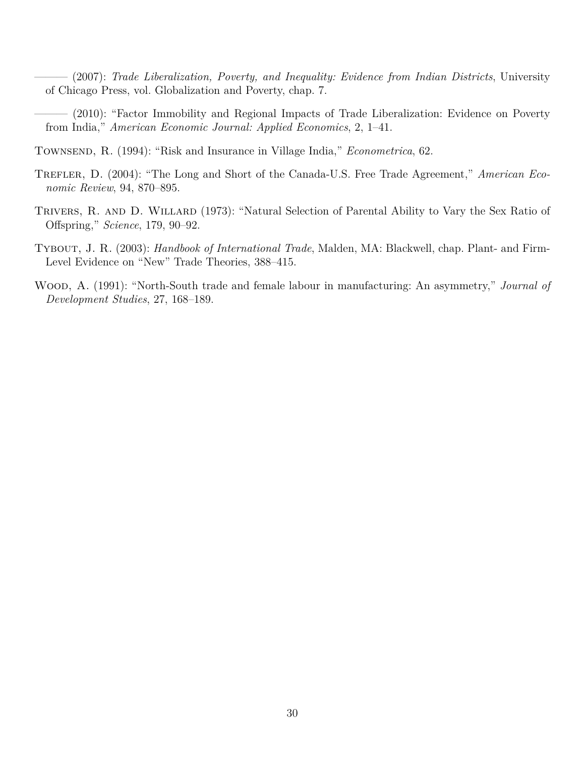——— (2007): *Trade Liberalization, Poverty, and Inequality: Evidence from Indian Districts*, University of Chicago Press, vol. Globalization and Poverty, chap. 7.

——— (2010): "Factor Immobility and Regional Impacts of Trade Liberalization: Evidence on Poverty from India," *American Economic Journal: Applied Economics*, 2, 1–41.

Townsend, R. (1994): "Risk and Insurance in Village India," *Econometrica*, 62.

Trefler, D. (2004): "The Long and Short of the Canada-U.S. Free Trade Agreement," *American Economic Review*, 94, 870–895.

Trivers, R. and D. Willard (1973): "Natural Selection of Parental Ability to Vary the Sex Ratio of Offspring," *Science*, 179, 90–92.

Tybout, J. R. (2003): *Handbook of International Trade*, Malden, MA: Blackwell, chap. Plant- and Firm-Level Evidence on "New" Trade Theories, 388–415.

Wood, A. (1991): "North-South trade and female labour in manufacturing: An asymmetry," *Journal of Development Studies*, 27, 168–189.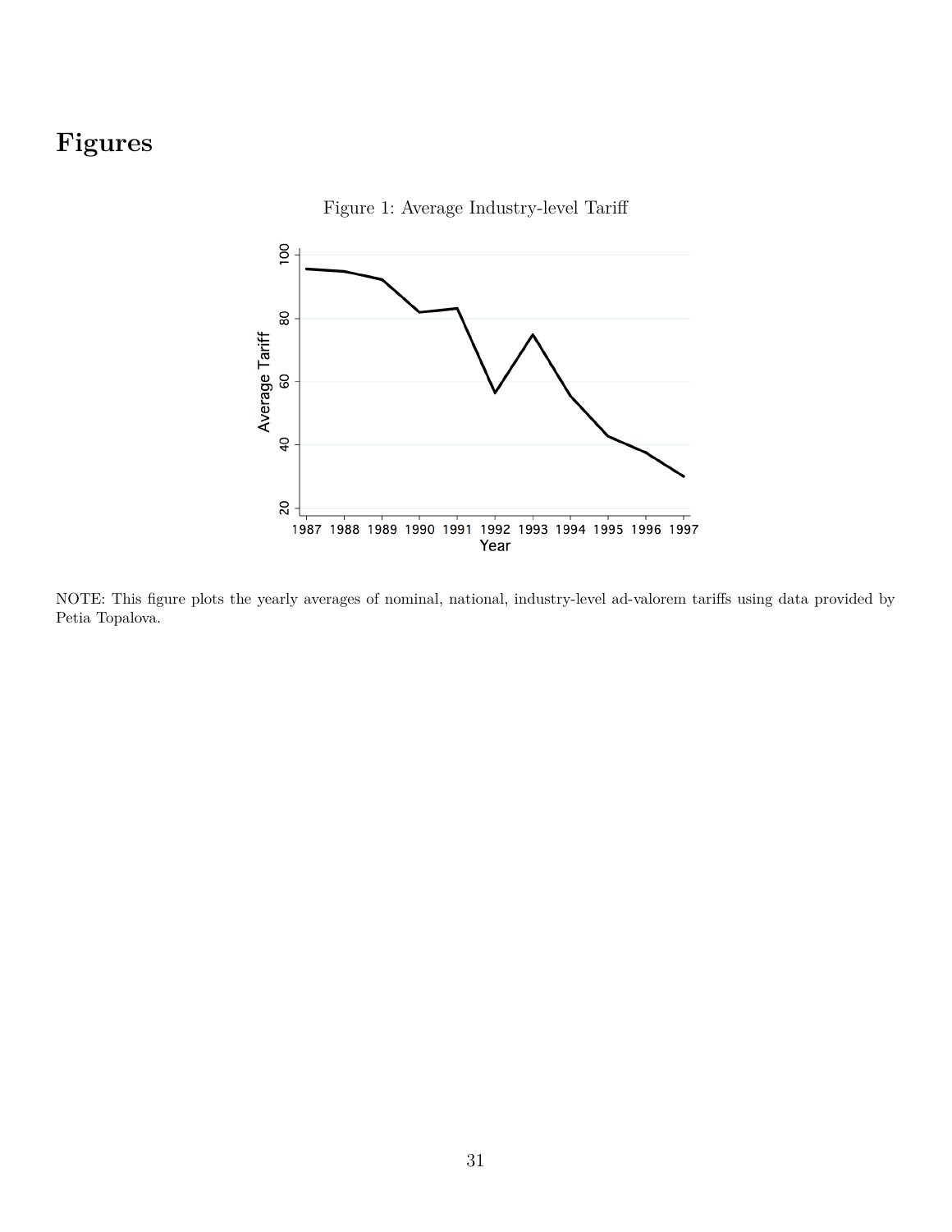# Figures

Figure 1: Average Industry-level Tariff

NOTE: This figure plots the yearly averages of nominal, national, industry-level ad-valorem tariffs using data provided by Petia Topalova.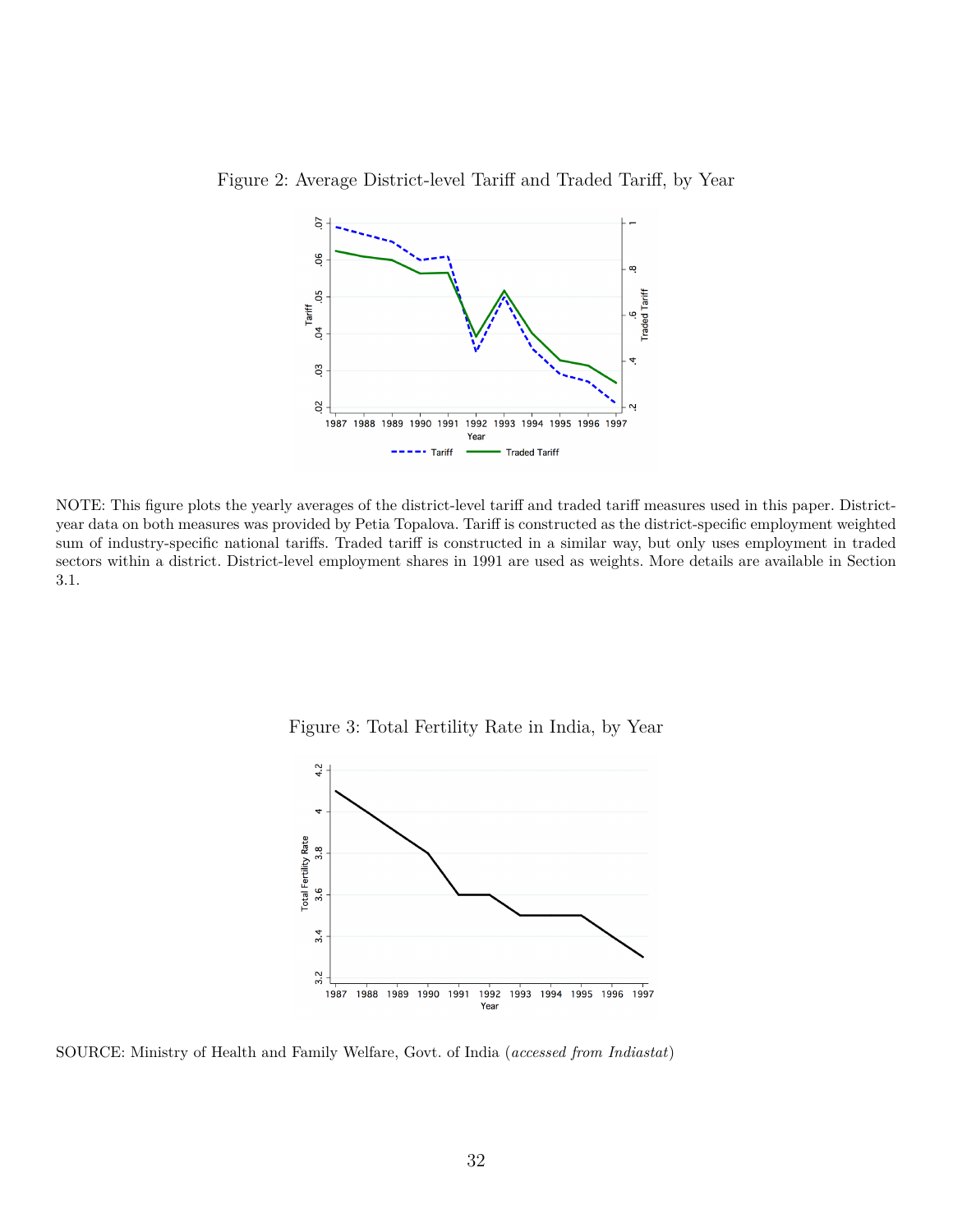Figure 2: Average District-level Tariff and Traded Tariff, by Year

NOTE: This figure plots the yearly averages of the district-level tariff and traded tariff measures used in this paper. District-year data on both measures was provided by Petia Topalova. Tariff is constructed as the district-specific employment weighted sum of industry-specific national tariffs. Traded tariff is constructed in a similar way, but only uses employment in traded sectors within a district. District-level employment shares in 1991 are used as weights. More details are available in Section 3.1.

Figure 3: Total Fertility Rate in India, by Year

SOURCE: Ministry of Health and Family Welfare, Govt. of India (*accessed from Indiastat*)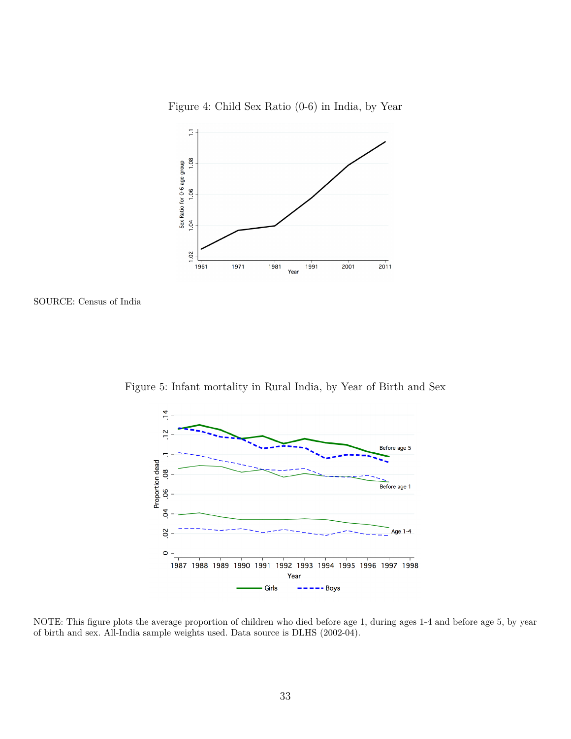Figure 4: Child Sex Ratio (0-6) in India, by Year

SOURCE: Census of India

Figure 5: Infant mortality in Rural India, by Year of Birth and Sex

NOTE: This figure plots the average proportion of children who died before age 1, during ages 1-4 and before age 5, by year of birth and sex. All-India sample weights used. Data source is DLHS (2002-04).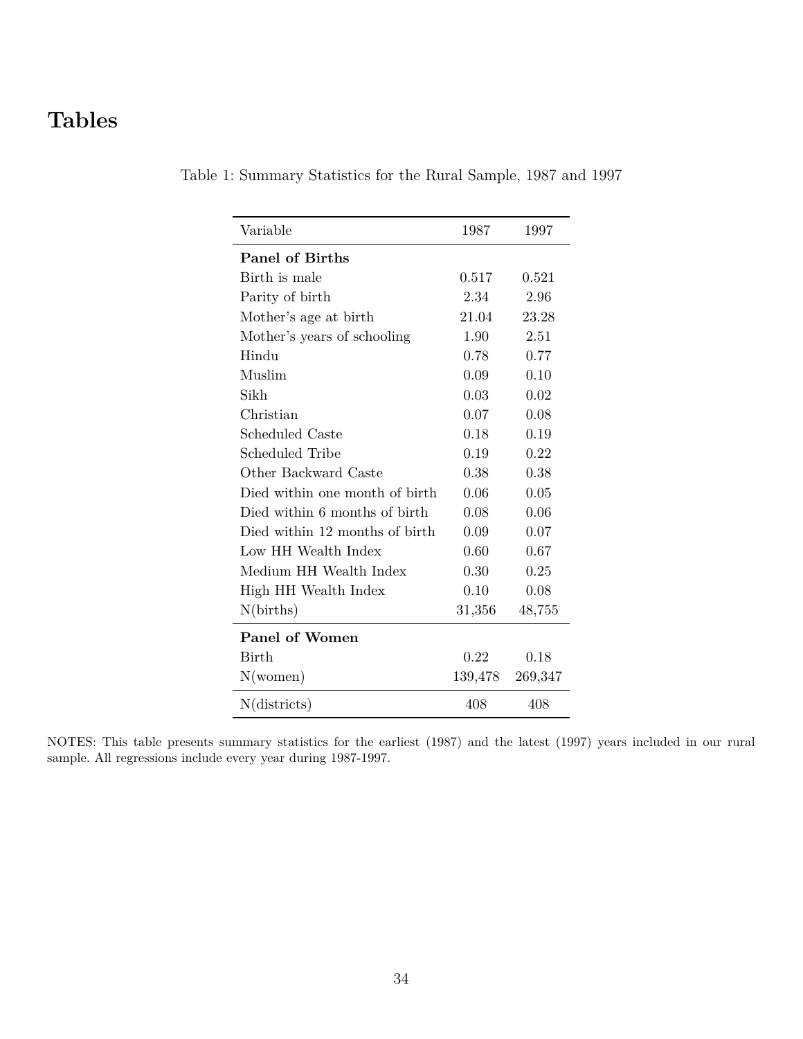# Tables

Table 1: Summary Statistics for the Rural Sample, 1987 and 1997

| Variable | 1987 | 1997 |
|---|---|---|
| **Panel of Births** | | |
| Birth is male | 0.517 | 0.521 |
| Parity of birth | 2.34 | 2.96 |
| Mother's age at birth | 21.04 | 23.28 |
| Mother's years of schooling | 1.90 | 2.51 |
| Hindu | 0.78 | 0.77 |
| Muslim | 0.09 | 0.10 |
| Sikh | 0.03 | 0.02 |
| Christian | 0.07 | 0.08 |
| Scheduled Caste | 0.18 | 0.19 |
| Scheduled Tribe | 0.19 | 0.22 |
| Other Backward Caste | 0.38 | 0.38 |
| Died within one month of birth | 0.06 | 0.05 |
| Died within 6 months of birth | 0.08 | 0.06 |
| Died within 12 months of birth | 0.09 | 0.07 |
| Low HH Wealth Index | 0.60 | 0.67 |
| Medium HH Wealth Index | 0.30 | 0.25 |
| High HH Wealth Index | 0.10 | 0.08 |
| N(births) | 31,356 | 48,755 |
| **Panel of Women** | | |
| Birth | 0.22 | 0.18 |
| N(women) | 139,478 | 269,347 |
| N(districts) | 408 | 408 |

NOTES: This table presents summary statistics for the earliest (1987) and the latest (1997) years included in our rural sample. All regressions include every year during 1987-1997.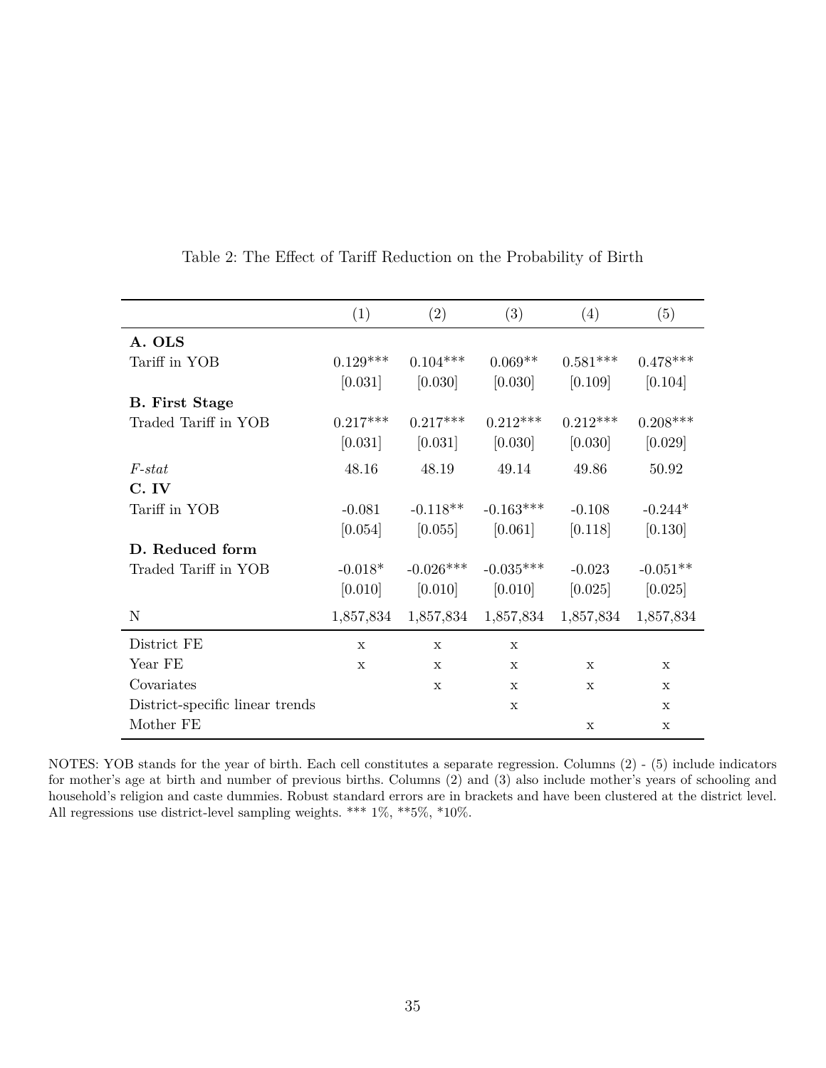Table 2: The Effect of Tariff Reduction on the Probability of Birth

| | (1) | (2) | (3) | (4) | (5) |
|---|---|---|---|---|---|
| **A. OLS** | | | | | |
| Tariff in YOB | 0.129*** | 0.104*** | 0.069** | 0.581*** | 0.478*** |
| | [0.031] | [0.030] | [0.030] | [0.109] | [0.104] |
| **B. First Stage** | | | | | |
| Traded Tariff in YOB | 0.217*** | 0.217*** | 0.212*** | 0.212*** | 0.208*** |
| | [0.031] | [0.031] | [0.030] | [0.030] | [0.029] |
| *F-stat* | 48.16 | 48.19 | 49.14 | 49.86 | 50.92 |
| **C. IV** | | | | | |
| Tariff in YOB | -0.081 | -0.118** | -0.163*** | -0.108 | -0.244* |
| | [0.054] | [0.055] | [0.061] | [0.118] | [0.130] |
| **D. Reduced form** | | | | | |
| Traded Tariff in YOB | -0.018* | -0.026*** | -0.035*** | -0.023 | -0.051** |
| | [0.010] | [0.010] | [0.010] | [0.025] | [0.025] |
| N | 1,857,834 | 1,857,834 | 1,857,834 | 1,857,834 | 1,857,834 |
| District FE | x | x | x | | |
| Year FE | x | x | x | x | x |
| Covariates | | x | x | x | x |
| District-specific linear trends | | | x | | x |
| Mother FE | | | | x | x |

NOTES: YOB stands for the year of birth. Each cell constitutes a separate regression. Columns (2) - (5) include indicators for mother's age at birth and number of previous births. Columns (2) and (3) also include mother's years of schooling and household's religion and caste dummies. Robust standard errors are in brackets and have been clustered at the district level. All regressions use district-level sampling weights. *** 1%, **5%, *10%.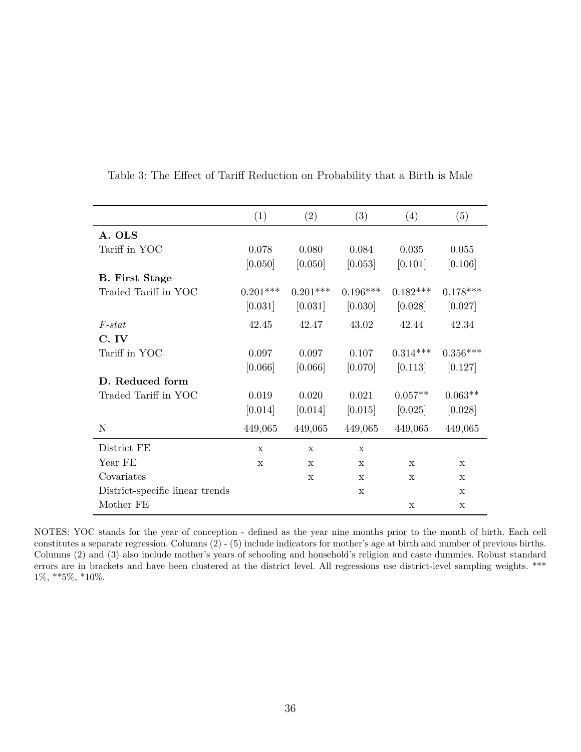Table 3: The Effect of Tariff Reduction on Probability that a Birth is Male

| | (1) | (2) | (3) | (4) | (5) |
|---|---|---|---|---|---|
| **A. OLS** | | | | | |
| Tariff in YOC | 0.078 | 0.080 | 0.084 | 0.035 | 0.055 |
| | [0.050] | [0.050] | [0.053] | [0.101] | [0.106] |
| **B. First Stage** | | | | | |
| Traded Tariff in YOC | 0.201*** | 0.201*** | 0.196*** | 0.182*** | 0.178*** |
| | [0.031] | [0.031] | [0.030] | [0.028] | [0.027] |
| *F-stat* | 42.45 | 42.47 | 43.02 | 42.44 | 42.34 |
| **C. IV** | | | | | |
| Tariff in YOC | 0.097 | 0.097 | 0.107 | 0.314*** | 0.356*** |
| | [0.066] | [0.066] | [0.070] | [0.113] | [0.127] |
| **D. Reduced form** | | | | | |
| Traded Tariff in YOC | 0.019 | 0.020 | 0.021 | 0.057** | 0.063** |
| | [0.014] | [0.014] | [0.015] | [0.025] | [0.028] |
| N | 449,065 | 449,065 | 449,065 | 449,065 | 449,065 |
| District FE | x | x | x | | |
| Year FE | x | x | x | x | x |
| Covariates | | x | x | x | x |
| District-specific linear trends | | | x | | x |
| Mother FE | | | | x | x |

NOTES: YOC stands for the year of conception - defined as the year nine months prior to the month of birth. Each cell constitutes a separate regression. Columns (2) - (5) include indicators for mother's age at birth and number of previous births. Columns (2) and (3) also include mother's years of schooling and household's religion and caste dummies. Robust standard errors are in brackets and have been clustered at the district level. All regressions use district-level sampling weights. *** 1%, **5%, *10%.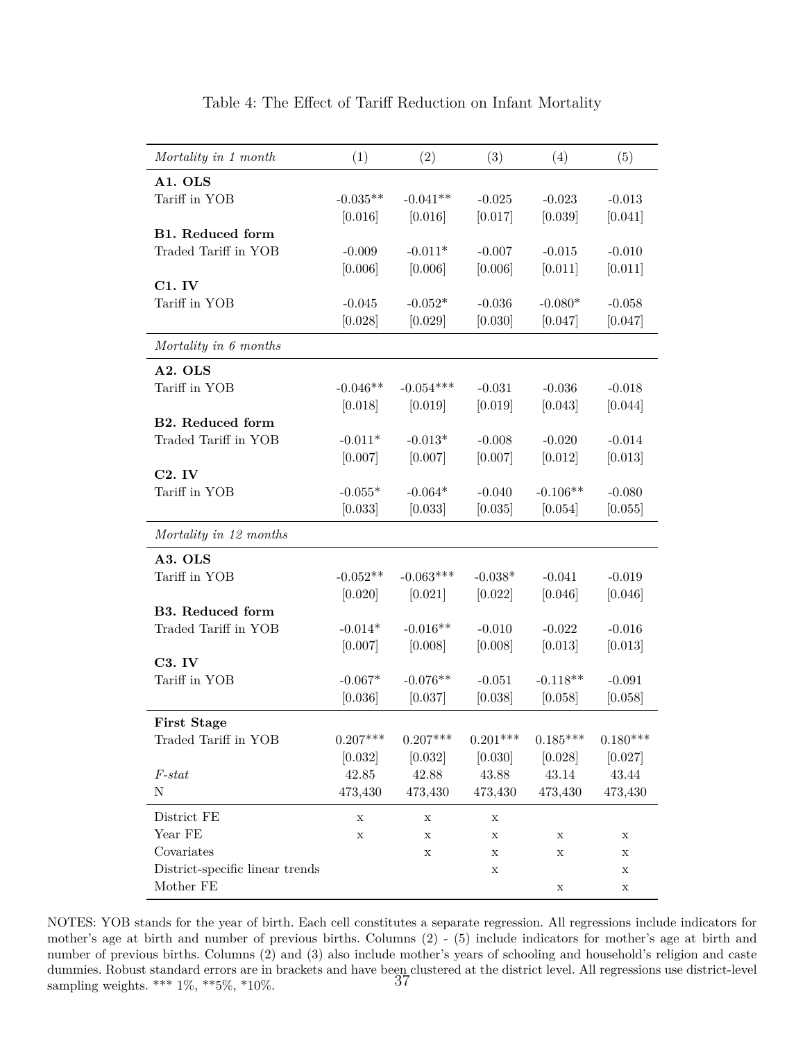Table 4: The Effect of Tariff Reduction on Infant Mortality

| *Mortality in 1 month* | (1) | (2) | (3) | (4) | (5) |
|---|---|---|---|---|---|
| **A1. OLS** | | | | | |
| Tariff in YOB | -0.035** | -0.041** | -0.025 | -0.023 | -0.013 |
| | [0.016] | [0.016] | [0.017] | [0.039] | [0.041] |
| **B1. Reduced form** | | | | | |
| Traded Tariff in YOB | -0.009 | -0.011* | -0.007 | -0.015 | -0.010 |
| | [0.006] | [0.006] | [0.006] | [0.011] | [0.011] |
| **C1. IV** | | | | | |
| Tariff in YOB | -0.045 | -0.052* | -0.036 | -0.080* | -0.058 |
| | [0.028] | [0.029] | [0.030] | [0.047] | [0.047] |
| *Mortality in 6 months* | | | | | |
| **A2. OLS** | | | | | |
| Tariff in YOB | -0.046** | -0.054*** | -0.031 | -0.036 | -0.018 |
| | [0.018] | [0.019] | [0.019] | [0.043] | [0.044] |
| **B2. Reduced form** | | | | | |
| Traded Tariff in YOB | -0.011* | -0.013* | -0.008 | -0.020 | -0.014 |
| | [0.007] | [0.007] | [0.007] | [0.012] | [0.013] |
| **C2. IV** | | | | | |
| Tariff in YOB | -0.055* | -0.064* | -0.040 | -0.106** | -0.080 |
| | [0.033] | [0.033] | [0.035] | [0.054] | [0.055] |
| *Mortality in 12 months* | | | | | |
| **A3. OLS** | | | | | |
| Tariff in YOB | -0.052** | -0.063*** | -0.038* | -0.041 | -0.019 |
| | [0.020] | [0.021] | [0.022] | [0.046] | [0.046] |
| **B3. Reduced form** | | | | | |
| Traded Tariff in YOB | -0.014* | -0.016** | -0.010 | -0.022 | -0.016 |
| | [0.007] | [0.008] | [0.008] | [0.013] | [0.013] |
| **C3. IV** | | | | | |
| Tariff in YOB | -0.067* | -0.076** | -0.051 | -0.118** | -0.091 |
| | [0.036] | [0.037] | [0.038] | [0.058] | [0.058] |
| **First Stage** | | | | | |
| Traded Tariff in YOB | 0.207*** | 0.207*** | 0.201*** | 0.185*** | 0.180*** |
| | [0.032] | [0.032] | [0.030] | [0.028] | [0.027] |
| *F-stat* | 42.85 | 42.88 | 43.88 | 43.14 | 43.44 |
| N | 473,430 | 473,430 | 473,430 | 473,430 | 473,430 |
| District FE | x | x | x | | |
| Year FE | x | x | x | x | x |
| Covariates | | x | x | x | x |
| District-specific linear trends | | | x | | x |
| Mother FE | | | | x | x |

NOTES: YOB stands for the year of birth. Each cell constitutes a separate regression. All regressions include indicators for mother's age at birth and number of previous births. Columns (2) - (5) include indicators for mother's age at birth and number of previous births. Columns (2) and (3) also include mother's years of schooling and household's religion and caste dummies. Robust standard errors are in brackets and have been clustered at the district level. All regressions use district-level sampling weights. *** 1%, **5%, *10%.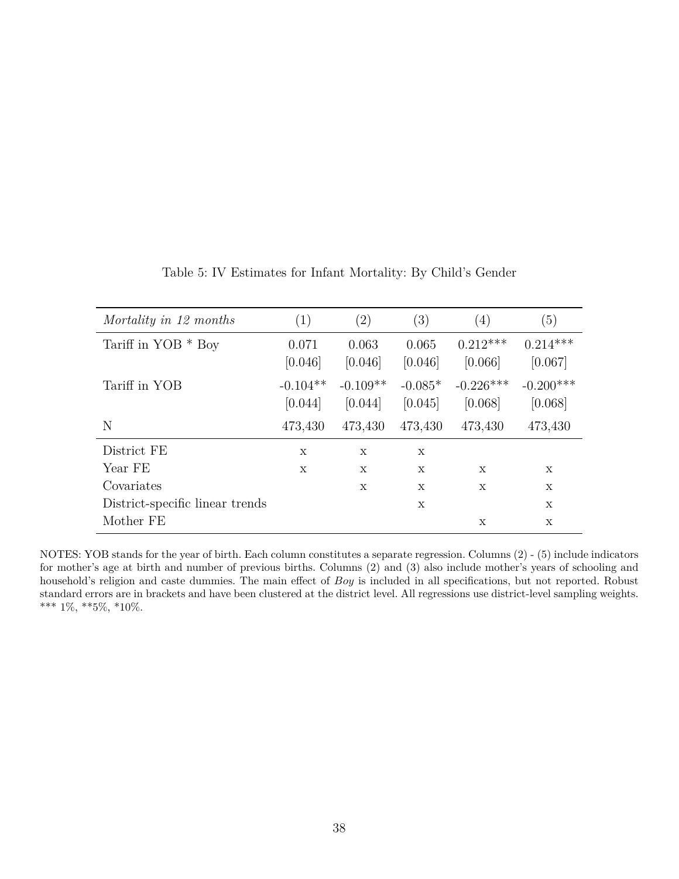Table 5: IV Estimates for Infant Mortality: By Child's Gender

| *Mortality in 12 months* | (1) | (2) | (3) | (4) | (5) |
|---|---|---|---|---|---|
| Tariff in YOB * Boy | 0.071 | 0.063 | 0.065 | 0.212*** | 0.214*** |
| | [0.046] | [0.046] | [0.046] | [0.066] | [0.067] |
| Tariff in YOB | -0.104** | -0.109** | -0.085* | -0.226*** | -0.200*** |
| | [0.044] | [0.044] | [0.045] | [0.068] | [0.068] |
| N | 473,430 | 473,430 | 473,430 | 473,430 | 473,430 |
| District FE | x | x | x | | |
| Year FE | x | x | x | x | x |
| Covariates | | x | x | x | x |
| District-specific linear trends | | | x | | x |
| Mother FE | | | | x | x |

NOTES: YOB stands for the year of birth. Each column constitutes a separate regression. Columns (2) - (5) include indicators for mother's age at birth and number of previous births. Columns (2) and (3) also include mother's years of schooling and household's religion and caste dummies. The main effect of *Boy* is included in all specifications, but not reported. Robust standard errors are in brackets and have been clustered at the district level. All regressions use district-level sampling weights. *** 1%, **5%, *10%.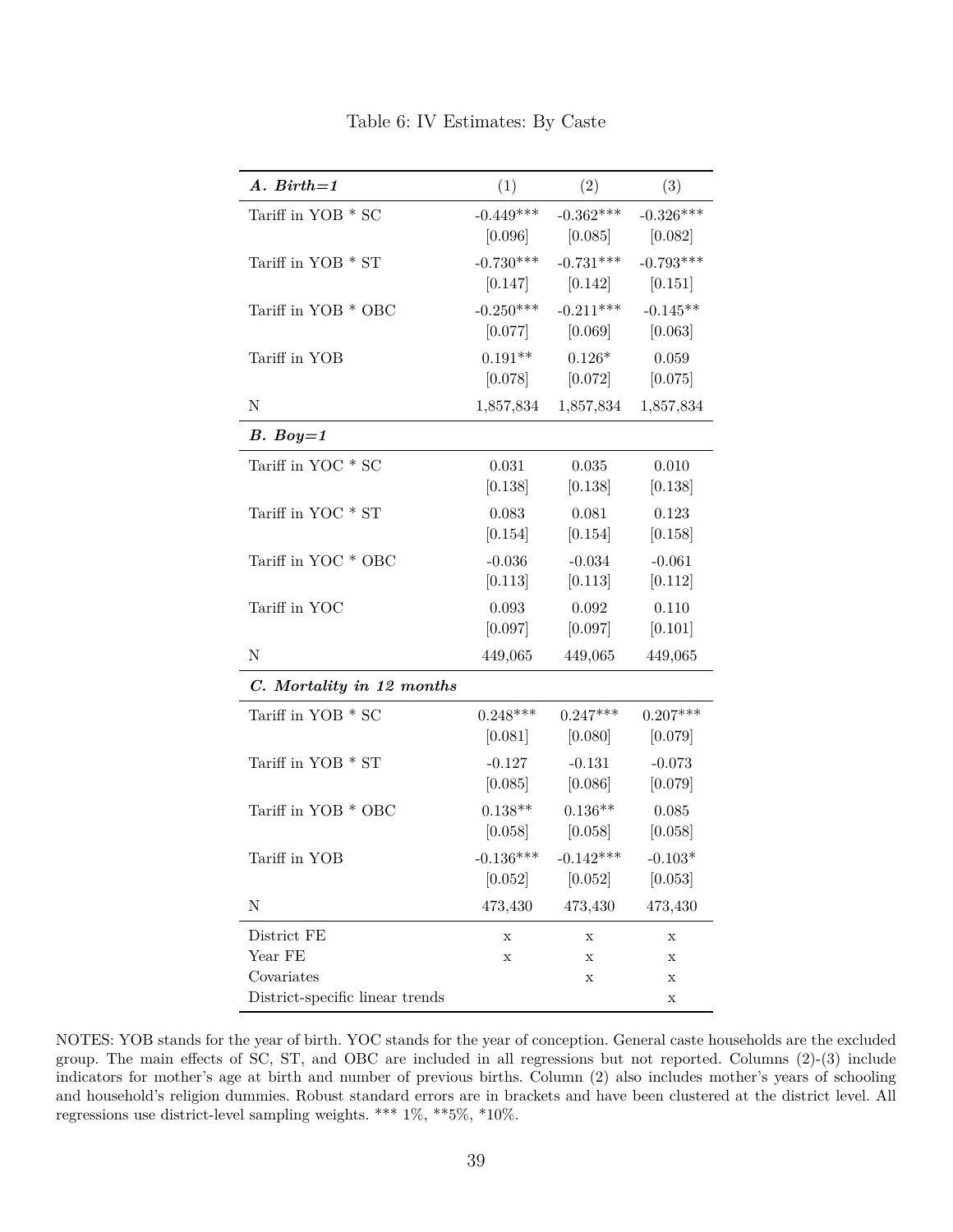Table 6: IV Estimates: By Caste

| ***A. Birth=1*** | (1) | (2) | (3) |
|---|---|---|---|
| Tariff in YOB * SC | -0.449*** | -0.362*** | -0.326*** |
| | [0.096] | [0.085] | [0.082] |
| Tariff in YOB * ST | -0.730*** | -0.731*** | -0.793*** |
| | [0.147] | [0.142] | [0.151] |
| Tariff in YOB * OBC | -0.250*** | -0.211*** | -0.145** |
| | [0.077] | [0.069] | [0.063] |
| Tariff in YOB | 0.191** | 0.126* | 0.059 |
| | [0.078] | [0.072] | [0.075] |
| N | 1,857,834 | 1,857,834 | 1,857,834 |
| ***B. Boy=1*** | | | |
| Tariff in YOC * SC | 0.031 | 0.035 | 0.010 |
| | [0.138] | [0.138] | [0.138] |
| Tariff in YOC * ST | 0.083 | 0.081 | 0.123 |
| | [0.154] | [0.154] | [0.158] |
| Tariff in YOC * OBC | -0.036 | -0.034 | -0.061 |
| | [0.113] | [0.113] | [0.112] |
| Tariff in YOC | 0.093 | 0.092 | 0.110 |
| | [0.097] | [0.097] | [0.101] |
| N | 449,065 | 449,065 | 449,065 |
| ***C. Mortality in 12 months*** | | | |
| Tariff in YOB * SC | 0.248*** | 0.247*** | 0.207*** |
| | [0.081] | [0.080] | [0.079] |
| Tariff in YOB * ST | -0.127 | -0.131 | -0.073 |
| | [0.085] | [0.086] | [0.079] |
| Tariff in YOB * OBC | 0.138** | 0.136** | 0.085 |
| | [0.058] | [0.058] | [0.058] |
| Tariff in YOB | -0.136*** | -0.142*** | -0.103* |
| | [0.052] | [0.052] | [0.053] |
| N | 473,430 | 473,430 | 473,430 |
| District FE | x | x | x |
| Year FE | x | x | x |
| Covariates | | x | x |
| District-specific linear trends | | | x |

NOTES: YOB stands for the year of birth. YOC stands for the year of conception. General caste households are the excluded group. The main effects of SC, ST, and OBC are included in all regressions but not reported. Columns (2)-(3) include indicators for mother's age at birth and number of previous births. Column (2) also includes mother's years of schooling and household's religion dummies. Robust standard errors are in brackets and have been clustered at the district level. All regressions use district-level sampling weights. *** 1%, **5%, *10%.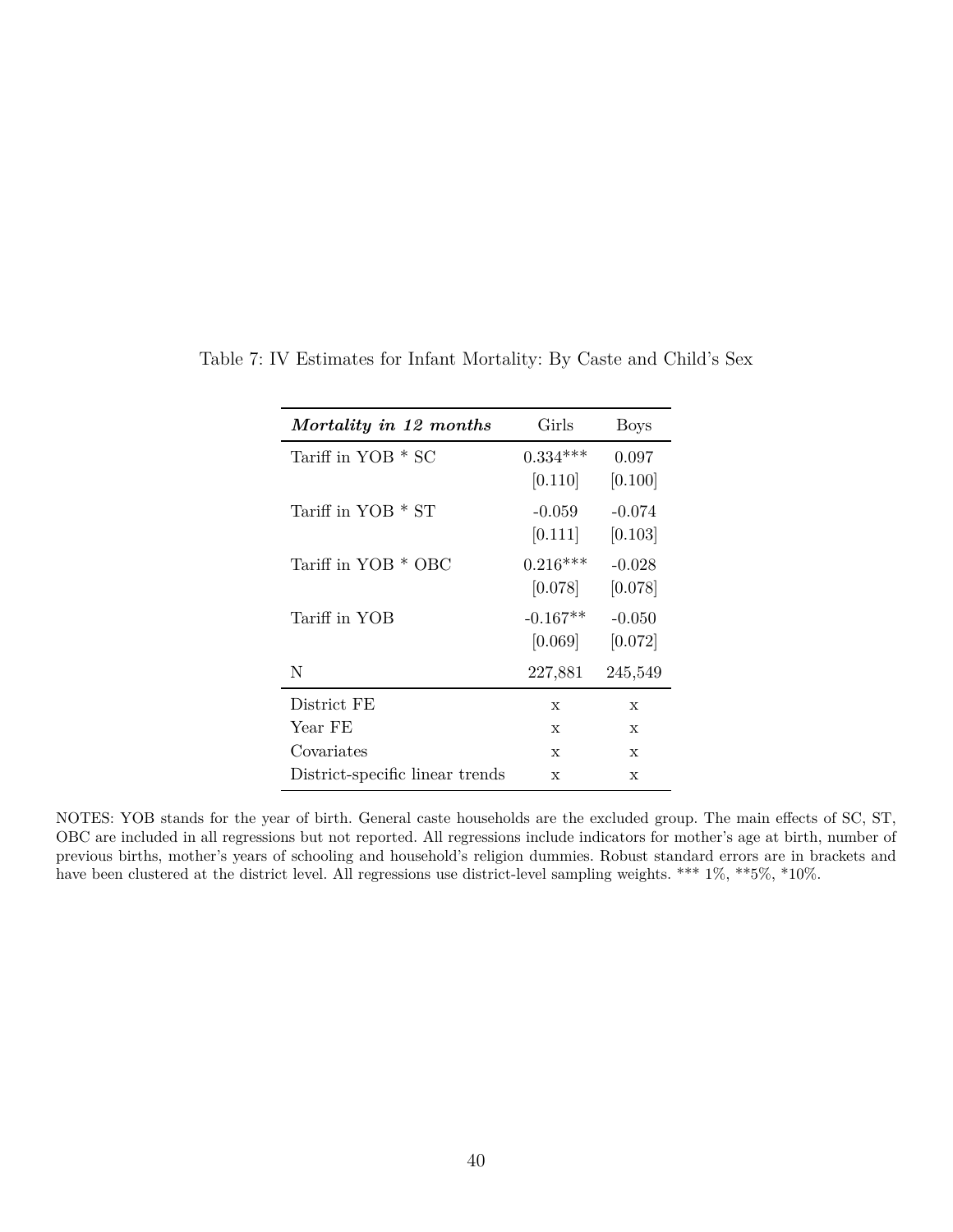Table 7: IV Estimates for Infant Mortality: By Caste and Child's Sex

| ***Mortality in 12 months*** | Girls | Boys |
|---|---|---|
| Tariff in YOB * SC | 0.334*** | 0.097 |
| | [0.110] | [0.100] |
| Tariff in YOB * ST | -0.059 | -0.074 |
| | [0.111] | [0.103] |
| Tariff in YOB * OBC | 0.216*** | -0.028 |
| | [0.078] | [0.078] |
| Tariff in YOB | -0.167** | -0.050 |
| | [0.069] | [0.072] |
| N | 227,881 | 245,549 |
| District FE | x | x |
| Year FE | x | x |
| Covariates | x | x |
| District-specific linear trends | x | x |

NOTES: YOB stands for the year of birth. General caste households are the excluded group. The main effects of SC, ST, OBC are included in all regressions but not reported. All regressions include indicators for mother's age at birth, number of previous births, mother's years of schooling and household's religion dummies. Robust standard errors are in brackets and have been clustered at the district level. All regressions use district-level sampling weights. *** 1%, **5%, *10%.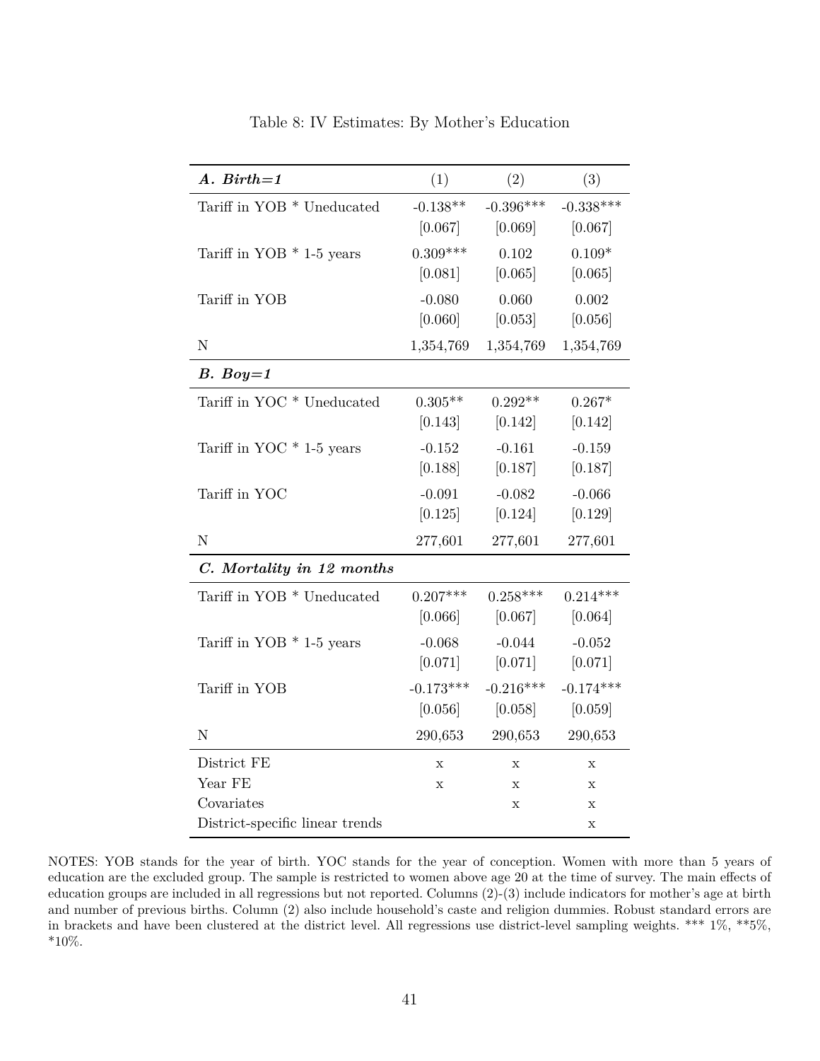Table 8: IV Estimates: By Mother's Education

| ***A. Birth=1*** | (1) | (2) | (3) |
|---|---|---|---|
| Tariff in YOB * Uneducated | -0.138** | -0.396*** | -0.338*** |
| | [0.067] | [0.069] | [0.067] |
| Tariff in YOB * 1-5 years | 0.309*** | 0.102 | 0.109* |
| | [0.081] | [0.065] | [0.065] |
| Tariff in YOB | -0.080 | 0.060 | 0.002 |
| | [0.060] | [0.053] | [0.056] |
| N | 1,354,769 | 1,354,769 | 1,354,769 |
| ***B. Boy=1*** | | | |
| Tariff in YOC * Uneducated | 0.305** | 0.292** | 0.267* |
| | [0.143] | [0.142] | [0.142] |
| Tariff in YOC * 1-5 years | -0.152 | -0.161 | -0.159 |
| | [0.188] | [0.187] | [0.187] |
| Tariff in YOC | -0.091 | -0.082 | -0.066 |
| | [0.125] | [0.124] | [0.129] |
| N | 277,601 | 277,601 | 277,601 |
| ***C. Mortality in 12 months*** | | | |
| Tariff in YOB * Uneducated | 0.207*** | 0.258*** | 0.214*** |
| | [0.066] | [0.067] | [0.064] |
| Tariff in YOB * 1-5 years | -0.068 | -0.044 | -0.052 |
| | [0.071] | [0.071] | [0.071] |
| Tariff in YOB | -0.173*** | -0.216*** | -0.174*** |
| | [0.056] | [0.058] | [0.059] |
| N | 290,653 | 290,653 | 290,653 |
| District FE | x | x | x |
| Year FE | x | x | x |
| Covariates | | x | x |
| District-specific linear trends | | | x |

NOTES: YOB stands for the year of birth. YOC stands for the year of conception. Women with more than 5 years of education are the excluded group. The sample is restricted to women above age 20 at the time of survey. The main effects of education groups are included in all regressions but not reported. Columns (2)-(3) include indicators for mother's age at birth and number of previous births. Column (2) also include household's caste and religion dummies. Robust standard errors are in brackets and have been clustered at the district level. All regressions use district-level sampling weights. *** 1%, **5%, *10%.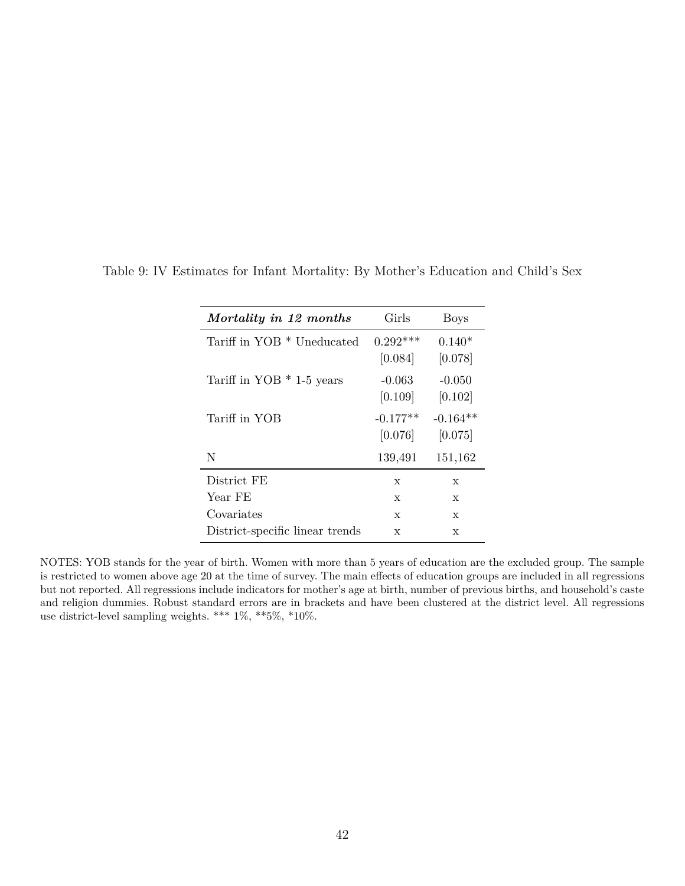Table 9: IV Estimates for Infant Mortality: By Mother's Education and Child's Sex

| ***Mortality in 12 months*** | Girls | Boys |
|---|---|---|
| Tariff in YOB * Uneducated | 0.292*** | 0.140* |
| | [0.084] | [0.078] |
| Tariff in YOB * 1-5 years | -0.063 | -0.050 |
| | [0.109] | [0.102] |
| Tariff in YOB | -0.177** | -0.164** |
| | [0.076] | [0.075] |
| N | 139,491 | 151,162 |
| District FE | x | x |
| Year FE | x | x |
| Covariates | x | x |
| District-specific linear trends | x | x |

NOTES: YOB stands for the year of birth. Women with more than 5 years of education are the excluded group. The sample is restricted to women above age 20 at the time of survey. The main effects of education groups are included in all regressions but not reported. All regressions include indicators for mother's age at birth, number of previous births, and household's caste and religion dummies. Robust standard errors are in brackets and have been clustered at the district level. All regressions use district-level sampling weights. *** 1%, **5%, *10%.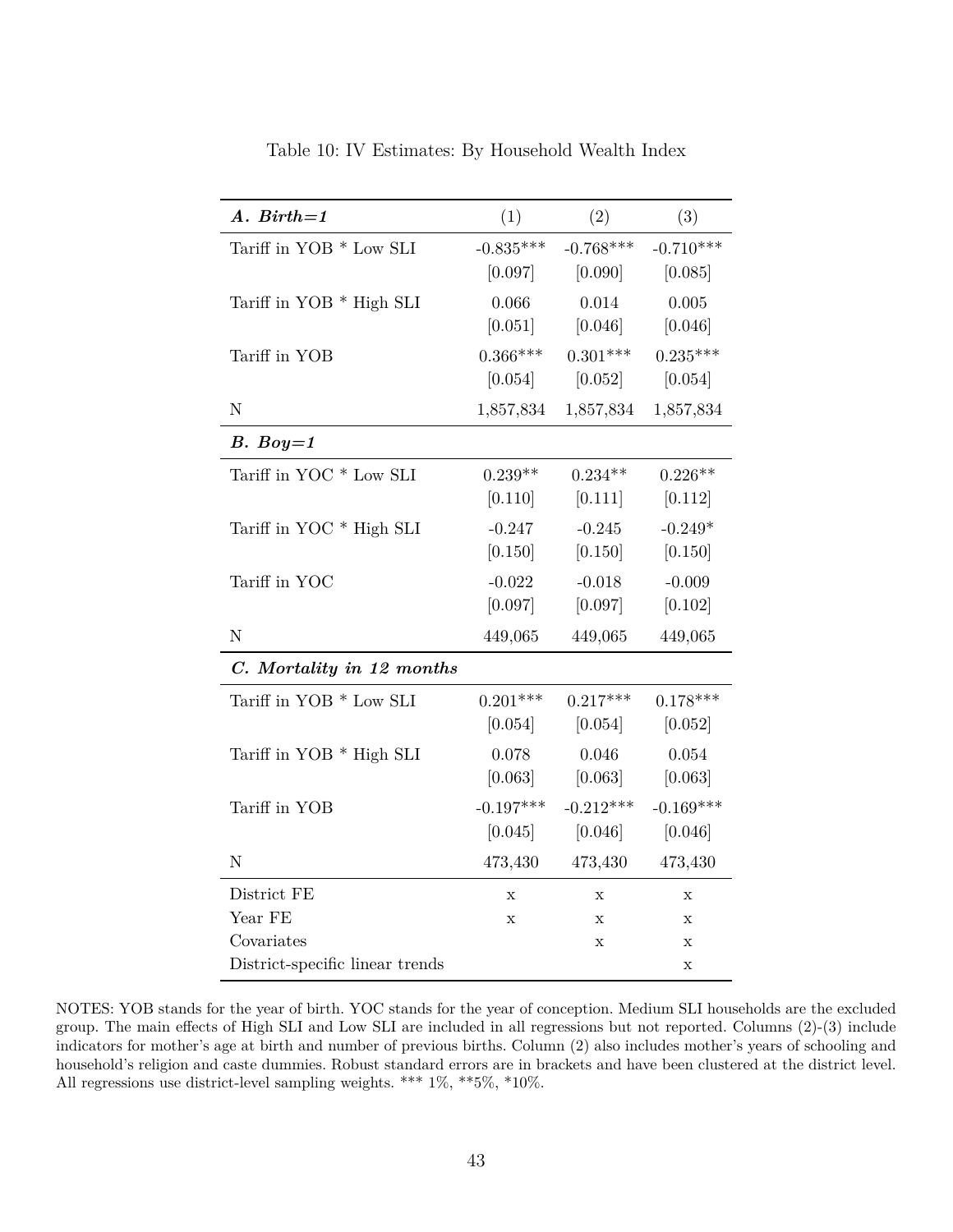Table 10: IV Estimates: By Household Wealth Index

| ***A. Birth=1*** | (1) | (2) | (3) |
|---|---|---|---|
| Tariff in YOB * Low SLI | -0.835*** | -0.768*** | -0.710*** |
| | [0.097] | [0.090] | [0.085] |
| Tariff in YOB * High SLI | 0.066 | 0.014 | 0.005 |
| | [0.051] | [0.046] | [0.046] |
| Tariff in YOB | 0.366*** | 0.301*** | 0.235*** |
| | [0.054] | [0.052] | [0.054] |
| N | 1,857,834 | 1,857,834 | 1,857,834 |
| ***B. Boy=1*** | | | |
| Tariff in YOC * Low SLI | 0.239** | 0.234** | 0.226** |
| | [0.110] | [0.111] | [0.112] |
| Tariff in YOC * High SLI | -0.247 | -0.245 | -0.249* |
| | [0.150] | [0.150] | [0.150] |
| Tariff in YOC | -0.022 | -0.018 | -0.009 |
| | [0.097] | [0.097] | [0.102] |
| N | 449,065 | 449,065 | 449,065 |
| ***C. Mortality in 12 months*** | | | |
| Tariff in YOB * Low SLI | 0.201*** | 0.217*** | 0.178*** |
| | [0.054] | [0.054] | [0.052] |
| Tariff in YOB * High SLI | 0.078 | 0.046 | 0.054 |
| | [0.063] | [0.063] | [0.063] |
| Tariff in YOB | -0.197*** | -0.212*** | -0.169*** |
| | [0.045] | [0.046] | [0.046] |
| N | 473,430 | 473,430 | 473,430 |
| District FE | x | x | x |
| Year FE | x | x | x |
| Covariates | | x | x |
| District-specific linear trends | | | x |

NOTES: YOB stands for the year of birth. YOC stands for the year of conception. Medium SLI households are the excluded group. The main effects of High SLI and Low SLI are included in all regressions but not reported. Columns (2)-(3) include indicators for mother's age at birth and number of previous births. Column (2) also includes mother's years of schooling and household's religion and caste dummies. Robust standard errors are in brackets and have been clustered at the district level. All regressions use district-level sampling weights. *** 1%, **5%, *10%.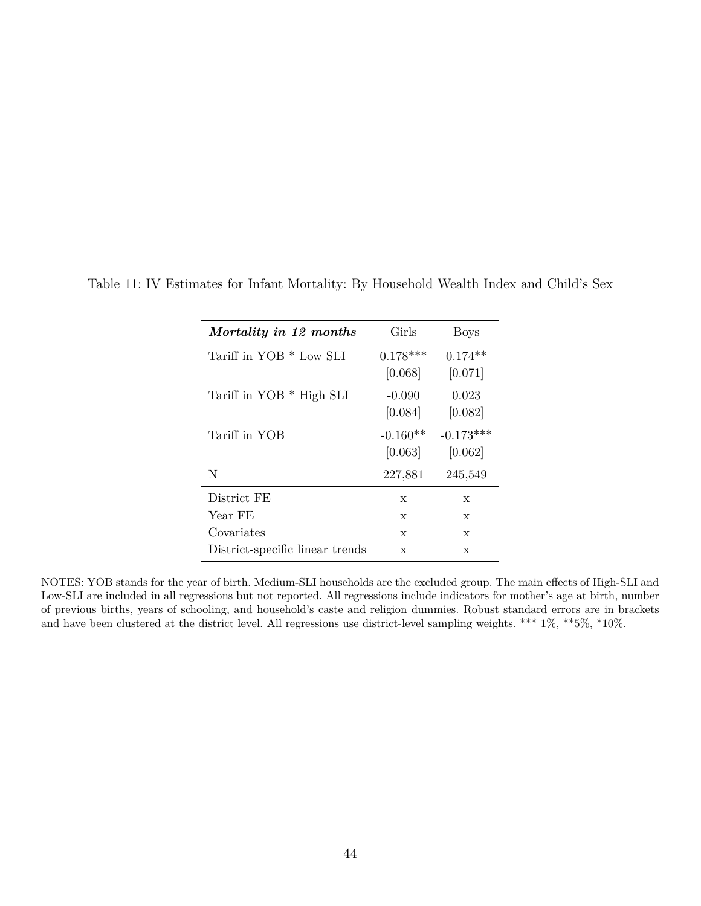Table 11: IV Estimates for Infant Mortality: By Household Wealth Index and Child's Sex

| ***Mortality in 12 months*** | Girls | Boys |
|---|---|---|
| Tariff in YOB * Low SLI | 0.178*** | 0.174** |
| | [0.068] | [0.071] |
| Tariff in YOB * High SLI | -0.090 | 0.023 |
| | [0.084] | [0.082] |
| Tariff in YOB | -0.160** | -0.173*** |
| | [0.063] | [0.062] |
| N | 227,881 | 245,549 |
| District FE | x | x |
| Year FE | x | x |
| Covariates | x | x |
| District-specific linear trends | x | x |

NOTES: YOB stands for the year of birth. Medium-SLI households are the excluded group. The main effects of High-SLI and Low-SLI are included in all regressions but not reported. All regressions include indicators for mother's age at birth, number of previous births, years of schooling, and household's caste and religion dummies. Robust standard errors are in brackets and have been clustered at the district level. All regressions use district-level sampling weights. *** 1%, **5%, *10%.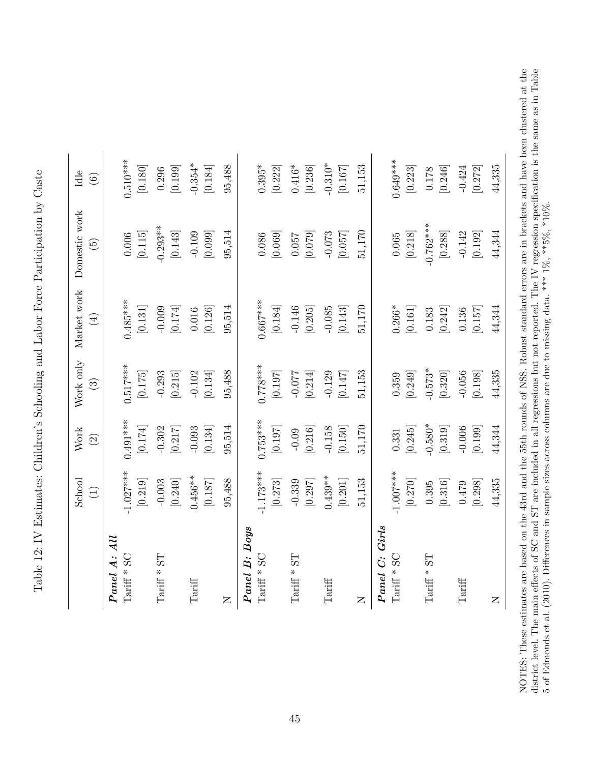Table 12: IV Estimates: Children's Schooling and Labor Force Participation by Caste

| | School (1) | Work (2) | Work only (3) | Market work (4) | Domestic work (5) | Idle (6) |
|---|---|---|---|---|---|---|
| ***Panel A: All*** | | | | | | |
| Tariff * SC | -1.027*** | 0.491*** | 0.517*** | 0.485*** | 0.006 | 0.510*** |
| | [0.219] | [0.174] | [0.175] | [0.131] | [0.115] | [0.180] |
| Tariff * ST | -0.003 | -0.302 | -0.293 | -0.009 | -0.293** | 0.296 |
| | [0.240] | [0.217] | [0.215] | [0.174] | [0.143] | [0.199] |
| Tariff | 0.456** | -0.093 | -0.102 | 0.016 | -0.109 | -0.354* |
| | [0.187] | [0.134] | [0.134] | [0.126] | [0.099] | [0.184] |
| N | 95,488 | 95,514 | 95,488 | 95,514 | 95,514 | 95,488 |
| ***Panel B: Boys*** | | | | | | |
| Tariff * SC | -1.173*** | 0.753*** | 0.778*** | 0.667*** | 0.086 | 0.395* |
| | [0.273] | [0.197] | [0.197] | [0.184] | [0.069] | [0.222] |
| Tariff * ST | -0.339 | -0.09 | -0.077 | -0.146 | 0.057 | 0.416* |
| | [0.297] | [0.216] | [0.214] | [0.205] | [0.079] | [0.236] |
| Tariff | 0.439** | -0.158 | -0.129 | -0.085 | -0.073 | -0.310* |
| | [0.201] | [0.150] | [0.147] | [0.143] | [0.057] | [0.167] |
| N | 51,153 | 51,170 | 51,153 | 51,170 | 51,170 | 51,153 |
| ***Panel C: Girls*** | | | | | | |
| Tariff * SC | -1.007*** | 0.331 | 0.359 | 0.266* | 0.065 | 0.649*** |
| | [0.270] | [0.245] | [0.249] | [0.161] | [0.218] | [0.223] |
| Tariff * ST | 0.395 | -0.580* | -0.573* | 0.183 | -0.762*** | 0.178 |
| | [0.316] | [0.319] | [0.320] | [0.242] | [0.288] | [0.246] |
| Tariff | 0.479 | -0.006 | -0.056 | 0.136 | -0.142 | -0.424 |
| | [0.298] | [0.199] | [0.198] | [0.157] | [0.192] | [0.272] |
| N | 44,335 | 44,344 | 44,335 | 44,344 | 44,344 | 44,335 |

NOTES: These estimates are based on the 43rd and the 55th rounds of NSS. Robust standard errors are in brackets and have been clustered at the district level. The main effects of SC and ST are included in all regressions but not reported. The IV regression specification is the same as in Table 5 of Edmonds et al. (2010). Differences in sample sizes across columns are due to missing data. *** 1%, **5%, *10%.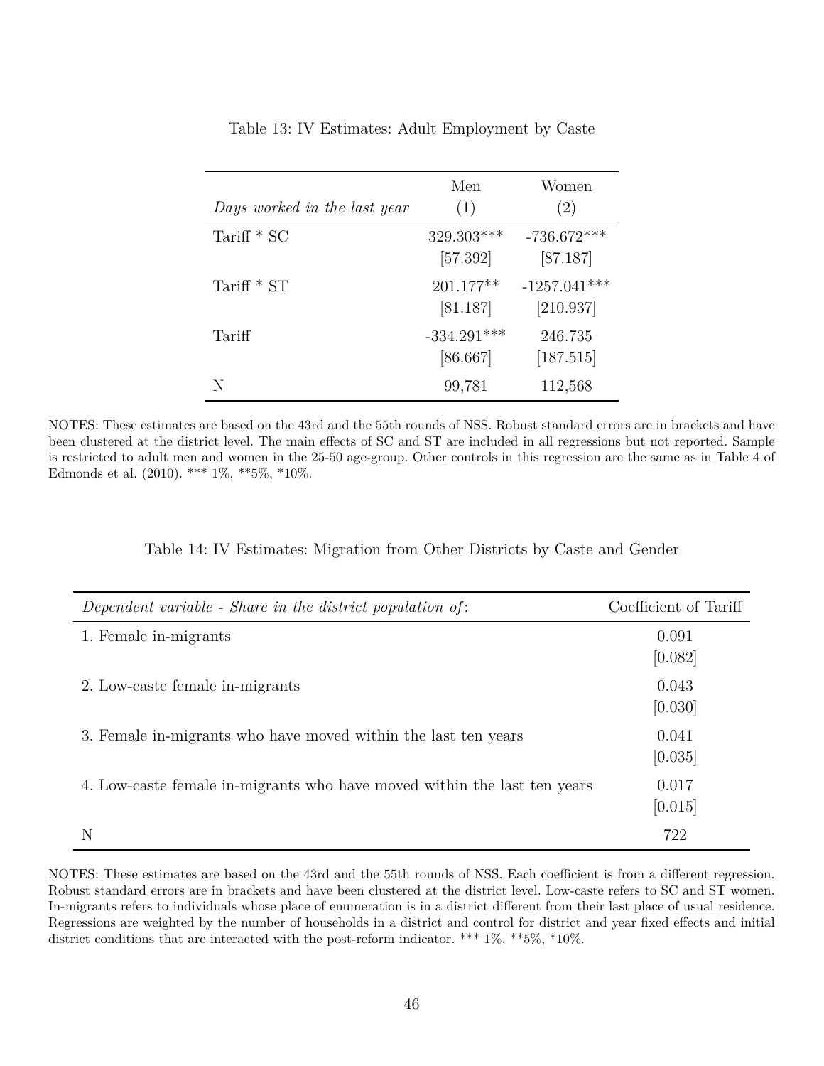Table 13: IV Estimates: Adult Employment by Caste

| *Days worked in the last year* | Men (1) | Women (2) |
|---|---|---|
| Tariff * SC | 329.303*** | -736.672*** |
| | [57.392] | [87.187] |
| Tariff * ST | 201.177** | -1257.041*** |
| | [81.187] | [210.937] |
| Tariff | -334.291*** | 246.735 |
| | [86.667] | [187.515] |
| N | 99,781 | 112,568 |

NOTES: These estimates are based on the 43rd and the 55th rounds of NSS. Robust standard errors are in brackets and have been clustered at the district level. The main effects of SC and ST are included in all regressions but not reported. Sample is restricted to adult men and women in the 25-50 age-group. Other controls in this regression are the same as in Table 4 of Edmonds et al. (2010). *** 1%, **5%, *10%.

Table 14: IV Estimates: Migration from Other Districts by Caste and Gender

| *Dependent variable - Share in the district population of*: | Coefficient of Tariff |
|---|---|
| 1. Female in-migrants | 0.091 |
| | [0.082] |
| 2. Low-caste female in-migrants | 0.043 |
| | [0.030] |
| 3. Female in-migrants who have moved within the last ten years | 0.041 |
| | [0.035] |
| 4. Low-caste female in-migrants who have moved within the last ten years | 0.017 |
| | [0.015] |
| N | 722 |

NOTES: These estimates are based on the 43rd and the 55th rounds of NSS. Each coefficient is from a different regression. Robust standard errors are in brackets and have been clustered at the district level. Low-caste refers to SC and ST women. In-migrants refers to individuals whose place of enumeration is in a district different from their last place of usual residence. Regressions are weighted by the number of households in a district and control for district and year fixed effects and initial district conditions that are interacted with the post-reform indicator. *** 1%, **5%, *10%.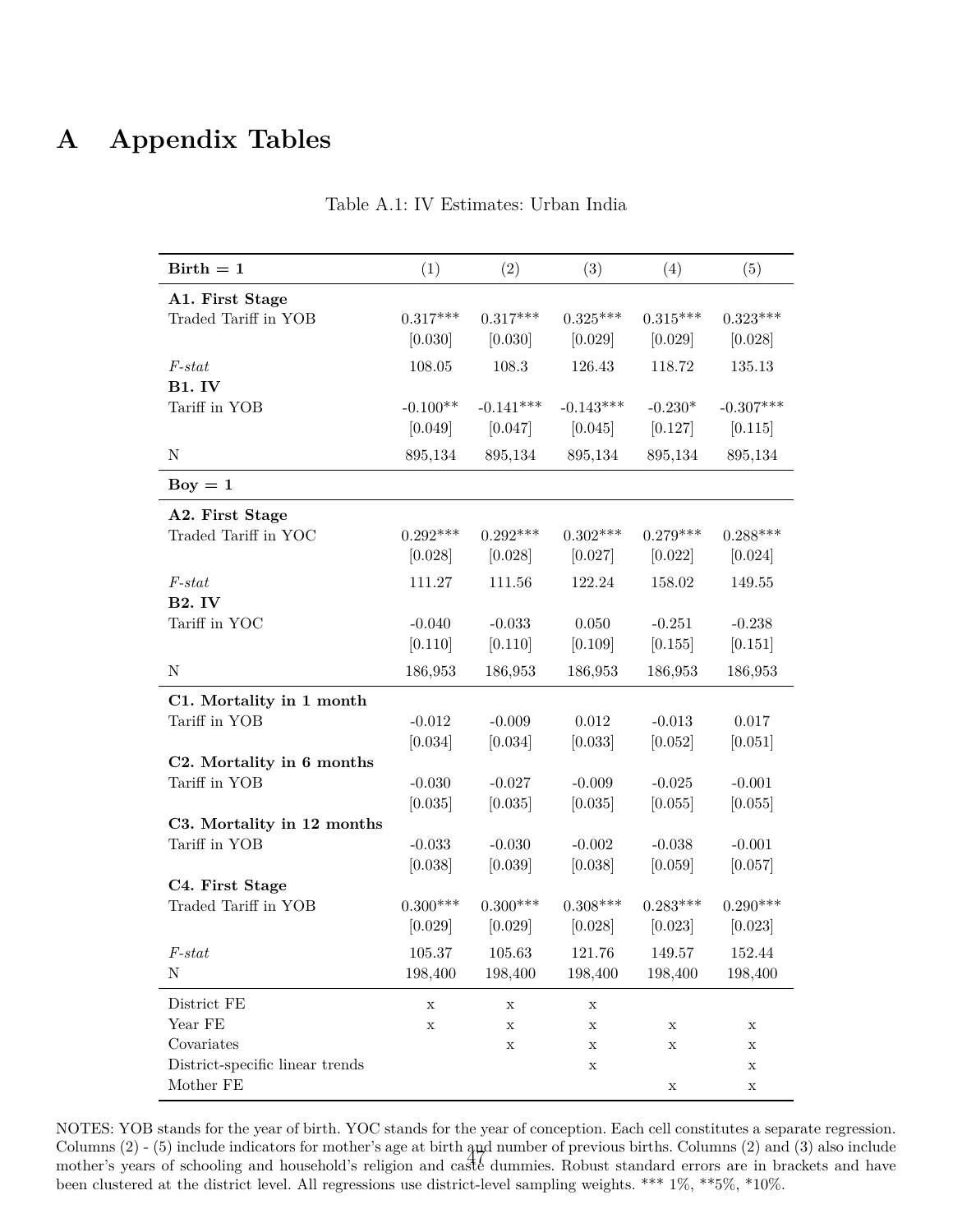# A Appendix Tables

Table A.1: IV Estimates: Urban India

| **Birth = 1** | (1) | (2) | (3) | (4) | (5) |
|---|---|---|---|---|---|
| **A1. First Stage** | | | | | |
| Traded Tariff in YOB | 0.317*** | 0.317*** | 0.325*** | 0.315*** | 0.323*** |
| | [0.030] | [0.030] | [0.029] | [0.029] | [0.028] |
| *F-stat* | 108.05 | 108.3 | 126.43 | 118.72 | 135.13 |
| **B1. IV** | | | | | |
| Tariff in YOB | -0.100** | -0.141*** | -0.143*** | -0.230* | -0.307*** |
| | [0.049] | [0.047] | [0.045] | [0.127] | [0.115] |
| N | 895,134 | 895,134 | 895,134 | 895,134 | 895,134 |
| **Boy = 1** | | | | | |
| **A2. First Stage** | | | | | |
| Traded Tariff in YOC | 0.292*** | 0.292*** | 0.302*** | 0.279*** | 0.288*** |
| | [0.028] | [0.028] | [0.027] | [0.022] | [0.024] |
| *F-stat* | 111.27 | 111.56 | 122.24 | 158.02 | 149.55 |
| **B2. IV** | | | | | |
| Tariff in YOC | -0.040 | -0.033 | 0.050 | -0.251 | -0.238 |
| | [0.110] | [0.110] | [0.109] | [0.155] | [0.151] |
| N | 186,953 | 186,953 | 186,953 | 186,953 | 186,953 |
| **C1. Mortality in 1 month** | | | | | |
| Tariff in YOB | -0.012 | -0.009 | 0.012 | -0.013 | 0.017 |
| | [0.034] | [0.034] | [0.033] | [0.052] | [0.051] |
| **C2. Mortality in 6 months** | | | | | |
| Tariff in YOB | -0.030 | -0.027 | -0.009 | -0.025 | -0.001 |
| | [0.035] | [0.035] | [0.035] | [0.055] | [0.055] |
| **C3. Mortality in 12 months** | | | | | |
| Tariff in YOB | -0.033 | -0.030 | -0.002 | -0.038 | -0.001 |
| | [0.038] | [0.039] | [0.038] | [0.059] | [0.057] |
| **C4. First Stage** | | | | | |
| Traded Tariff in YOB | 0.300*** | 0.300*** | 0.308*** | 0.283*** | 0.290*** |
| | [0.029] | [0.029] | [0.028] | [0.023] | [0.023] |
| *F-stat* | 105.37 | 105.63 | 121.76 | 149.57 | 152.44 |
| N | 198,400 | 198,400 | 198,400 | 198,400 | 198,400 |
| District FE | x | x | x | | |
| Year FE | x | x | x | x | x |
| Covariates | | x | x | x | x |
| District-specific linear trends | | | x | | x |
| Mother FE | | | | x | x |

NOTES: YOB stands for the year of birth. YOC stands for the year of conception. Each cell constitutes a separate regression. Columns (2) - (5) include indicators for mother's age at birth and number of previous births. Columns (2) and (3) also include mother's years of schooling and household's religion and caste dummies. Robust standard errors are in brackets and have been clustered at the district level. All regressions use district-level sampling weights. *** 1%, **5%, *10%.